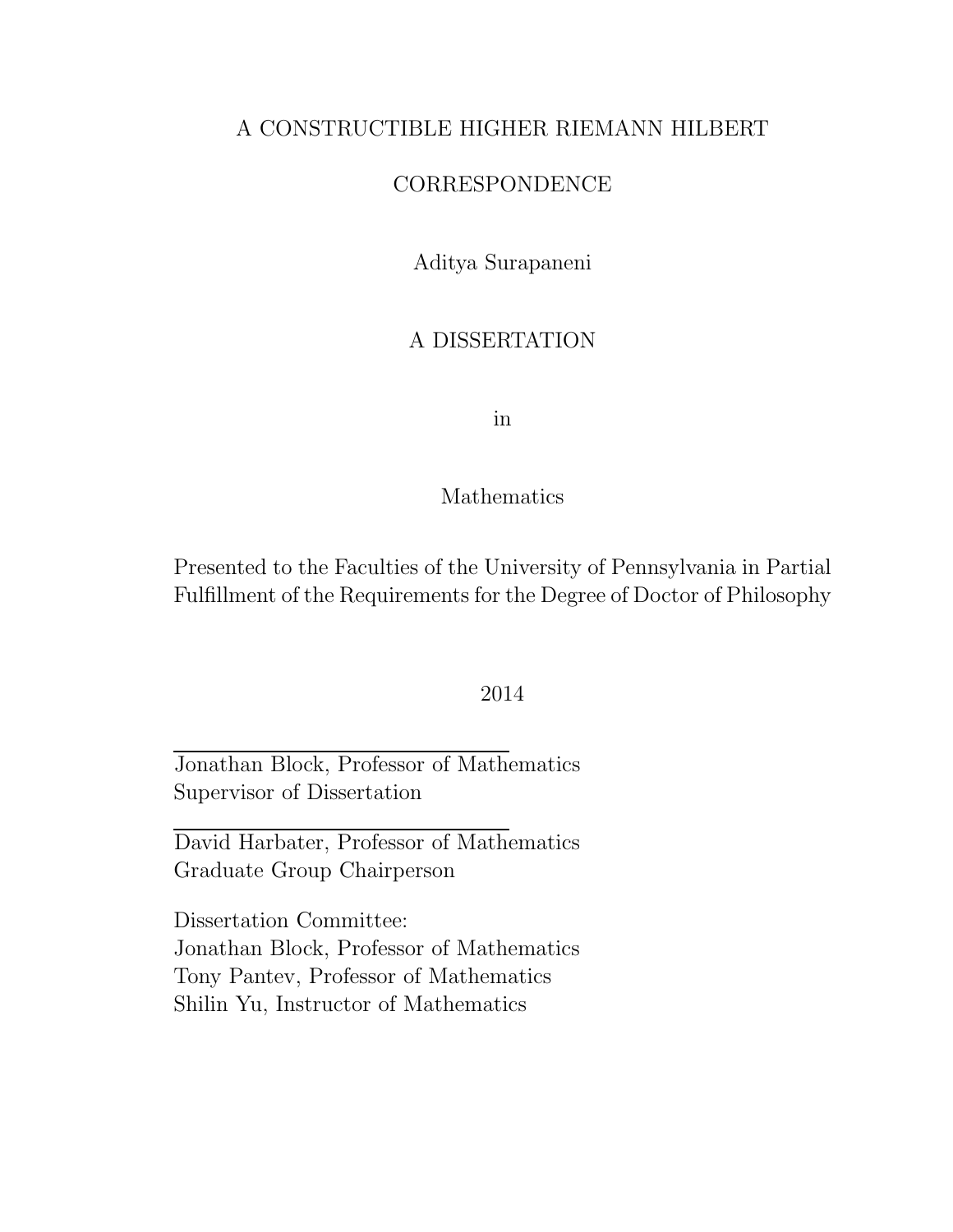# A CONSTRUCTIBLE HIGHER RIEMANN HILBERT CORRESPONDENCE

Aditya Surapaneni

A DISSERTATION

in

Mathematics

Presented to the Faculties of the University of Pennsylvania in Partial Fulfillment of the Requirements for the Degree of Doctor of Philosophy

2014

Jonathan Block, Professor of Mathematics
Supervisor of Dissertation

David Harbater, Professor of Mathematics
Graduate Group Chairperson

Dissertation Committee:
Jonathan Block, Professor of Mathematics
Tony Pantev, Professor of Mathematics
Shilin Yu, Instructor of Mathematics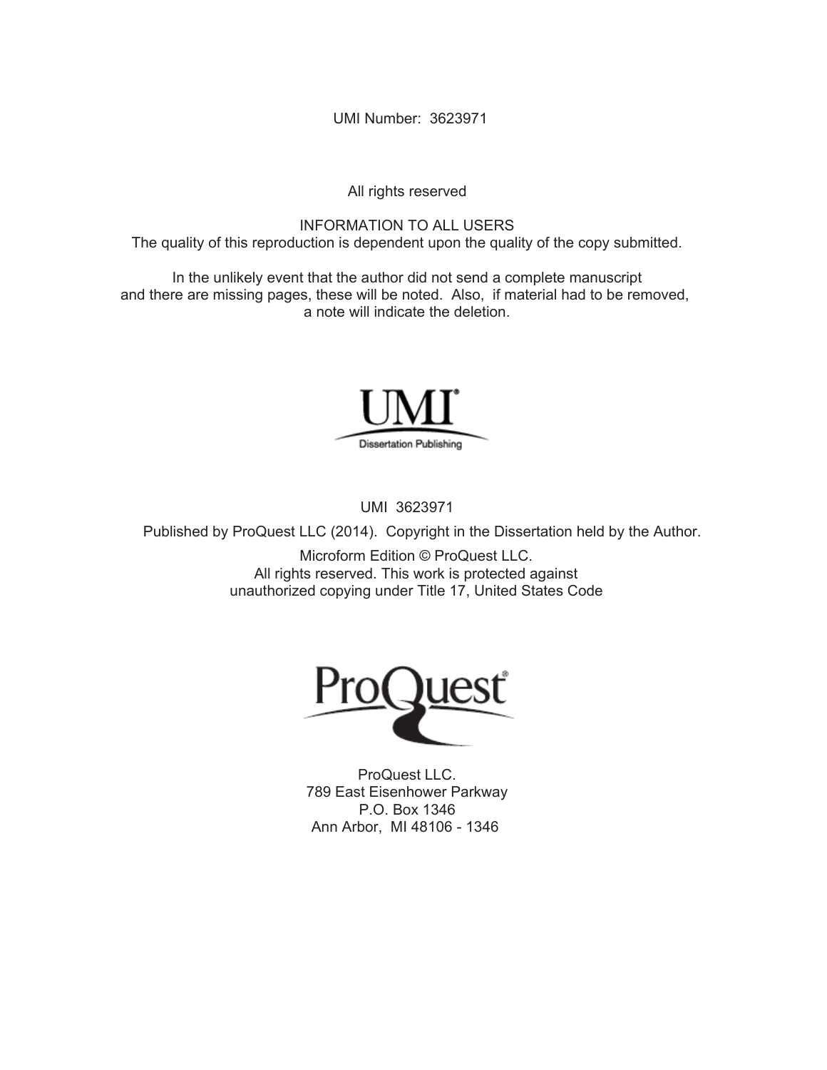UMI Number: 3623971

All rights reserved

INFORMATION TO ALL USERS
The quality of this reproduction is dependent upon the quality of the copy submitted.

In the unlikely event that the author did not send a complete manuscript
and there are missing pages, these will be noted. Also, if material had to be removed,
a note will indicate the deletion.

UMI
Dissertation Publishing

UMI 3623971

Published by ProQuest LLC (2014). Copyright in the Dissertation held by the Author.

Microform Edition © ProQuest LLC.
All rights reserved. This work is protected against
unauthorized copying under Title 17, United States Code

ProQuest

ProQuest LLC.
789 East Eisenhower Parkway
P.O. Box 1346
Ann Arbor, MI 48106 - 1346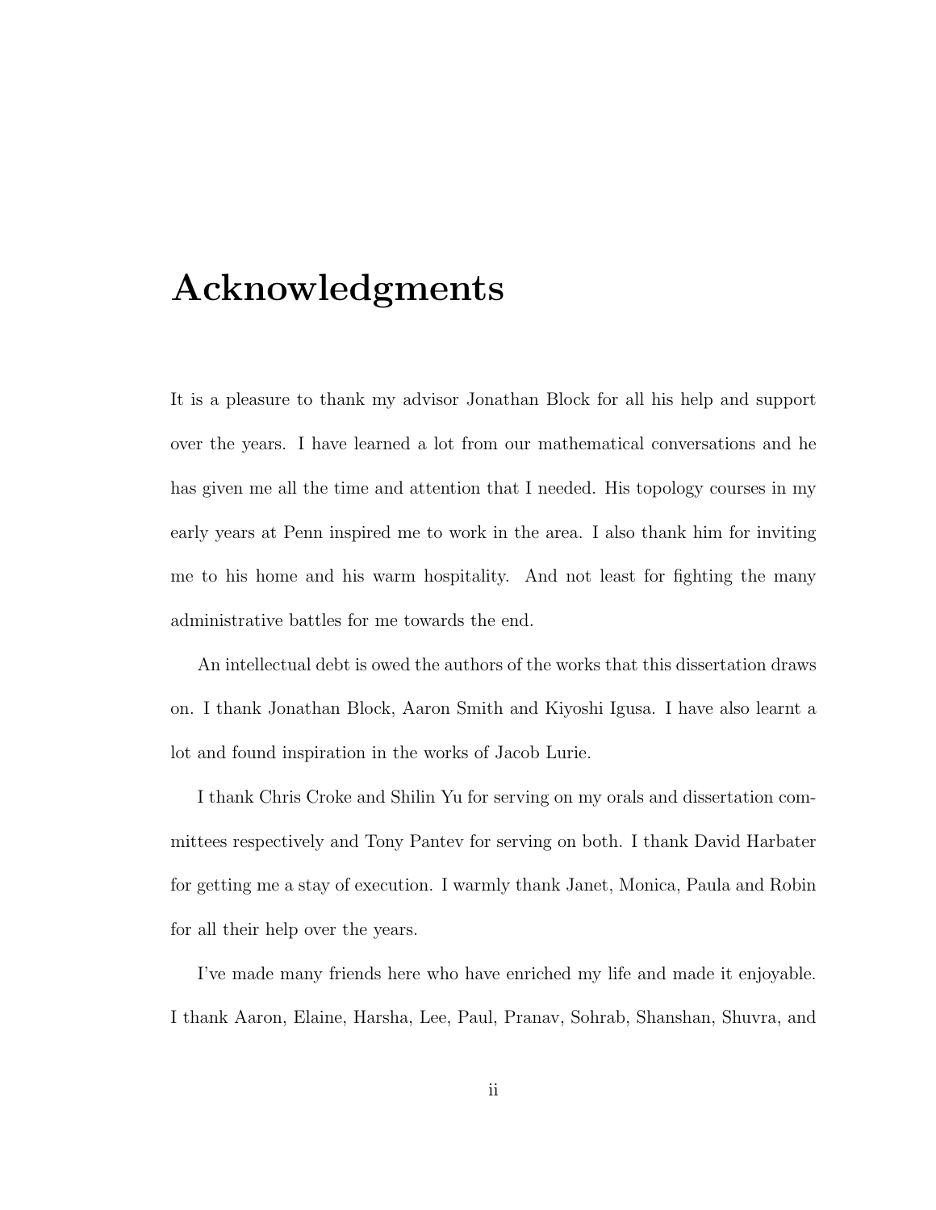# Acknowledgments

It is a pleasure to thank my advisor Jonathan Block for all his help and support over the years. I have learned a lot from our mathematical conversations and he has given me all the time and attention that I needed. His topology courses in my early years at Penn inspired me to work in the area. I also thank him for inviting me to his home and his warm hospitality. And not least for fighting the many administrative battles for me towards the end.

An intellectual debt is owed the authors of the works that this dissertation draws on. I thank Jonathan Block, Aaron Smith and Kiyoshi Igusa. I have also learnt a lot and found inspiration in the works of Jacob Lurie.

I thank Chris Croke and Shilin Yu for serving on my orals and dissertation committees respectively and Tony Pantev for serving on both. I thank David Harbater for getting me a stay of execution. I warmly thank Janet, Monica, Paula and Robin for all their help over the years.

I've made many friends here who have enriched my life and made it enjoyable. I thank Aaron, Elaine, Harsha, Lee, Paul, Pranav, Sohrab, Shanshan, Shuvra, and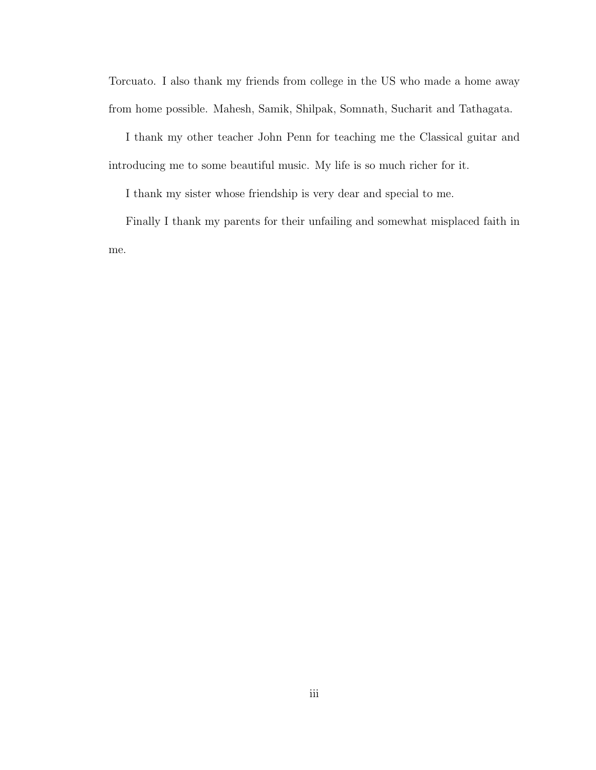Torcuato. I also thank my friends from college in the US who made a home away from home possible. Mahesh, Samik, Shilpak, Somnath, Sucharit and Tathagata.

I thank my other teacher John Penn for teaching me the Classical guitar and introducing me to some beautiful music. My life is so much richer for it.

I thank my sister whose friendship is very dear and special to me.

Finally I thank my parents for their unfailing and somewhat misplaced faith in me.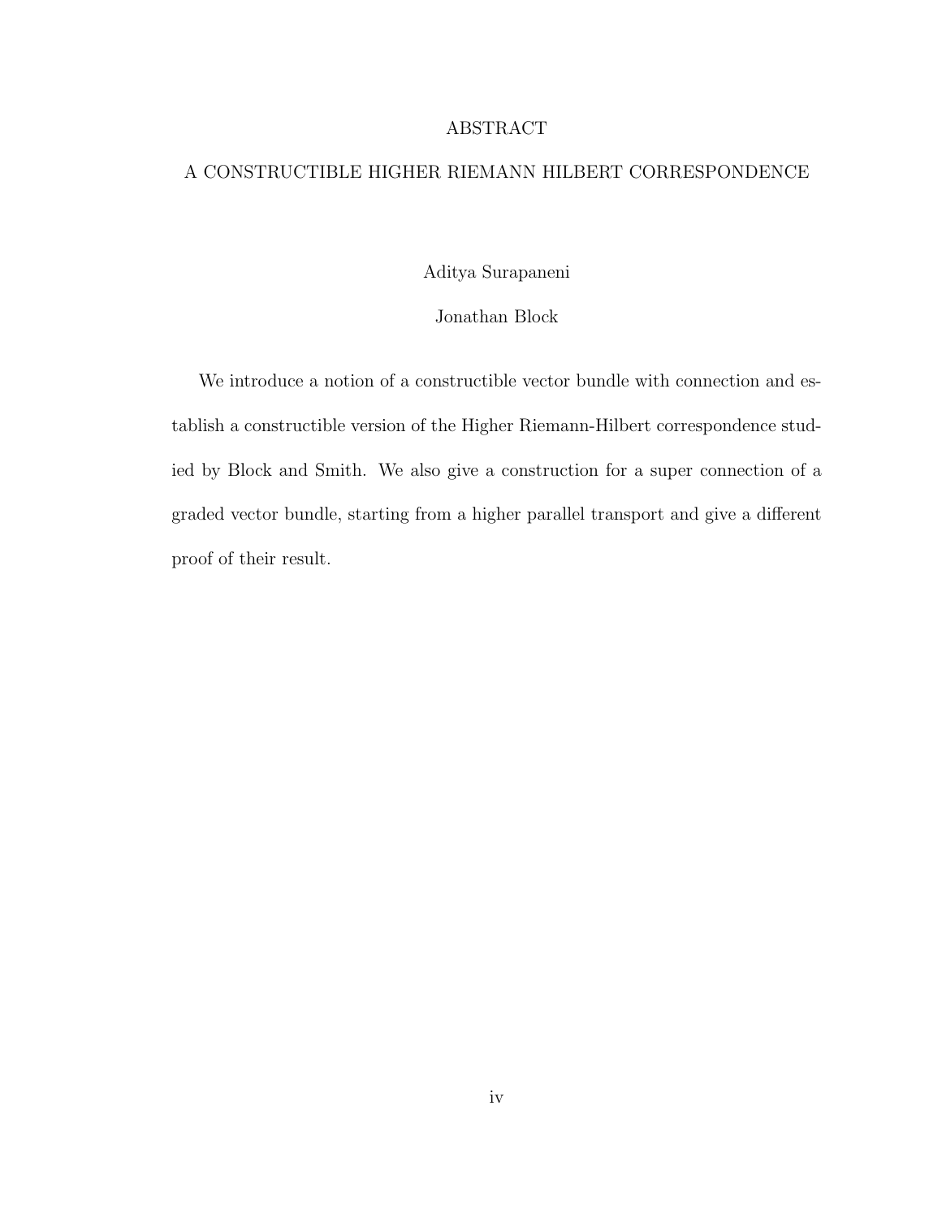# ABSTRACT

## A CONSTRUCTIBLE HIGHER RIEMANN HILBERT CORRESPONDENCE

Aditya Surapaneni

Jonathan Block

We introduce a notion of a constructible vector bundle with connection and establish a constructible version of the Higher Riemann-Hilbert correspondence studied by Block and Smith. We also give a construction for a super connection of a graded vector bundle, starting from a higher parallel transport and give a different proof of their result.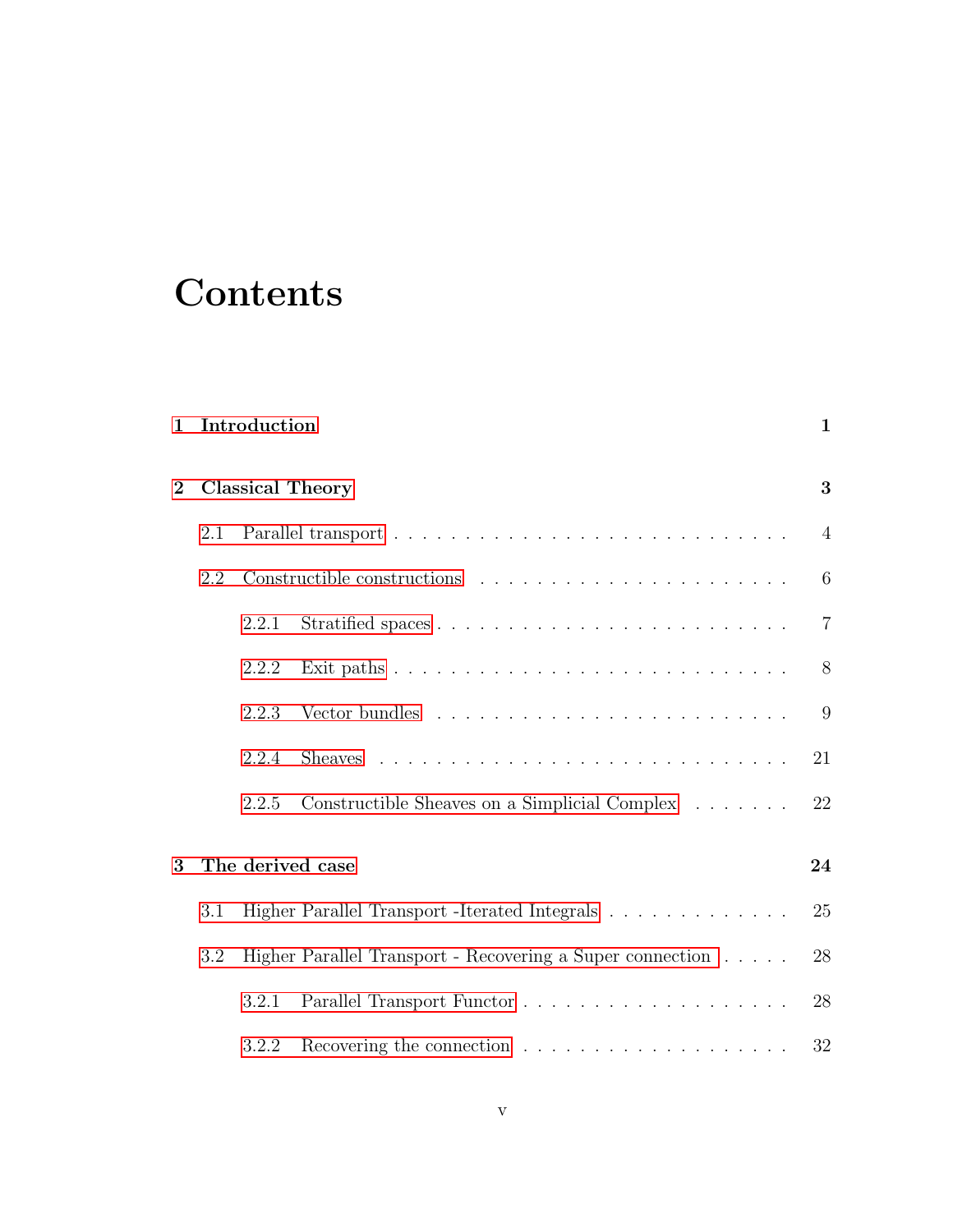# Contents

| | |
|---|---|
| **1 Introduction** | **1** |
| **2 Classical Theory** | **3** |
| 2.1 Parallel transport | 4 |
| 2.2 Constructible constructions | 6 |
| 2.2.1 Stratified spaces | 7 |
| 2.2.2 Exit paths | 8 |
| 2.2.3 Vector bundles | 9 |
| 2.2.4 Sheaves | 21 |
| 2.2.5 Constructible Sheaves on a Simplicial Complex | 22 |
| **3 The derived case** | **24** |
| 3.1 Higher Parallel Transport -Iterated Integrals | 25 |
| 3.2 Higher Parallel Transport - Recovering a Super connection | 28 |
| 3.2.1 Parallel Transport Functor | 28 |
| 3.2.2 Recovering the connection | 32 |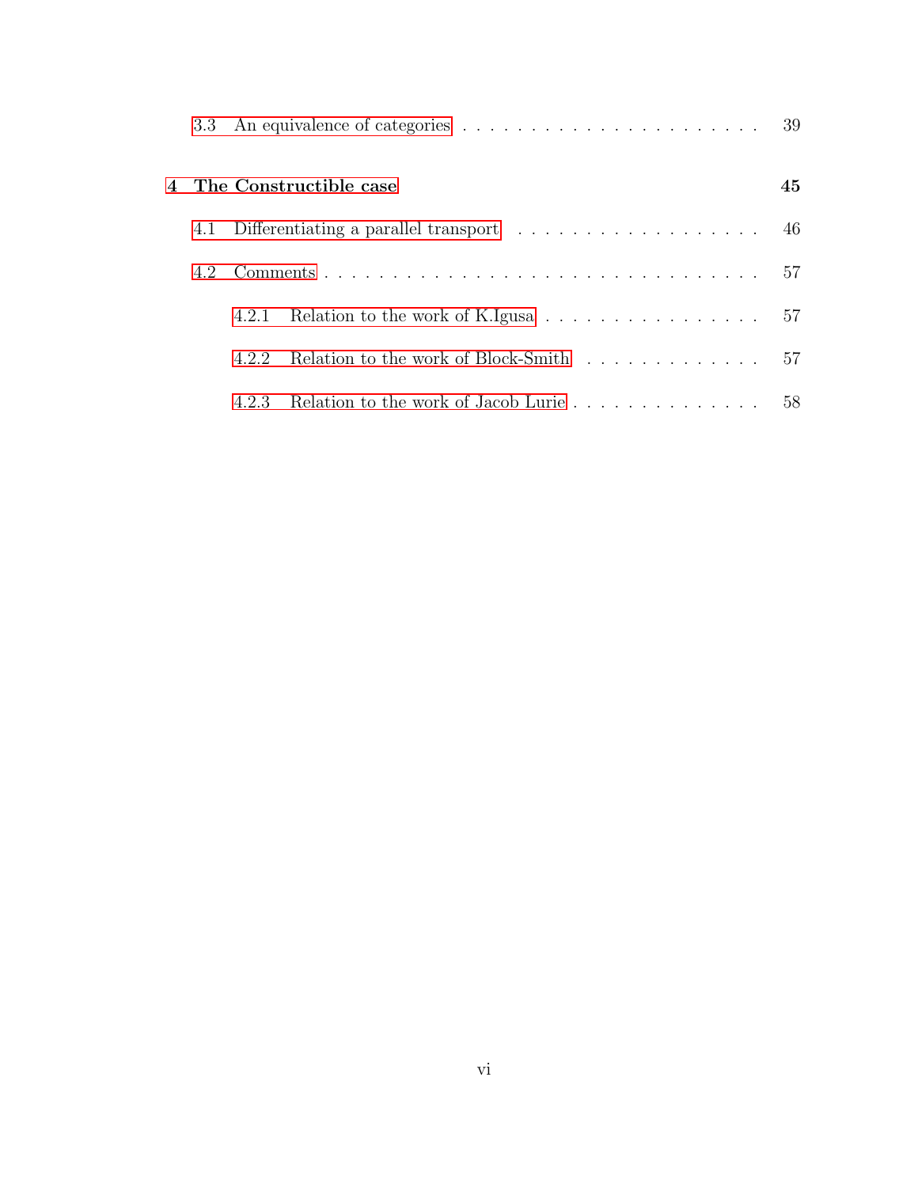3.3 An equivalence of categories . . . . . . . . . . . . . . . . . . . . . . 39

**4 The Constructible case** **45**

4.1 Differentiating a parallel transport . . . . . . . . . . . . . . . . . . . 46

4.2 Comments . . . . . . . . . . . . . . . . . . . . . . . . . . . . . . . . 57

4.2.1 Relation to the work of K.Igusa . . . . . . . . . . . . . . . . . 57

4.2.2 Relation to the work of Block-Smith . . . . . . . . . . . . . . 57

4.2.3 Relation to the work of Jacob Lurie . . . . . . . . . . . . . . . 58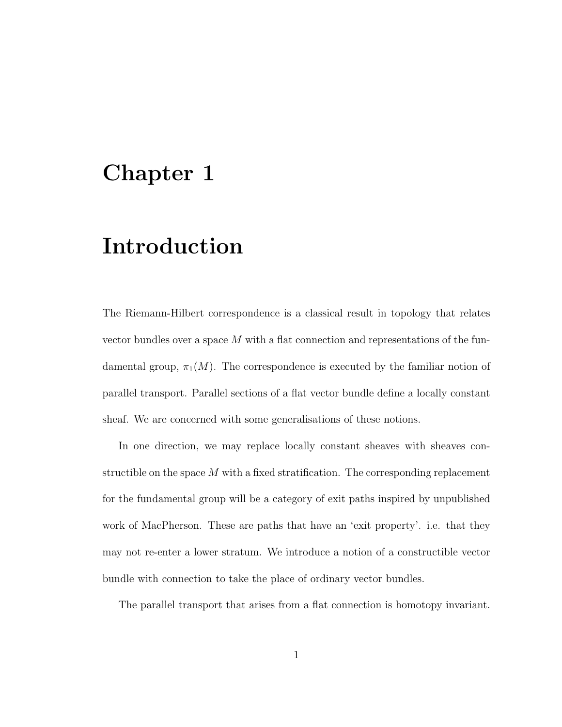# Chapter 1

# Introduction

The Riemann-Hilbert correspondence is a classical result in topology that relates vector bundles over a space $M$ with a flat connection and representations of the fundamental group, $\pi_1(M)$. The correspondence is executed by the familiar notion of parallel transport. Parallel sections of a flat vector bundle define a locally constant sheaf. We are concerned with some generalisations of these notions.

In one direction, we may replace locally constant sheaves with sheaves constructible on the space $M$ with a fixed stratification. The corresponding replacement for the fundamental group will be a category of exit paths inspired by unpublished work of MacPherson. These are paths that have an 'exit property'. i.e. that they may not re-enter a lower stratum. We introduce a notion of a constructible vector bundle with connection to take the place of ordinary vector bundles.

The parallel transport that arises from a flat connection is homotopy invariant.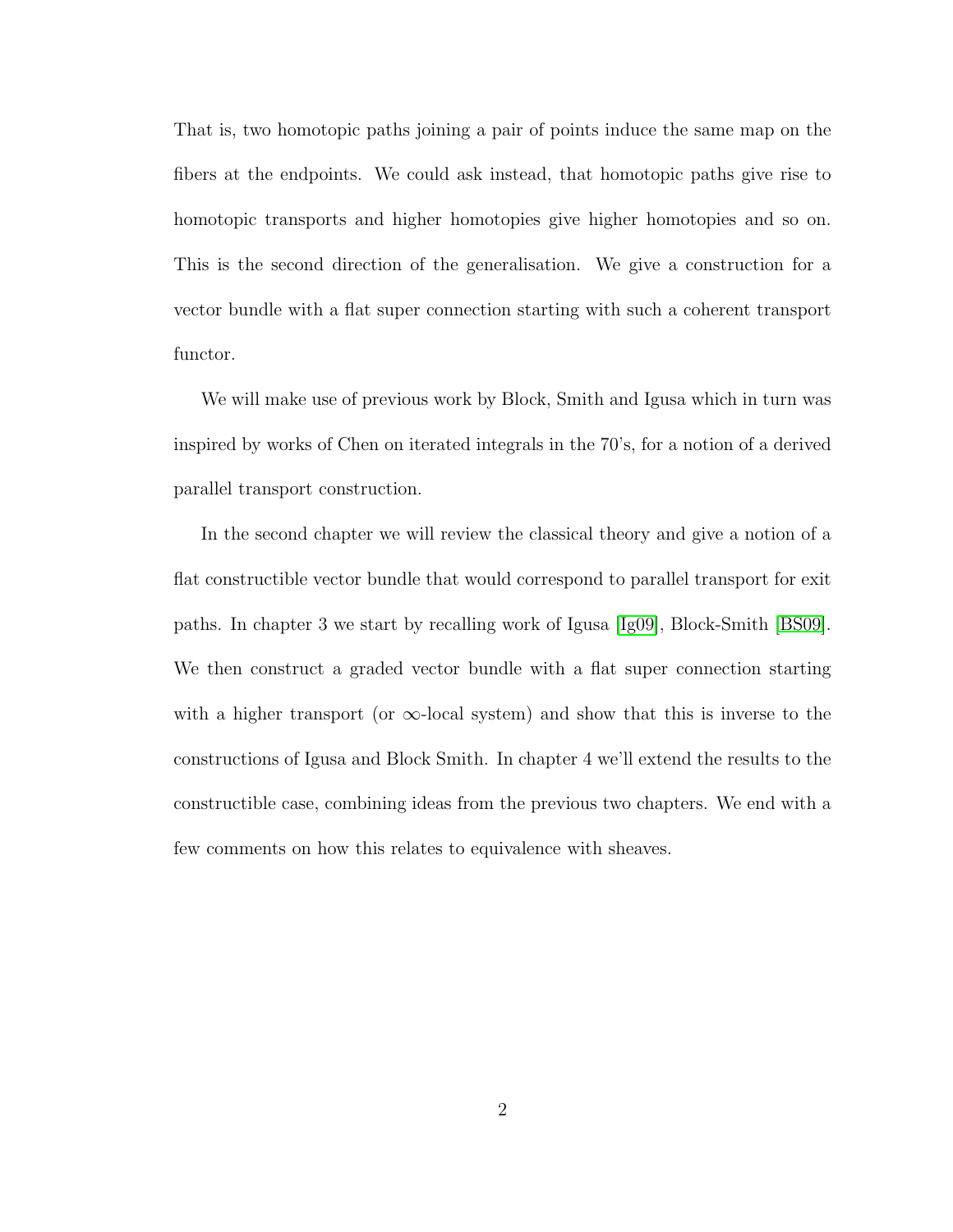That is, two homotopic paths joining a pair of points induce the same map on the fibers at the endpoints. We could ask instead, that homotopic paths give rise to homotopic transports and higher homotopies give higher homotopies and so on. This is the second direction of the generalisation. We give a construction for a vector bundle with a flat super connection starting with such a coherent transport functor.

We will make use of previous work by Block, Smith and Igusa which in turn was inspired by works of Chen on iterated integrals in the 70's, for a notion of a derived parallel transport construction.

In the second chapter we will review the classical theory and give a notion of a flat constructible vector bundle that would correspond to parallel transport for exit paths. In chapter 3 we start by recalling work of Igusa [Ig09], Block-Smith [BS09]. We then construct a graded vector bundle with a flat super connection starting with a higher transport (or $\infty$-local system) and show that this is inverse to the constructions of Igusa and Block Smith. In chapter 4 we'll extend the results to the constructible case, combining ideas from the previous two chapters. We end with a few comments on how this relates to equivalence with sheaves.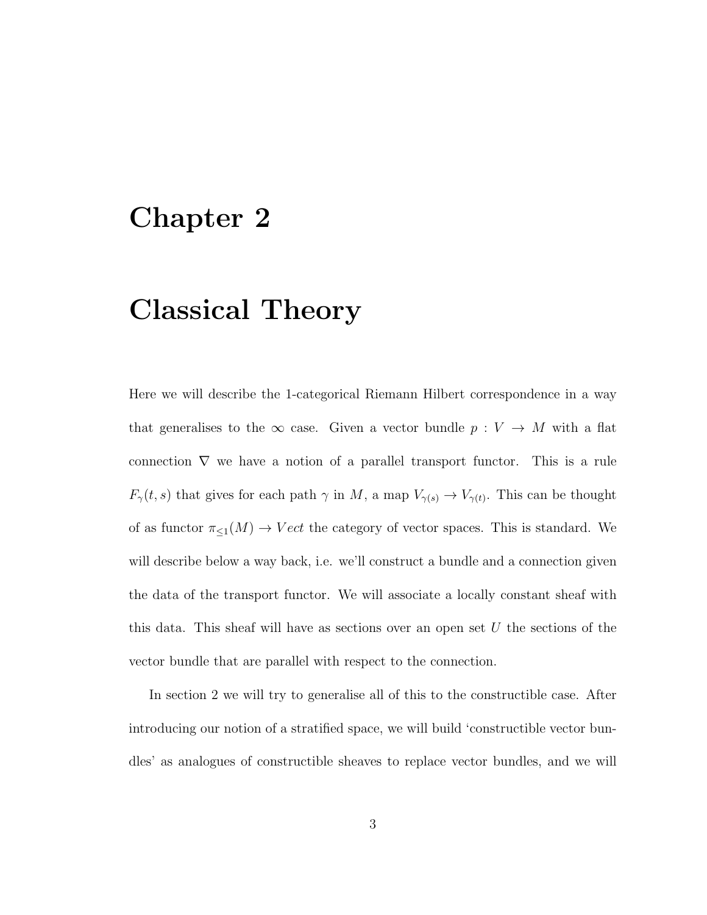# Chapter 2

# Classical Theory

Here we will describe the 1-categorical Riemann Hilbert correspondence in a way that generalises to the $\infty$ case. Given a vector bundle $p : V \to M$ with a flat connection $\nabla$ we have a notion of a parallel transport functor. This is a rule $F_\gamma(t, s)$ that gives for each path $\gamma$ in $M$, a map $V_{\gamma(s)} \to V_{\gamma(t)}$. This can be thought of as functor $\pi_{\leq 1}(M) \to Vect$ the category of vector spaces. This is standard. We will describe below a way back, i.e. we'll construct a bundle and a connection given the data of the transport functor. We will associate a locally constant sheaf with this data. This sheaf will have as sections over an open set $U$ the sections of the vector bundle that are parallel with respect to the connection.

In section 2 we will try to generalise all of this to the constructible case. After introducing our notion of a stratified space, we will build 'constructible vector bundles' as analogues of constructible sheaves to replace vector bundles, and we will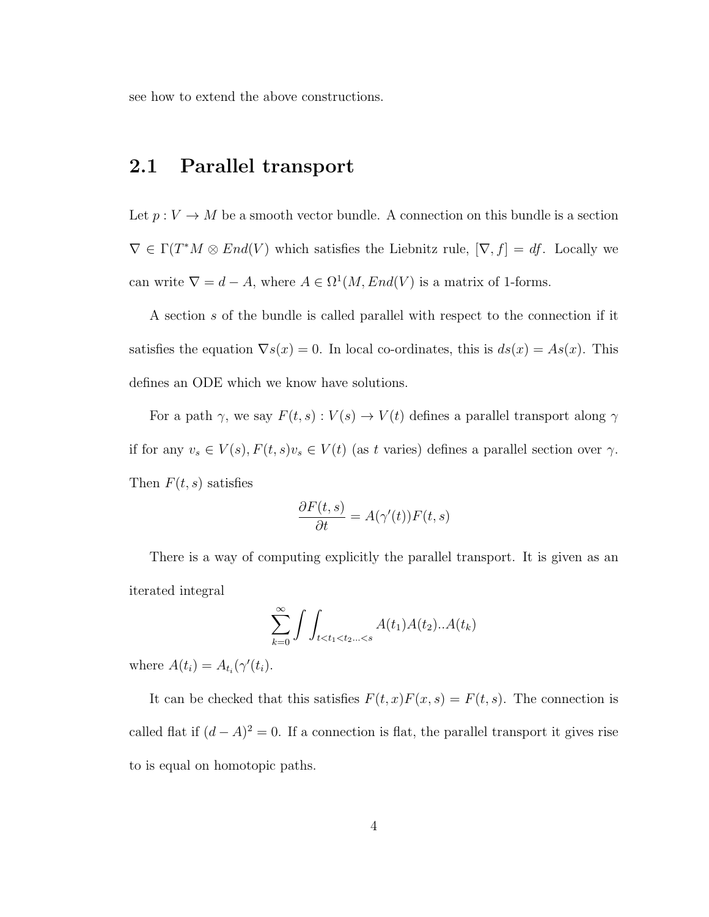see how to extend the above constructions.

## 2.1 Parallel transport

Let $p : V \to M$ be a smooth vector bundle. A connection on this bundle is a section $\nabla \in \Gamma(T^*M \otimes End(V)$ which satisfies the Liebnitz rule, $[\nabla, f] = df$. Locally we can write $\nabla = d - A$, where $A \in \Omega^1(M, End(V)$ is a matrix of 1-forms.

A section $s$ of the bundle is called parallel with respect to the connection if it satisfies the equation $\nabla s(x) = 0$. In local co-ordinates, this is $ds(x) = As(x)$. This defines an ODE which we know have solutions.

For a path $\gamma$, we say $F(t, s) : V(s) \to V(t)$ defines a parallel transport along $\gamma$ if for any $v_s \in V(s)$, $F(t, s)v_s \in V(t)$ (as $t$ varies) defines a parallel section over $\gamma$. Then $F(t, s)$ satisfies

$$\frac{\partial F(t,s)}{\partial t} = A(\gamma'(t))F(t,s)$$

There is a way of computing explicitly the parallel transport. It is given as an iterated integral

$$\sum_{k=0}^{\infty} \int \int_{t<t_1<t_2 \ldots <s} A(t_1)A(t_2)..A(t_k)$$

where $A(t_i) = A_{t_i}(\gamma'(t_i)$.

It can be checked that this satisfies $F(t, x)F(x, s) = F(t, s)$. The connection is called flat if $(d - A)^2 = 0$. If a connection is flat, the parallel transport it gives rise to is equal on homotopic paths.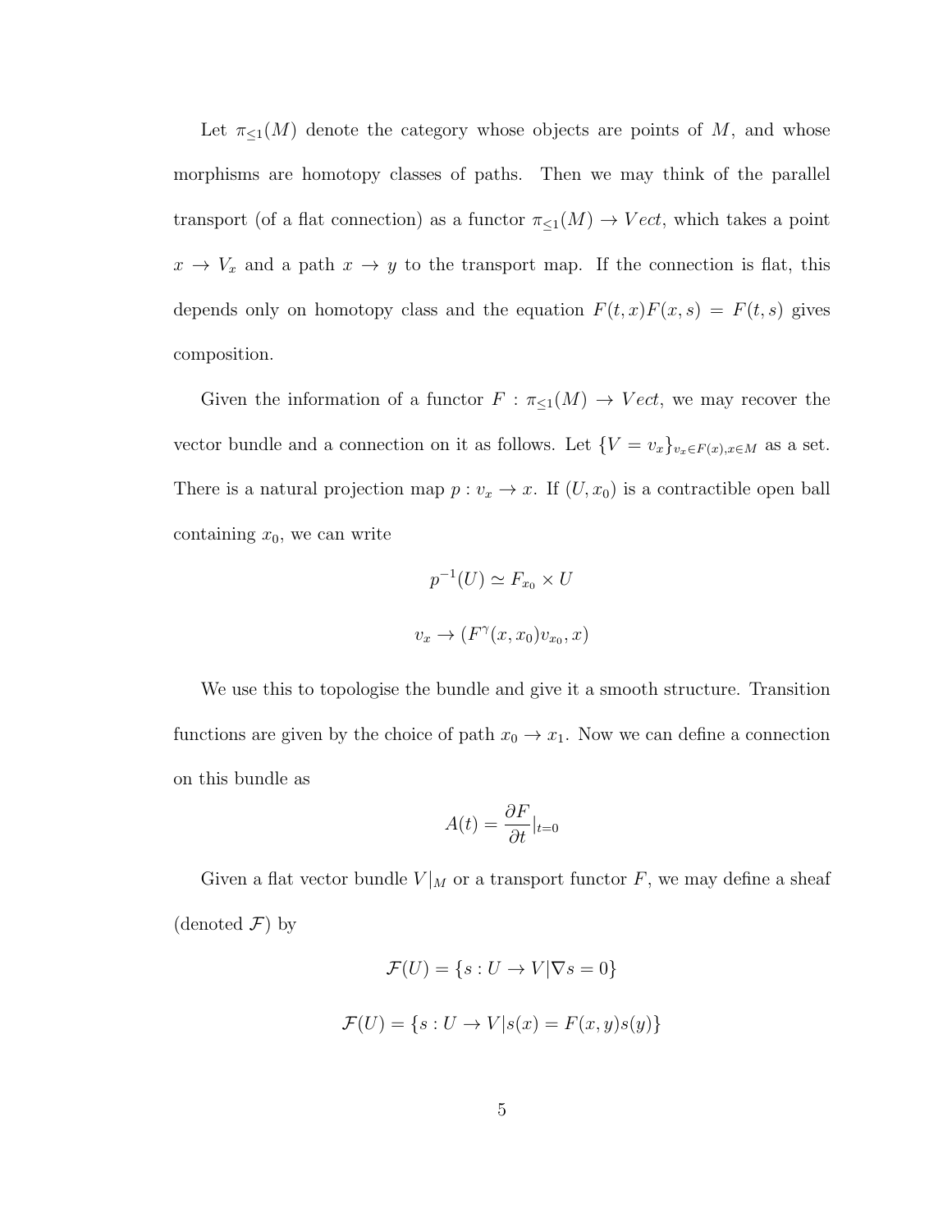Let $\pi_{\leq 1}(M)$ denote the category whose objects are points of $M$, and whose morphisms are homotopy classes of paths. Then we may think of the parallel transport (of a flat connection) as a functor $\pi_{\leq 1}(M) \to Vect$, which takes a point $x \to V_x$ and a path $x \to y$ to the transport map. If the connection is flat, this depends only on homotopy class and the equation $F(t,x)F(x,s) = F(t,s)$ gives composition.

Given the information of a functor $F : \pi_{\leq 1}(M) \to Vect$, we may recover the vector bundle and a connection on it as follows. Let $\{V = v_x\}_{v_x \in F(x), x \in M}$ as a set. There is a natural projection map $p : v_x \to x$. If $(U, x_0)$ is a contractible open ball containing $x_0$, we can write

$$p^{-1}(U) \simeq F_{x_0} \times U$$

$$v_x \to (F^{\gamma}(x, x_0)v_{x_0}, x)$$

We use this to topologise the bundle and give it a smooth structure. Transition functions are given by the choice of path $x_0 \to x_1$. Now we can define a connection on this bundle as

$$A(t) = \frac{\partial F}{\partial t}|_{t=0}$$

Given a flat vector bundle $V|_M$ or a transport functor $F$, we may define a sheaf (denoted $\mathcal{F}$) by

$$\mathcal{F}(U) = \{s : U \to V | \nabla s = 0\}$$

$$\mathcal{F}(U) = \{s : U \to V | s(x) = F(x,y)s(y)\}$$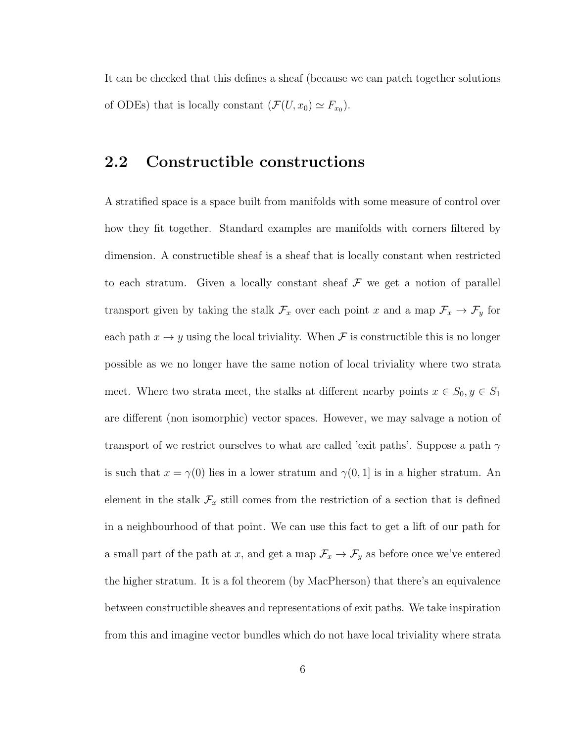It can be checked that this defines a sheaf (because we can patch together solutions of ODEs) that is locally constant ($\mathcal{F}(U, x_0) \simeq F_{x_0}$).

## 2.2 Constructible constructions

A stratified space is a space built from manifolds with some measure of control over how they fit together. Standard examples are manifolds with corners filtered by dimension. A constructible sheaf is a sheaf that is locally constant when restricted to each stratum. Given a locally constant sheaf $\mathcal{F}$ we get a notion of parallel transport given by taking the stalk $\mathcal{F}_x$ over each point $x$ and a map $\mathcal{F}_x \to \mathcal{F}_y$ for each path $x \to y$ using the local triviality. When $\mathcal{F}$ is constructible this is no longer possible as we no longer have the same notion of local triviality where two strata meet. Where two strata meet, the stalks at different nearby points $x \in S_0, y \in S_1$ are different (non isomorphic) vector spaces. However, we may salvage a notion of transport of we restrict ourselves to what are called 'exit paths'. Suppose a path $\gamma$ is such that $x = \gamma(0)$ lies in a lower stratum and $\gamma(0, 1]$ is in a higher stratum. An element in the stalk $\mathcal{F}_x$ still comes from the restriction of a section that is defined in a neighbourhood of that point. We can use this fact to get a lift of our path for a small part of the path at $x$, and get a map $\mathcal{F}_x \to \mathcal{F}_y$ as before once we've entered the higher stratum. It is a fol theorem (by MacPherson) that there's an equivalence between constructible sheaves and representations of exit paths. We take inspiration from this and imagine vector bundles which do not have local triviality where strata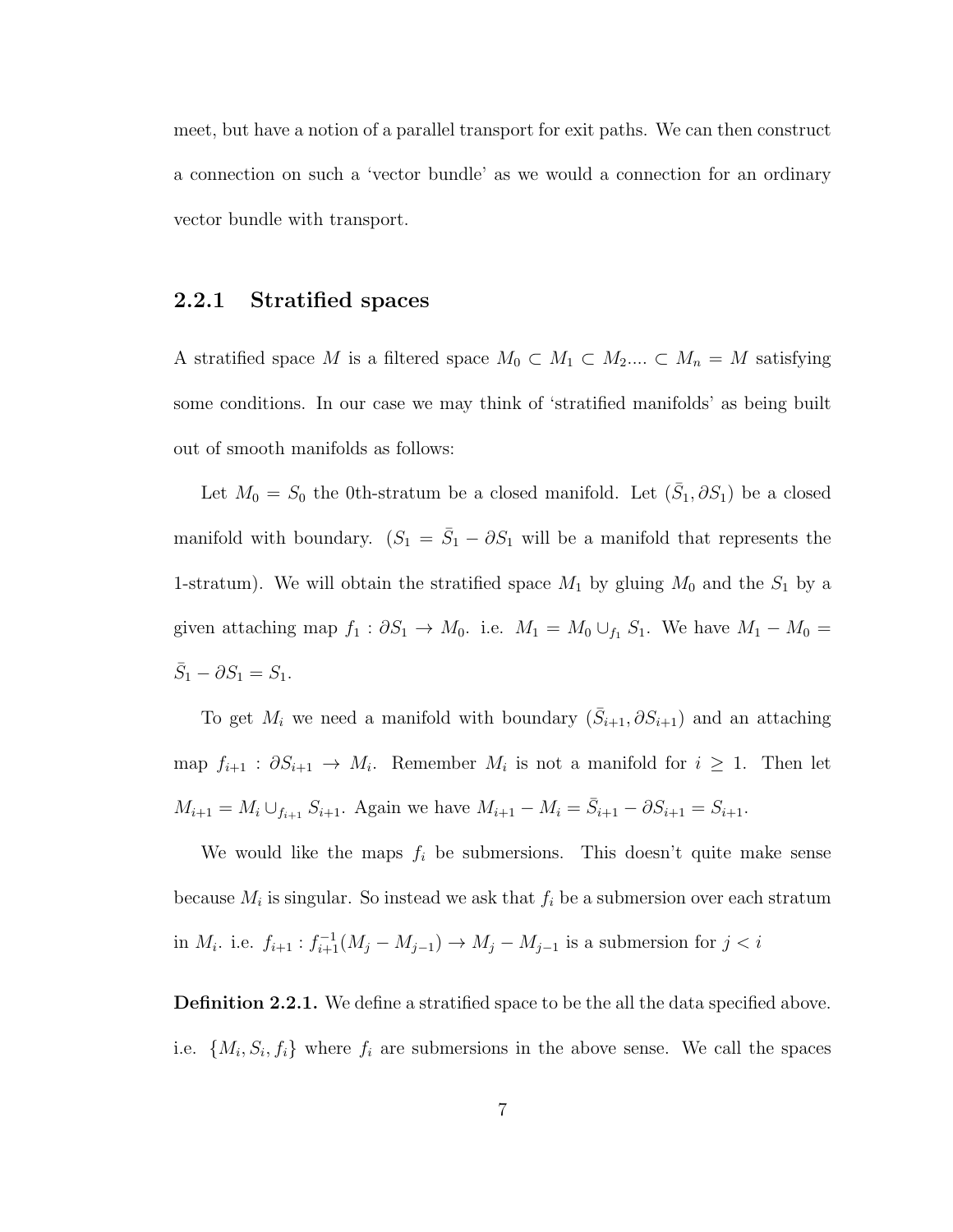meet, but have a notion of a parallel transport for exit paths. We can then construct a connection on such a 'vector bundle' as we would a connection for an ordinary vector bundle with transport.

### 2.2.1 Stratified spaces

A stratified space $M$ is a filtered space $M_0 \subset M_1 \subset M_2 .... \subset M_n = M$ satisfying some conditions. In our case we may think of 'stratified manifolds' as being built out of smooth manifolds as follows:

Let $M_0 = S_0$ the 0th-stratum be a closed manifold. Let $(\bar{S}_1, \partial S_1)$ be a closed manifold with boundary. ($S_1 = \bar{S}_1 - \partial S_1$ will be a manifold that represents the 1-stratum). We will obtain the stratified space $M_1$ by gluing $M_0$ and the $S_1$ by a given attaching map $f_1 : \partial S_1 \rightarrow M_0$. i.e. $M_1 = M_0 \cup_{f_1} S_1$. We have $M_1 - M_0 = \bar{S}_1 - \partial S_1 = S_1$.

To get $M_i$ we need a manifold with boundary $(\bar{S}_{i+1}, \partial S_{i+1})$ and an attaching map $f_{i+1} : \partial S_{i+1} \rightarrow M_i$. Remember $M_i$ is not a manifold for $i \geq 1$. Then let $M_{i+1} = M_i \cup_{f_{i+1}} S_{i+1}$. Again we have $M_{i+1} - M_i = \bar{S}_{i+1} - \partial S_{i+1} = S_{i+1}$.

We would like the maps $f_i$ be submersions. This doesn't quite make sense because $M_i$ is singular. So instead we ask that $f_i$ be a submersion over each stratum in $M_i$. i.e. $f_{i+1} : f_{i+1}^{-1}(M_j - M_{j-1}) \rightarrow M_j - M_{j-1}$ is a submersion for $j < i$

**Definition 2.2.1.** We define a stratified space to be the all the data specified above. i.e. $\{M_i, S_i, f_i\}$ where $f_i$ are submersions in the above sense. We call the spaces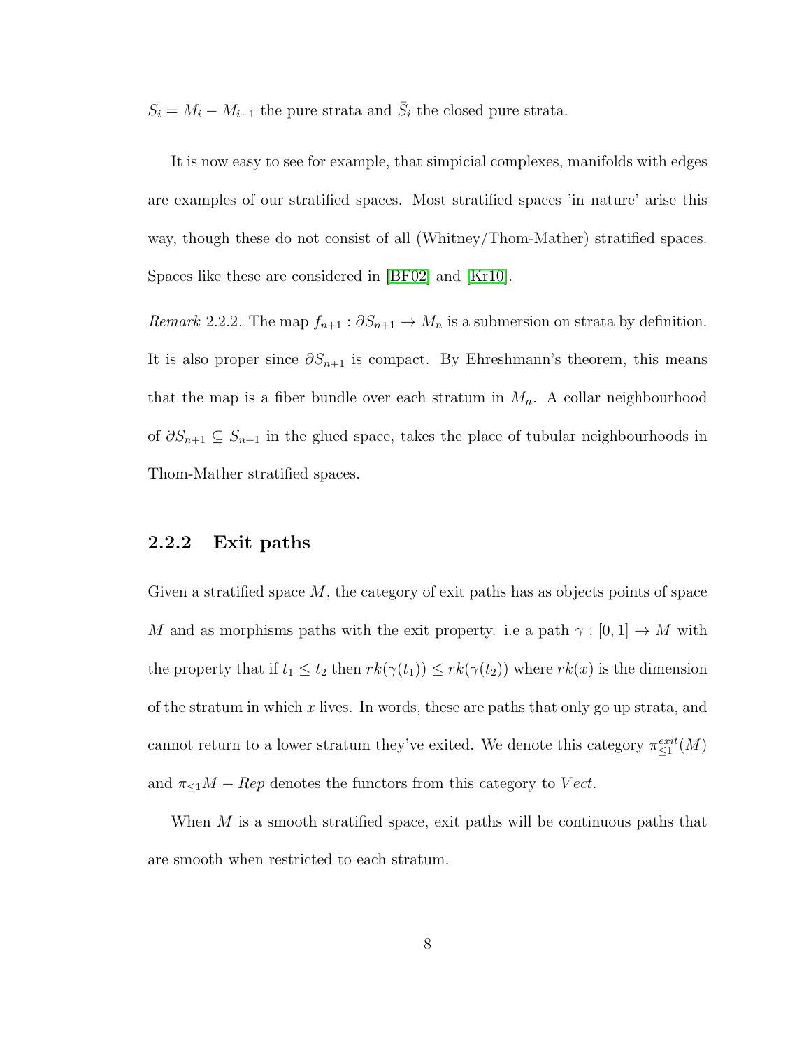$S_i = M_i - M_{i-1}$ the pure strata and $\bar{S}_i$ the closed pure strata.

It is now easy to see for example, that simpicial complexes, manifolds with edges are examples of our stratified spaces. Most stratified spaces 'in nature' arise this way, though these do not consist of all (Whitney/Thom-Mather) stratified spaces. Spaces like these are considered in [BF02] and [Kr10].

*Remark* 2.2.2. The map $f_{n+1} : \partial S_{n+1} \to M_n$ is a submersion on strata by definition. It is also proper since $\partial S_{n+1}$ is compact. By Ehreshmann's theorem, this means that the map is a fiber bundle over each stratum in $M_n$. A collar neighbourhood of $\partial S_{n+1} \subseteq S_{n+1}$ in the glued space, takes the place of tubular neighbourhoods in Thom-Mather stratified spaces.

### 2.2.2 Exit paths

Given a stratified space $M$, the category of exit paths has as objects points of space $M$ and as morphisms paths with the exit property. i.e a path $\gamma : [0, 1] \to M$ with the property that if $t_1 \leq t_2$ then $rk(\gamma(t_1)) \leq rk(\gamma(t_2))$ where $rk(x)$ is the dimension of the stratum in which $x$ lives. In words, these are paths that only go up strata, and cannot return to a lower stratum they've exited. We denote this category $\pi_{\leq 1}^{exit}(M)$ and $\pi_{\leq 1}M - Rep$ denotes the functors from this category to $Vect$.

When $M$ is a smooth stratified space, exit paths will be continuous paths that are smooth when restricted to each stratum.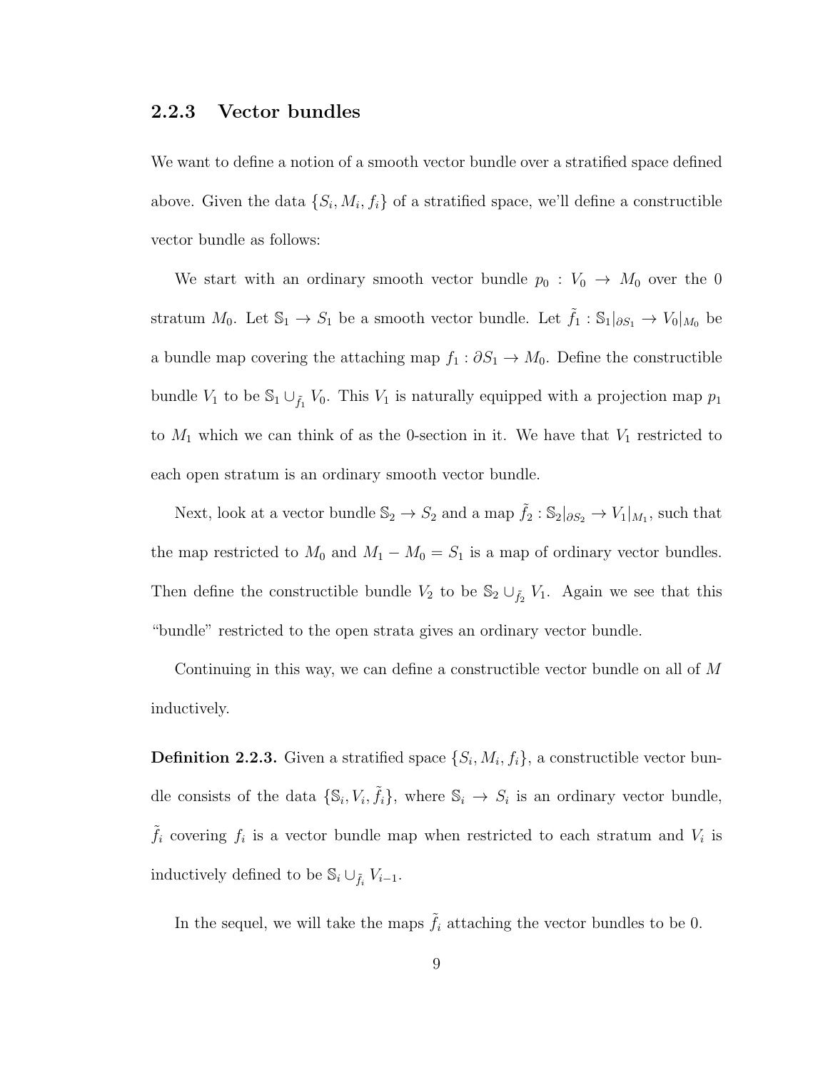### 2.2.3 Vector bundles

We want to define a notion of a smooth vector bundle over a stratified space defined above. Given the data $\{S_i, M_i, f_i\}$ of a stratified space, we'll define a constructible vector bundle as follows:

We start with an ordinary smooth vector bundle $p_0 : V_0 \to M_0$ over the 0 stratum $M_0$. Let $\mathbb{S}_1 \to S_1$ be a smooth vector bundle. Let $\tilde{f}_1 : \mathbb{S}_1|_{\partial S_1} \to V_0|_{M_0}$ be a bundle map covering the attaching map $f_1 : \partial S_1 \to M_0$. Define the constructible bundle $V_1$ to be $\mathbb{S}_1 \cup_{\tilde{f}_1} V_0$. This $V_1$ is naturally equipped with a projection map $p_1$ to $M_1$ which we can think of as the 0-section in it. We have that $V_1$ restricted to each open stratum is an ordinary smooth vector bundle.

Next, look at a vector bundle $\mathbb{S}_2 \to S_2$ and a map $\tilde{f}_2 : \mathbb{S}_2|_{\partial S_2} \to V_1|_{M_1}$, such that the map restricted to $M_0$ and $M_1 - M_0 = S_1$ is a map of ordinary vector bundles. Then define the constructible bundle $V_2$ to be $\mathbb{S}_2 \cup_{\tilde{f}_2} V_1$. Again we see that this "bundle" restricted to the open strata gives an ordinary vector bundle.

Continuing in this way, we can define a constructible vector bundle on all of $M$ inductively.

**Definition 2.2.3.** Given a stratified space $\{S_i, M_i, f_i\}$, a constructible vector bundle consists of the data $\{\mathbb{S}_i, V_i, \tilde{f}_i\}$, where $\mathbb{S}_i \to S_i$ is an ordinary vector bundle, $\tilde{f}_i$ covering $f_i$ is a vector bundle map when restricted to each stratum and $V_i$ is inductively defined to be $\mathbb{S}_i \cup_{\tilde{f}_i} V_{i-1}$.

In the sequel, we will take the maps $\tilde{f}_i$ attaching the vector bundles to be 0.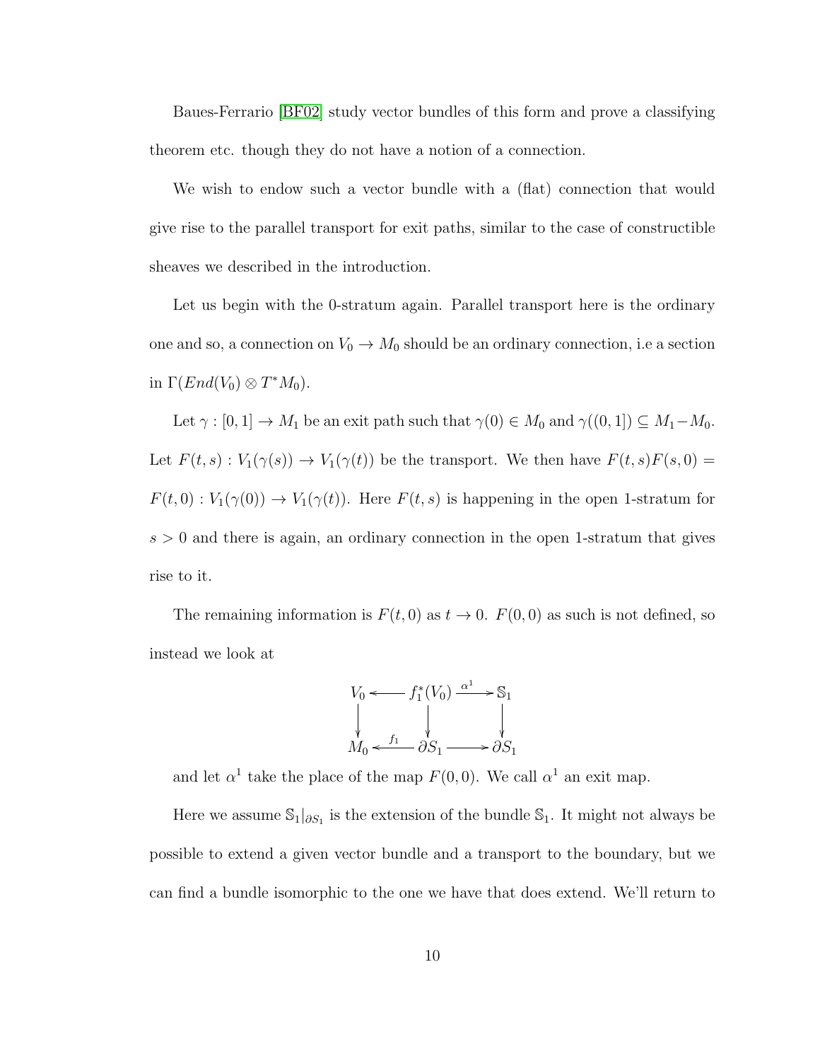Baues-Ferrario [BF02] study vector bundles of this form and prove a classifying theorem etc. though they do not have a notion of a connection.

We wish to endow such a vector bundle with a (flat) connection that would give rise to the parallel transport for exit paths, similar to the case of constructible sheaves we described in the introduction.

Let us begin with the 0-stratum again. Parallel transport here is the ordinary one and so, a connection on $V_0 \to M_0$ should be an ordinary connection, i.e a section in $\Gamma(End(V_0) \otimes T^*M_0)$.

Let $\gamma : [0,1] \to M_1$ be an exit path such that $\gamma(0) \in M_0$ and $\gamma((0,1]) \subseteq M_1 - M_0$. Let $F(t,s) : V_1(\gamma(s)) \to V_1(\gamma(t))$ be the transport. We then have $F(t,s)F(s,0) = F(t,0) : V_1(\gamma(0)) \to V_1(\gamma(t))$. Here $F(t,s)$ is happening in the open 1-stratum for $s > 0$ and there is again, an ordinary connection in the open 1-stratum that gives rise to it.

The remaining information is $F(t,0)$ as $t \to 0$. $F(0,0)$ as such is not defined, so instead we look at

$$
\begin{array}{ccccc}
V_0 & \longleftarrow & f_1^*(V_0) & \xrightarrow{\alpha^1} & \mathbb{S}_1 \\
\downarrow & & \downarrow & & \downarrow \\
M_0 & \xleftarrow{f_1} & \partial S_1 & \longrightarrow & \partial S_1
\end{array}
$$

and let $\alpha^1$ take the place of the map $F(0,0)$. We call $\alpha^1$ an exit map.

Here we assume $\mathbb{S}_1|_{\partial S_1}$ is the extension of the bundle $\mathbb{S}_1$. It might not always be possible to extend a given vector bundle and a transport to the boundary, but we can find a bundle isomorphic to the one we have that does extend. We'll return to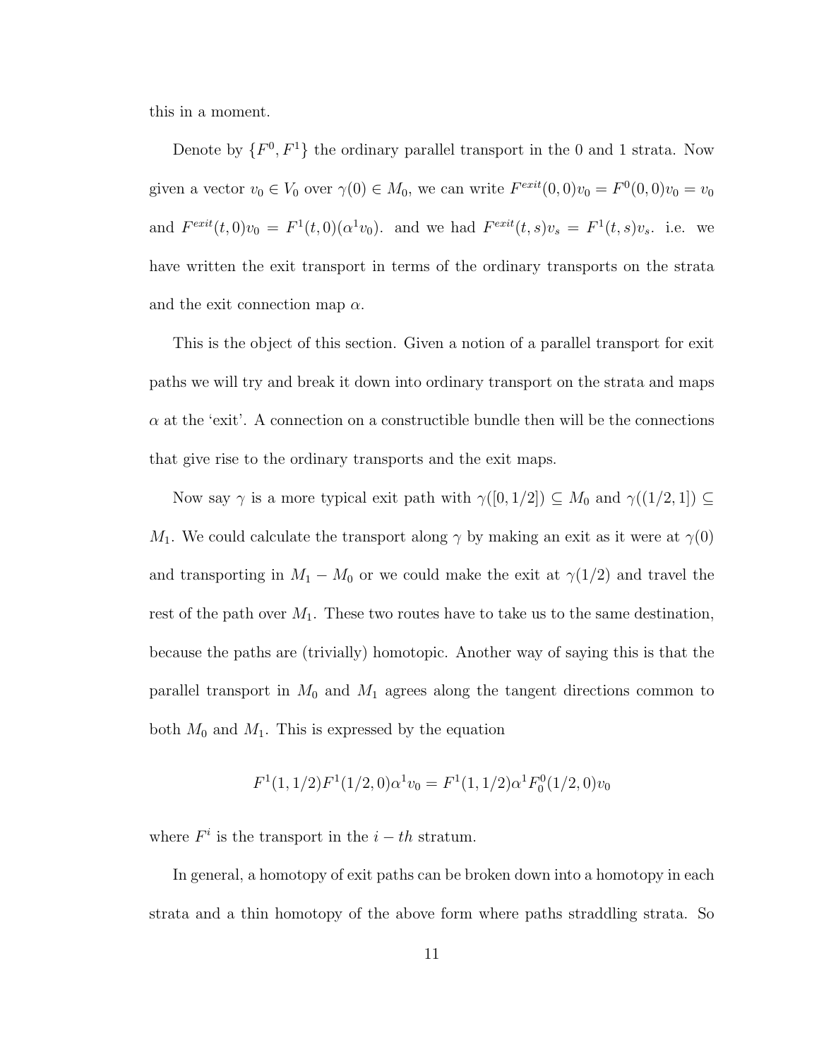this in a moment.

Denote by $\{F^0, F^1\}$ the ordinary parallel transport in the 0 and 1 strata. Now given a vector $v_0 \in V_0$ over $\gamma(0) \in M_0$, we can write $F^{exit}(0,0)v_0 = F^0(0,0)v_0 = v_0$ and $F^{exit}(t,0)v_0 = F^1(t,0)(\alpha^1 v_0)$. and we had $F^{exit}(t,s)v_s = F^1(t,s)v_s$. i.e. we have written the exit transport in terms of the ordinary transports on the strata and the exit connection map $\alpha$.

This is the object of this section. Given a notion of a parallel transport for exit paths we will try and break it down into ordinary transport on the strata and maps $\alpha$ at the 'exit'. A connection on a constructible bundle then will be the connections that give rise to the ordinary transports and the exit maps.

Now say $\gamma$ is a more typical exit path with $\gamma([0,1/2]) \subseteq M_0$ and $\gamma((1/2,1]) \subseteq M_1$. We could calculate the transport along $\gamma$ by making an exit as it were at $\gamma(0)$ and transporting in $M_1 - M_0$ or we could make the exit at $\gamma(1/2)$ and travel the rest of the path over $M_1$. These two routes have to take us to the same destination, because the paths are (trivially) homotopic. Another way of saying this is that the parallel transport in $M_0$ and $M_1$ agrees along the tangent directions common to both $M_0$ and $M_1$. This is expressed by the equation

$$F^1(1,1/2)F^1(1/2,0)\alpha^1 v_0 = F^1(1,1/2)\alpha^1 F^0_0(1/2,0)v_0$$

where $F^i$ is the transport in the $i-th$ stratum.

In general, a homotopy of exit paths can be broken down into a homotopy in each strata and a thin homotopy of the above form where paths straddling strata. So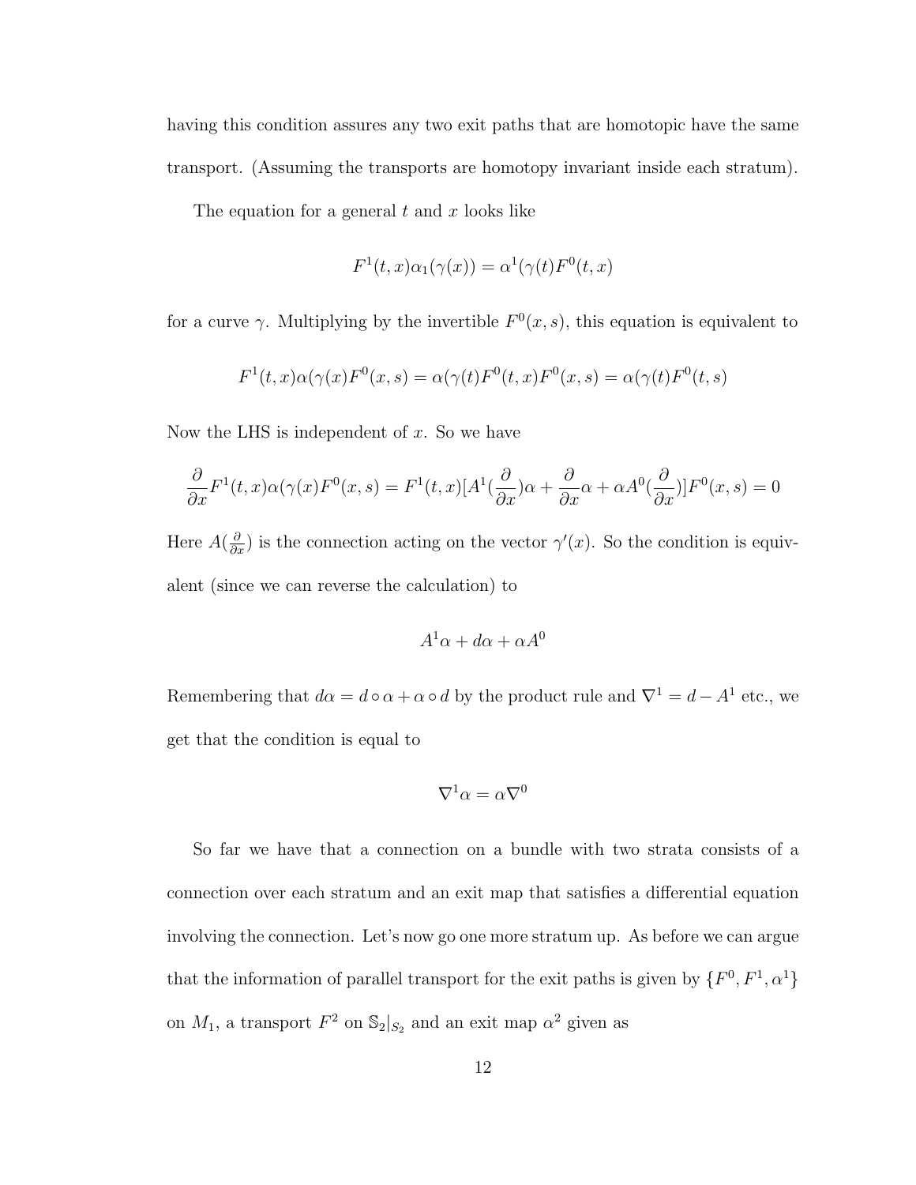having this condition assures any two exit paths that are homotopic have the same transport. (Assuming the transports are homotopy invariant inside each stratum).

The equation for a general $t$ and $x$ looks like

$$F^1(t,x)\alpha_1(\gamma(x)) = \alpha^1(\gamma(t)F^0(t,x)$$

for a curve $\gamma$. Multiplying by the invertible $F^0(x,s)$, this equation is equivalent to

$$F^1(t,x)\alpha(\gamma(x)F^0(x,s) = \alpha(\gamma(t)F^0(t,x)F^0(x,s) = \alpha(\gamma(t)F^0(t,s)$$

Now the LHS is independent of $x$. So we have

$$\frac{\partial}{\partial x}F^1(t,x)\alpha(\gamma(x)F^0(x,s) = F^1(t,x)[A^1(\frac{\partial}{\partial x})\alpha + \frac{\partial}{\partial x}\alpha + \alpha A^0(\frac{\partial}{\partial x})]F^0(x,s) = 0$$

Here $A(\frac{\partial}{\partial x})$ is the connection acting on the vector $\gamma'(x)$. So the condition is equivalent (since we can reverse the calculation) to

$$A^1\alpha + d\alpha + \alpha A^0$$

Remembering that $d\alpha = d \circ \alpha + \alpha \circ d$ by the product rule and $\nabla^1 = d - A^1$ etc., we get that the condition is equal to

$$\nabla^1\alpha = \alpha\nabla^0$$

So far we have that a connection on a bundle with two strata consists of a connection over each stratum and an exit map that satisfies a differential equation involving the connection. Let's now go one more stratum up. As before we can argue that the information of parallel transport for the exit paths is given by $\{F^0, F^1, \alpha^1\}$ on $M_1$, a transport $F^2$ on $\mathbb{S}_2|_{S_2}$ and an exit map $\alpha^2$ given as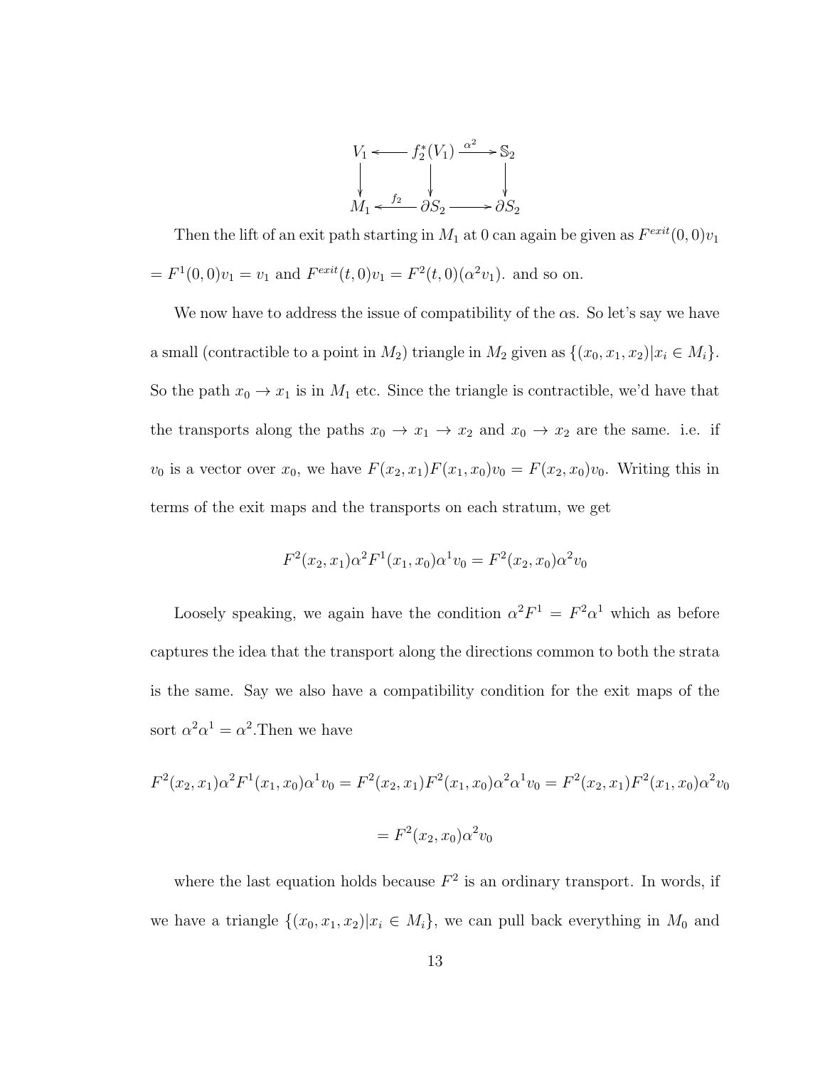$$
\begin{array}{ccccc}
V_1 & \longleftarrow & f_2^*(V_1) & \xrightarrow{\alpha^2} & \mathbb{S}_2 \\
\downarrow & & \downarrow & & \downarrow \\
M_1 & \xleftarrow{f_2} & \partial S_2 & \longrightarrow & \partial S_2
\end{array}
$$

Then the lift of an exit path starting in $M_1$ at 0 can again be given as $F^{exit}(0,0)v_1 = F^1(0,0)v_1 = v_1$ and $F^{exit}(t,0)v_1 = F^2(t,0)(\alpha^2 v_1)$. and so on.

We now have to address the issue of compatibility of the $\alpha$s. So let's say we have a small (contractible to a point in $M_2$) triangle in $M_2$ given as $\{(x_0, x_1, x_2)|x_i \in M_i\}$. So the path $x_0 \to x_1$ is in $M_1$ etc. Since the triangle is contractible, we'd have that the transports along the paths $x_0 \to x_1 \to x_2$ and $x_0 \to x_2$ are the same. i.e. if $v_0$ is a vector over $x_0$, we have $F(x_2, x_1)F(x_1, x_0)v_0 = F(x_2, x_0)v_0$. Writing this in terms of the exit maps and the transports on each stratum, we get

$$F^2(x_2, x_1)\alpha^2 F^1(x_1, x_0)\alpha^1 v_0 = F^2(x_2, x_0)\alpha^2 v_0$$

Loosely speaking, we again have the condition $\alpha^2 F^1 = F^2 \alpha^1$ which as before captures the idea that the transport along the directions common to both the strata is the same. Say we also have a compatibility condition for the exit maps of the sort $\alpha^2\alpha^1 = \alpha^2$.Then we have

$$F^2(x_2, x_1)\alpha^2 F^1(x_1, x_0)\alpha^1 v_0 = F^2(x_2, x_1)F^2(x_1, x_0)\alpha^2\alpha^1 v_0 = F^2(x_2, x_1)F^2(x_1, x_0)\alpha^2 v_0$$

$$= F^2(x_2, x_0)\alpha^2 v_0$$

where the last equation holds because $F^2$ is an ordinary transport. In words, if we have a triangle $\{(x_0, x_1, x_2)|x_i \in M_i\}$, we can pull back everything in $M_0$ and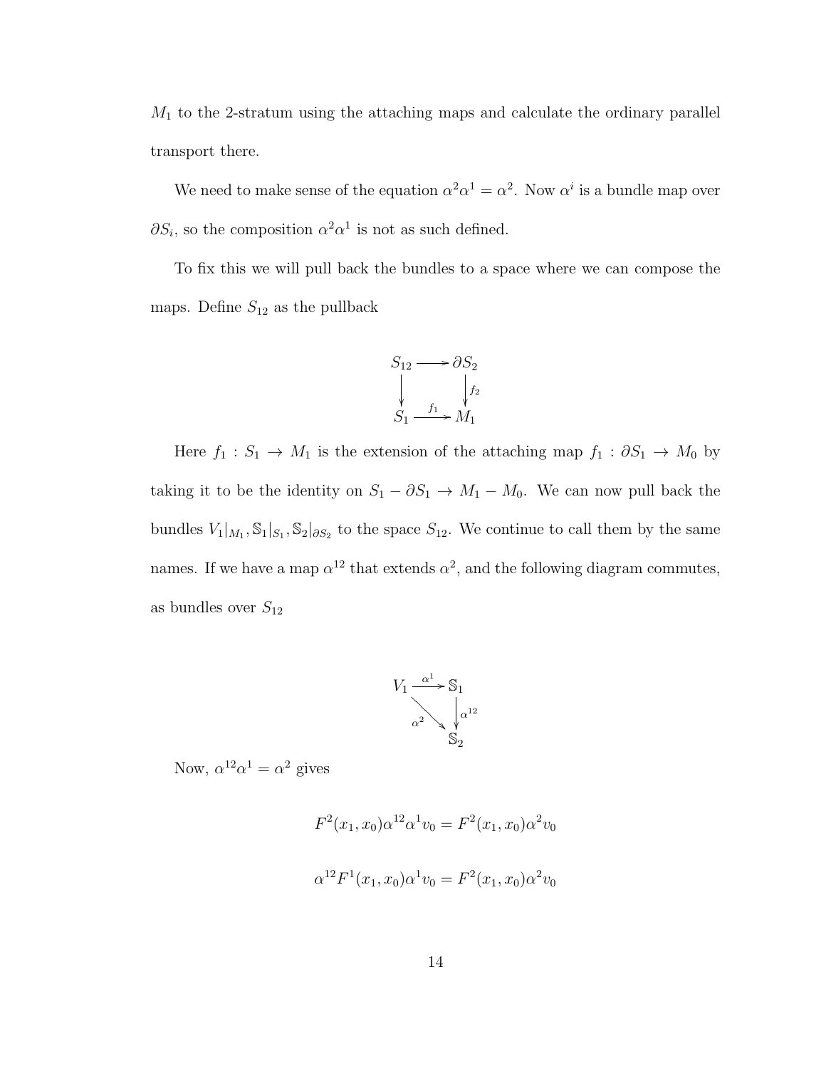$M_1$ to the 2-stratum using the attaching maps and calculate the ordinary parallel transport there.

We need to make sense of the equation $\alpha^2\alpha^1 = \alpha^2$. Now $\alpha^i$ is a bundle map over $\partial S_i$, so the composition $\alpha^2\alpha^1$ is not as such defined.

To fix this we will pull back the bundles to a space where we can compose the maps. Define $S_{12}$ as the pullback

$$\begin{array}{ccc} S_{12} & \longrightarrow & \partial S_2 \\ \downarrow & & \downarrow f_2 \\ S_1 & \xrightarrow{f_1} & M_1 \end{array}$$

Here $f_1 : S_1 \to M_1$ is the extension of the attaching map $f_1 : \partial S_1 \to M_0$ by taking it to be the identity on $S_1 - \partial S_1 \to M_1 - M_0$. We can now pull back the bundles $V_1|_{M_1}, \mathbb{S}_1|_{S_1}, \mathbb{S}_2|_{\partial S_2}$ to the space $S_{12}$. We continue to call them by the same names. If we have a map $\alpha^{12}$ that extends $\alpha^2$, and the following diagram commutes, as bundles over $S_{12}$

$$\begin{array}{ccc} V_1 & \xrightarrow{\alpha^1} & \mathbb{S}_1 \\ & \searrow^{\alpha^2} & \downarrow \alpha^{12} \\ & & \mathbb{S}_2 \end{array}$$

Now, $\alpha^{12}\alpha^1 = \alpha^2$ gives

$$F^2(x_1, x_0)\alpha^{12}\alpha^1 v_0 = F^2(x_1, x_0)\alpha^2 v_0$$

$$\alpha^{12} F^1(x_1, x_0)\alpha^1 v_0 = F^2(x_1, x_0)\alpha^2 v_0$$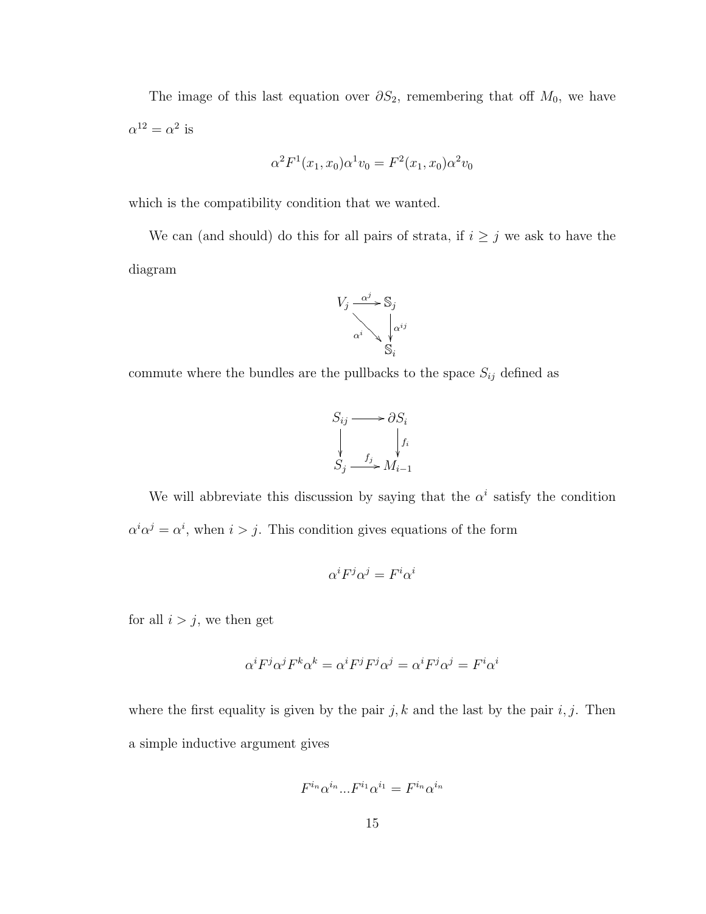The image of this last equation over $\partial S_2$, remembering that off $M_0$, we have $\alpha^{12} = \alpha^2$ is

$$\alpha^2 F^1(x_1, x_0)\alpha^1 v_0 = F^2(x_1, x_0)\alpha^2 v_0$$

which is the compatibility condition that we wanted.

We can (and should) do this for all pairs of strata, if $i \geq j$ we ask to have the diagram

$$\begin{array}{ccc} V_j & \xrightarrow{\alpha^j} & \mathbb{S}_j \\ & \searrow^{\alpha^i} & \downarrow{\scriptstyle \alpha^{ij}} \\ & & \mathbb{S}_i \end{array}$$

commute where the bundles are the pullbacks to the space $S_{ij}$ defined as

$$\begin{array}{ccc} S_{ij} & \longrightarrow & \partial S_i \\ \downarrow & & \downarrow{\scriptstyle f_i} \\ S_j & \xrightarrow{f_j} & M_{i-1} \end{array}$$

We will abbreviate this discussion by saying that the $\alpha^i$ satisfy the condition $\alpha^i \alpha^j = \alpha^i$, when $i > j$. This condition gives equations of the form

$$\alpha^i F^j \alpha^j = F^i \alpha^i$$

for all $i > j$, we then get

$$\alpha^i F^j \alpha^j F^k \alpha^k = \alpha^i F^j F^j \alpha^j = \alpha^i F^j \alpha^j = F^i \alpha^i$$

where the first equality is given by the pair $j, k$ and the last by the pair $i, j$. Then a simple inductive argument gives

$$F^{i_n} \alpha^{i_n} ... F^{i_1} \alpha^{i_1} = F^{i_n} \alpha^{i_n}$$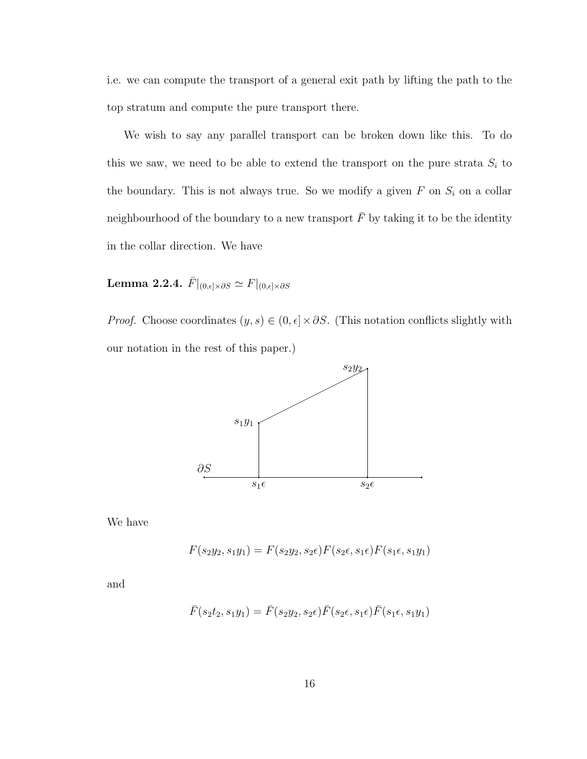i.e. we can compute the transport of a general exit path by lifting the path to the top stratum and compute the pure transport there.

We wish to say any parallel transport can be broken down like this. To do this we saw, we need to be able to extend the transport on the pure strata $S_i$ to the boundary. This is not always true. So we modify a given $F$ on $S_i$ on a collar neighbourhood of the boundary to a new transport $\bar{F}$ by taking it to be the identity in the collar direction. We have

**Lemma 2.2.4.** $\bar{F}|_{(0,\epsilon]\times\partial S} \simeq F|_{(0,\epsilon]\times\partial S}$

*Proof.* Choose coordinates $(y, s) \in (0, \epsilon] \times \partial S$. (This notation conflicts slightly with our notation in the rest of this paper.)

We have

$$F(s_2y_2, s_1y_1) = F(s_2y_2, s_2\epsilon)F(s_2\epsilon, s_1\epsilon)F(s_1\epsilon, s_1y_1)$$

and

$$\bar{F}(s_2t_2, s_1y_1) = \bar{F}(s_2y_2, s_2\epsilon)\bar{F}(s_2\epsilon, s_1\epsilon)\bar{F}(s_1\epsilon, s_1y_1)$$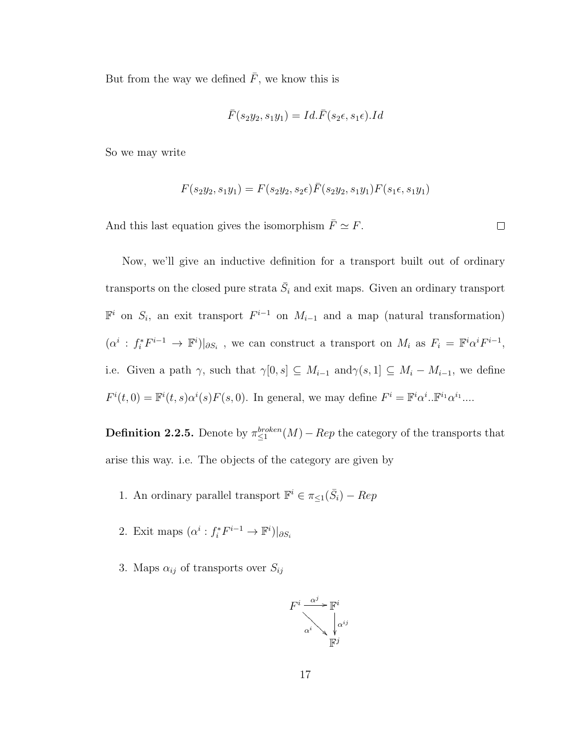But from the way we defined $\bar{F}$, we know this is

$$\bar{F}(s_2 y_2, s_1 y_1) = Id.\bar{F}(s_2 \epsilon, s_1 \epsilon).Id$$

So we may write

$$F(s_2 y_2, s_1 y_1) = F(s_2 y_2, s_2 \epsilon)\bar{F}(s_2 y_2, s_1 y_1)F(s_1 \epsilon, s_1 y_1)$$

And this last equation gives the isomorphism $\bar{F} \simeq F$. $\square$

Now, we'll give an inductive definition for a transport built out of ordinary transports on the closed pure strata $\bar{S}_i$ and exit maps. Given an ordinary transport $\mathbb{F}^i$ on $S_i$, an exit transport $F^{i-1}$ on $M_{i-1}$ and a map (natural transformation) $(\alpha^i : f_i^* F^{i-1} \to \mathbb{F}^i)|_{\partial S_i}$ , we can construct a transport on $M_i$ as $F_i = \mathbb{F}^i \alpha^i F^{i-1}$, i.e. Given a path $\gamma$, such that $\gamma[0, s] \subseteq M_{i-1}$ and$\gamma(s, 1] \subseteq M_i - M_{i-1}$, we define $F^i(t, 0) = \mathbb{F}^i(t, s)\alpha^i(s)F(s, 0)$. In general, we may define $F^i = \mathbb{F}^i \alpha^i..\mathbb{F}^{i_1}\alpha^{i_1}....$

**Definition 2.2.5.** Denote by $\pi_{\leq 1}^{broken}(M) - Rep$ the category of the transports that arise this way. i.e. The objects of the category are given by

1. An ordinary parallel transport $\mathbb{F}^i \in \pi_{\leq 1}(\bar{S}_i) - Rep$
2. Exit maps $(\alpha^i : f_i^* F^{i-1} \to \mathbb{F}^i)|_{\partial S_i}$
3. Maps $\alpha_{ij}$ of transports over $S_{ij}$

$$\begin{array}{ccc} F^i & \xrightarrow{\alpha^j} & \mathbb{F}^i \\ & \searrow^{\alpha^i} & \downarrow{\scriptstyle \alpha^{ij}} \\ & & \mathbb{F}^j \end{array}$$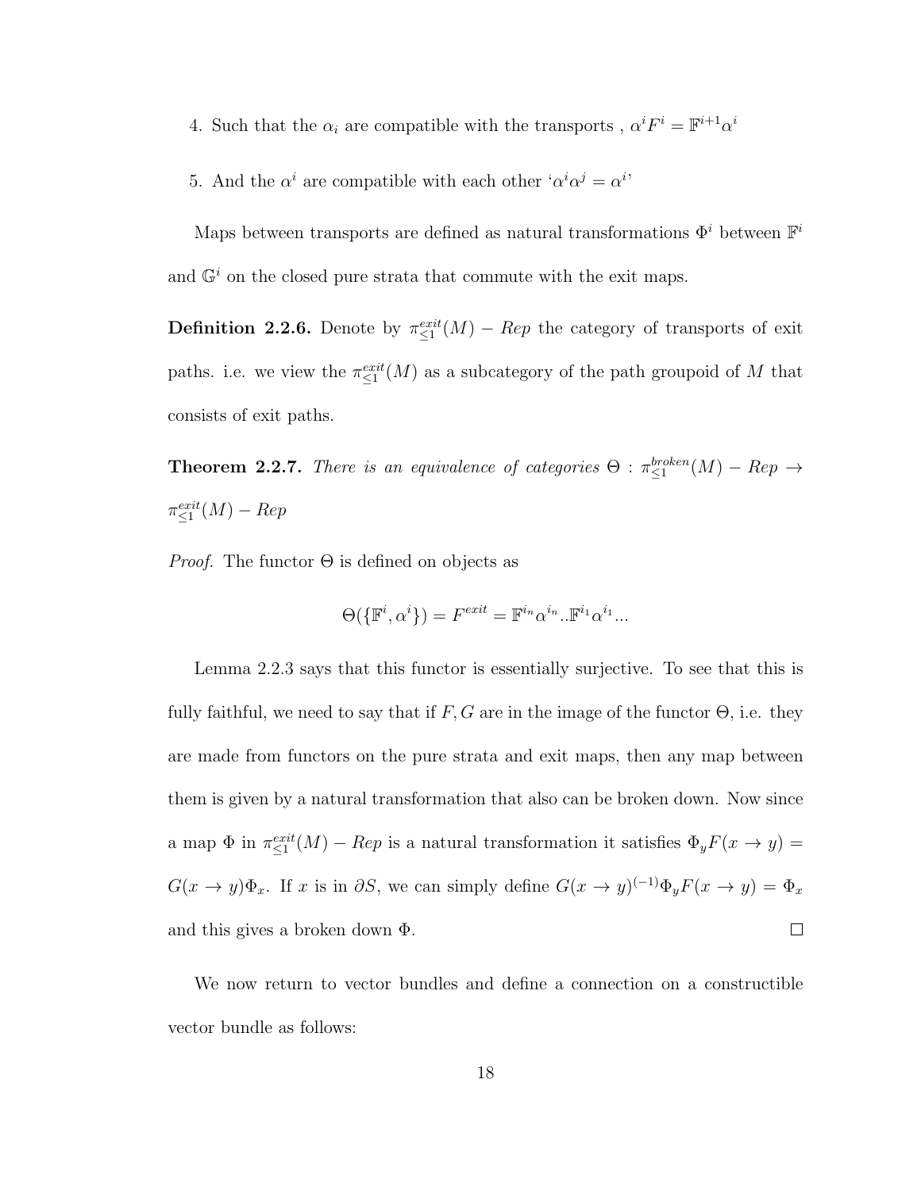4. Such that the $\alpha_i$ are compatible with the transports , $\alpha^i F^i = \mathbb{F}^{i+1}\alpha^i$

5. And the $\alpha^i$ are compatible with each other '$\alpha^i\alpha^j = \alpha^i$'

Maps between transports are defined as natural transformations $\Phi^i$ between $\mathbb{F}^i$ and $\mathbb{G}^i$ on the closed pure strata that commute with the exit maps.

**Definition 2.2.6.** Denote by $\pi_{\leq 1}^{exit}(M) - Rep$ the category of transports of exit paths. i.e. we view the $\pi_{\leq 1}^{exit}(M)$ as a subcategory of the path groupoid of $M$ that consists of exit paths.

**Theorem 2.2.7.** *There is an equivalence of categories* $\Theta : \pi_{\leq 1}^{broken}(M) - Rep \to \pi_{\leq 1}^{exit}(M) - Rep$

*Proof.* The functor $\Theta$ is defined on objects as

$$\Theta(\{\mathbb{F}^i, \alpha^i\}) = F^{exit} = \mathbb{F}^{i_n}\alpha^{i_n}..\mathbb{F}^{i_1}\alpha^{i_1}...$$

Lemma 2.2.3 says that this functor is essentially surjective. To see that this is fully faithful, we need to say that if $F, G$ are in the image of the functor $\Theta$, i.e. they are made from functors on the pure strata and exit maps, then any map between them is given by a natural transformation that also can be broken down. Now since a map $\Phi$ in $\pi_{\leq 1}^{exit}(M) - Rep$ is a natural transformation it satisfies $\Phi_y F(x \to y) = G(x \to y)\Phi_x$. If $x$ is in $\partial S$, we can simply define $G(x \to y)^{(-1)}\Phi_y F(x \to y) = \Phi_x$ and this gives a broken down $\Phi$. $\square$

We now return to vector bundles and define a connection on a constructible vector bundle as follows: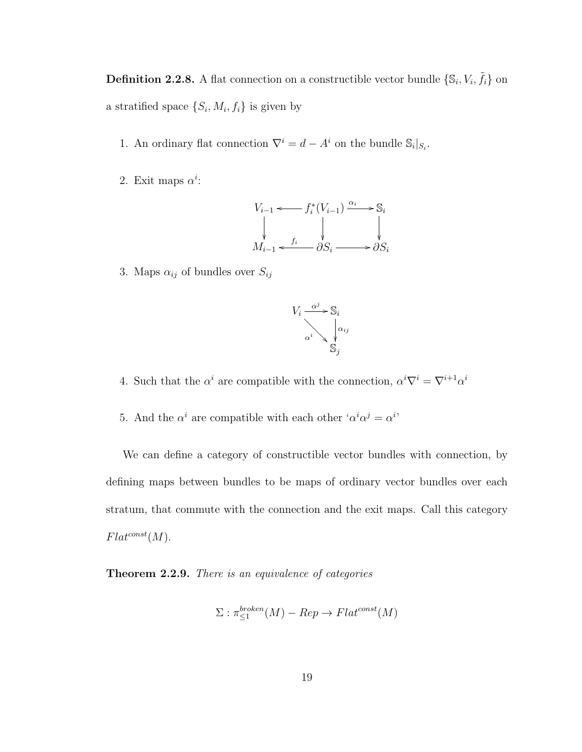**Definition 2.2.8.** A flat connection on a constructible vector bundle $\{\mathbb{S}_i, V_i, \tilde{f}_i\}$ on a stratified space $\{S_i, M_i, f_i\}$ is given by

1. An ordinary flat connection $\nabla^i = d - A^i$ on the bundle $\mathbb{S}_i|_{S_i}$.

2. Exit maps $\alpha^i$:

$$\begin{array}{ccccc} V_{i-1} & \longleftarrow & f_i^*(V_{i-1}) & \xrightarrow{\alpha_i} & \mathbb{S}_i \\ \downarrow & & \downarrow & & \downarrow \\ M_{i-1} & \xleftarrow{f_i} & \partial S_i & \longrightarrow & \partial S_i \end{array}$$

3. Maps $\alpha_{ij}$ of bundles over $S_{ij}$

$$\begin{array}{ccc} V_i & \xrightarrow{\alpha^j} & \mathbb{S}_i \\ & \searrow^{\alpha^i} & \downarrow{\scriptstyle \alpha_{ij}} \\ & & \mathbb{S}_j \end{array}$$

4. Such that the $\alpha^i$ are compatible with the connection, $\alpha^i \nabla^i = \nabla^{i+1} \alpha^i$

5. And the $\alpha^i$ are compatible with each other '$\alpha^i \alpha^j = \alpha^i$'

We can define a category of constructible vector bundles with connection, by defining maps between bundles to be maps of ordinary vector bundles over each stratum, that commute with the connection and the exit maps. Call this category $Flat^{const}(M)$.

**Theorem 2.2.9.** *There is an equivalence of categories*

$$\Sigma : \pi_{\leq 1}^{broken}(M) - Rep \to Flat^{const}(M)$$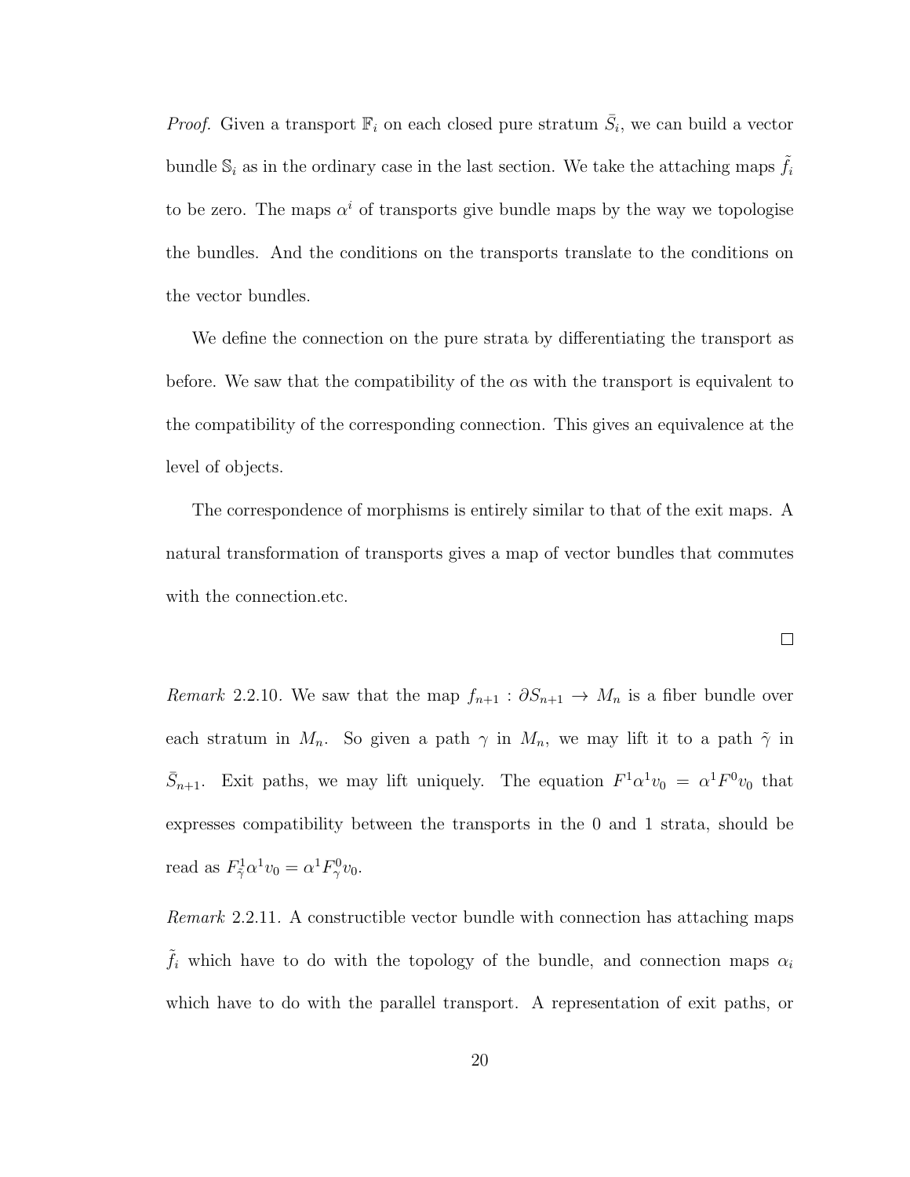*Proof.* Given a transport $\mathbb{F}_i$ on each closed pure stratum $\bar{S}_i$, we can build a vector bundle $\mathbb{S}_i$ as in the ordinary case in the last section. We take the attaching maps $\tilde{f}_i$ to be zero. The maps $\alpha^i$ of transports give bundle maps by the way we topologise the bundles. And the conditions on the transports translate to the conditions on the vector bundles.

We define the connection on the pure strata by differentiating the transport as before. We saw that the compatibility of the $\alpha$s with the transport is equivalent to the compatibility of the corresponding connection. This gives an equivalence at the level of objects.

The correspondence of morphisms is entirely similar to that of the exit maps. A natural transformation of transports gives a map of vector bundles that commutes with the connection.etc.

□

*Remark* 2.2.10. We saw that the map $f_{n+1} : \partial S_{n+1} \to M_n$ is a fiber bundle over each stratum in $M_n$. So given a path $\gamma$ in $M_n$, we may lift it to a path $\tilde{\gamma}$ in $\bar{S}_{n+1}$. Exit paths, we may lift uniquely. The equation $F^1\alpha^1 v_0 = \alpha^1 F^0 v_0$ that expresses compatibility between the transports in the 0 and 1 strata, should be read as $F^1_{\tilde{\gamma}}\alpha^1 v_0 = \alpha^1 F^0_{\gamma} v_0$.

*Remark* 2.2.11. A constructible vector bundle with connection has attaching maps $\tilde{f}_i$ which have to do with the topology of the bundle, and connection maps $\alpha_i$ which have to do with the parallel transport. A representation of exit paths, or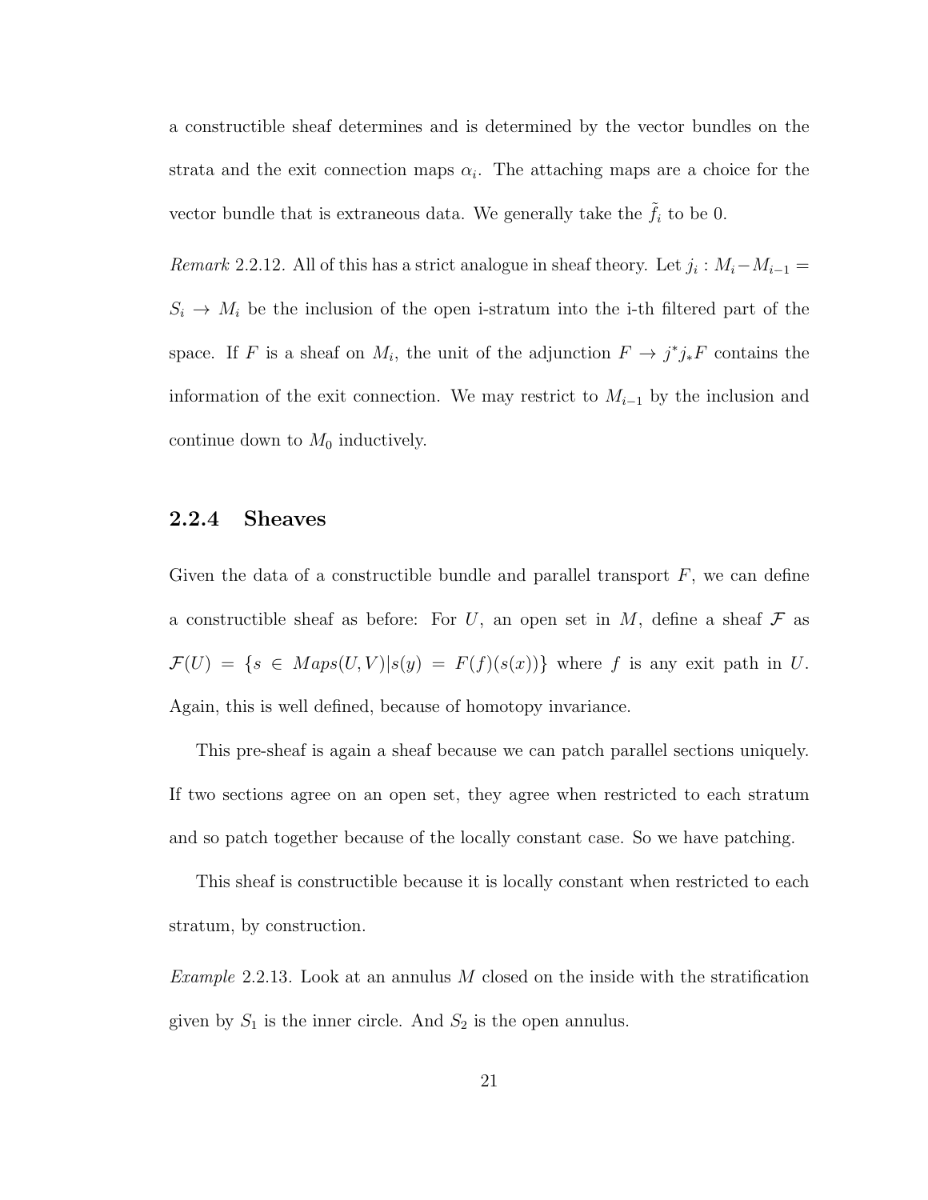a constructible sheaf determines and is determined by the vector bundles on the strata and the exit connection maps $\alpha_i$. The attaching maps are a choice for the vector bundle that is extraneous data. We generally take the $\tilde{f}_i$ to be 0.

*Remark* 2.2.12. All of this has a strict analogue in sheaf theory. Let $j_i : M_i - M_{i-1} = S_i \to M_i$ be the inclusion of the open i-stratum into the i-th filtered part of the space. If $F$ is a sheaf on $M_i$, the unit of the adjunction $F \to j^* j_* F$ contains the information of the exit connection. We may restrict to $M_{i-1}$ by the inclusion and continue down to $M_0$ inductively.

### 2.2.4 Sheaves

Given the data of a constructible bundle and parallel transport $F$, we can define a constructible sheaf as before: For $U$, an open set in $M$, define a sheaf $\mathcal{F}$ as $\mathcal{F}(U) = \{s \in Maps(U, V) | s(y) = F(f)(s(x))\}$ where $f$ is any exit path in $U$. Again, this is well defined, because of homotopy invariance.

This pre-sheaf is again a sheaf because we can patch parallel sections uniquely. If two sections agree on an open set, they agree when restricted to each stratum and so patch together because of the locally constant case. So we have patching.

This sheaf is constructible because it is locally constant when restricted to each stratum, by construction.

*Example* 2.2.13. Look at an annulus $M$ closed on the inside with the stratification given by $S_1$ is the inner circle. And $S_2$ is the open annulus.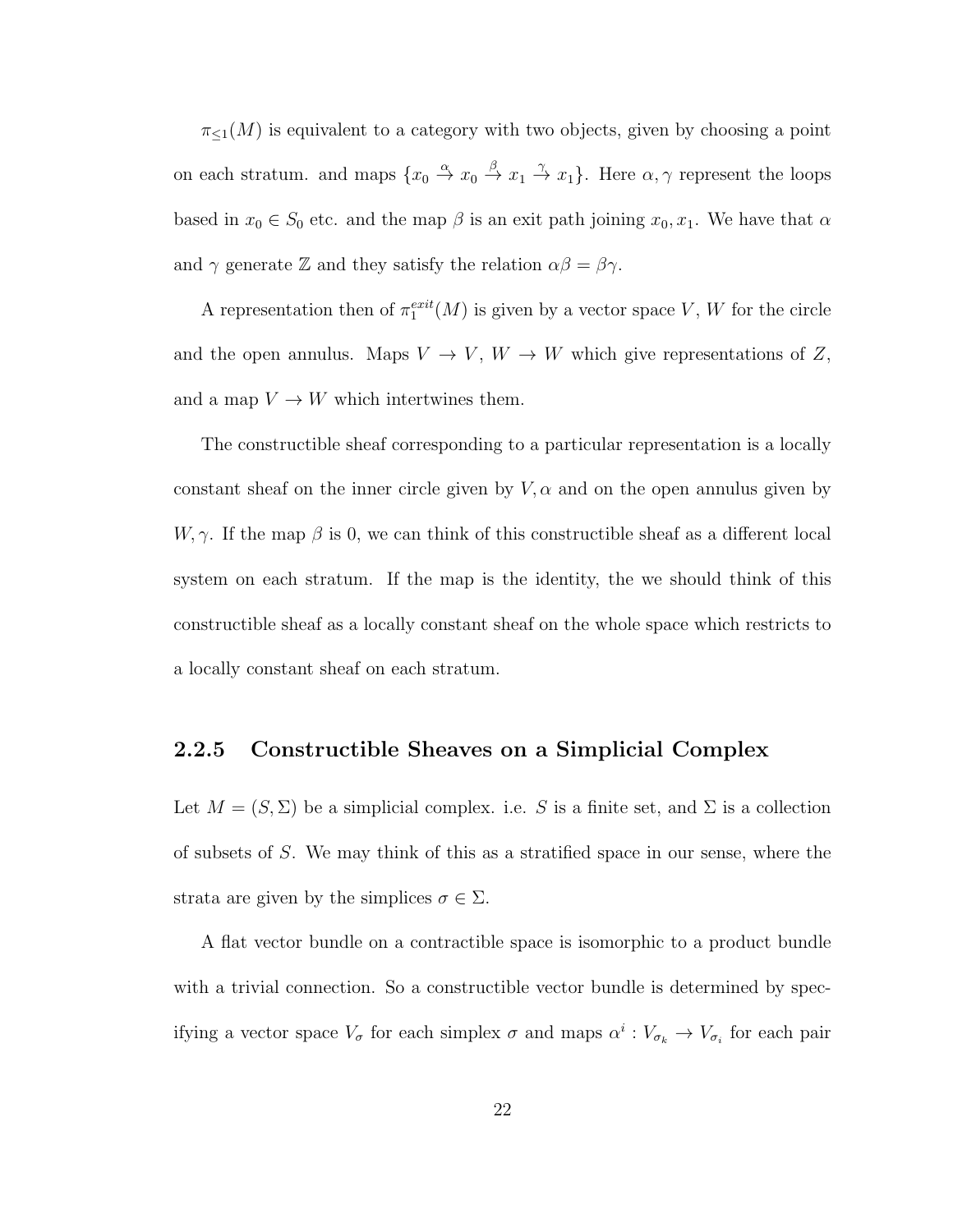$\pi_{\leq 1}(M)$ is equivalent to a category with two objects, given by choosing a point on each stratum. and maps $\{x_0 \xrightarrow{\alpha} x_0 \xrightarrow{\beta} x_1 \xrightarrow{\gamma} x_1\}$. Here $\alpha, \gamma$ represent the loops based in $x_0 \in S_0$ etc. and the map $\beta$ is an exit path joining $x_0, x_1$. We have that $\alpha$ and $\gamma$ generate $\mathbb{Z}$ and they satisfy the relation $\alpha\beta = \beta\gamma$.

A representation then of $\pi_1^{exit}(M)$ is given by a vector space $V$, $W$ for the circle and the open annulus. Maps $V \to V$, $W \to W$ which give representations of $Z$, and a map $V \to W$ which intertwines them.

The constructible sheaf corresponding to a particular representation is a locally constant sheaf on the inner circle given by $V, \alpha$ and on the open annulus given by $W, \gamma$. If the map $\beta$ is 0, we can think of this constructible sheaf as a different local system on each stratum. If the map is the identity, the we should think of this constructible sheaf as a locally constant sheaf on the whole space which restricts to a locally constant sheaf on each stratum.

### 2.2.5 Constructible Sheaves on a Simplicial Complex

Let $M = (S, \Sigma)$ be a simplicial complex. i.e. $S$ is a finite set, and $\Sigma$ is a collection of subsets of $S$. We may think of this as a stratified space in our sense, where the strata are given by the simplices $\sigma \in \Sigma$.

A flat vector bundle on a contractible space is isomorphic to a product bundle with a trivial connection. So a constructible vector bundle is determined by specifying a vector space $V_\sigma$ for each simplex $\sigma$ and maps $\alpha^i : V_{\sigma_k} \to V_{\sigma_i}$ for each pair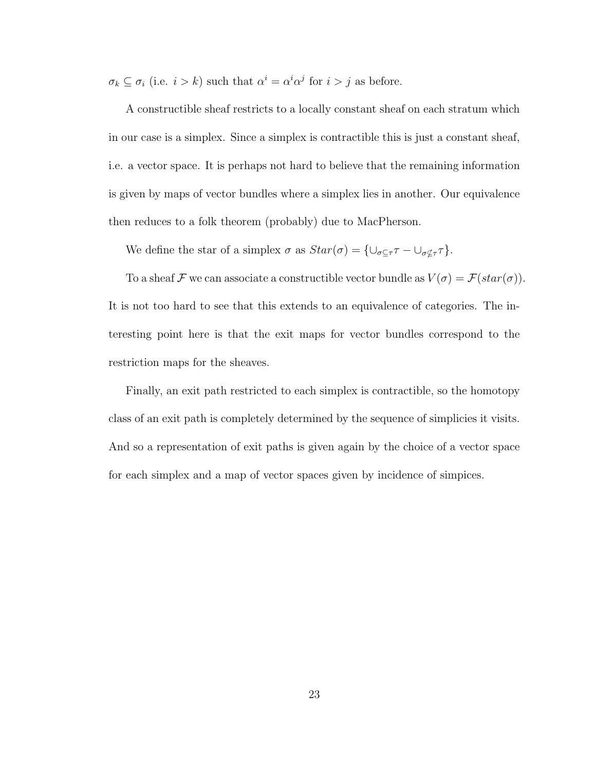$\sigma_k \subseteq \sigma_i$ (i.e. $i > k$) such that $\alpha^i = \alpha^i \alpha^j$ for $i > j$ as before.

A constructible sheaf restricts to a locally constant sheaf on each stratum which in our case is a simplex. Since a simplex is contractible this is just a constant sheaf, i.e. a vector space. It is perhaps not hard to believe that the remaining information is given by maps of vector bundles where a simplex lies in another. Our equivalence then reduces to a folk theorem (probably) due to MacPherson.

We define the star of a simplex $\sigma$ as $Star(\sigma) = \{\cup_{\sigma \subseteq \tau} \tau - \cup_{\sigma \nsubseteq \tau} \tau\}$.

To a sheaf $\mathcal{F}$ we can associate a constructible vector bundle as $V(\sigma) = \mathcal{F}(star(\sigma))$. It is not too hard to see that this extends to an equivalence of categories. The interesting point here is that the exit maps for vector bundles correspond to the restriction maps for the sheaves.

Finally, an exit path restricted to each simplex is contractible, so the homotopy class of an exit path is completely determined by the sequence of simplicies it visits. And so a representation of exit paths is given again by the choice of a vector space for each simplex and a map of vector spaces given by incidence of simpices.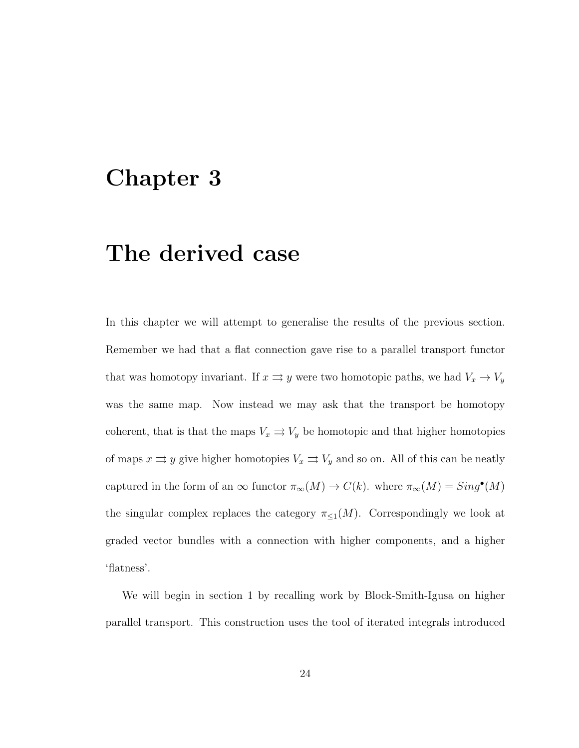# Chapter 3

# The derived case

In this chapter we will attempt to generalise the results of the previous section. Remember we had that a flat connection gave rise to a parallel transport functor that was homotopy invariant. If $x \rightrightarrows y$ were two homotopic paths, we had $V_x \to V_y$ was the same map. Now instead we may ask that the transport be homotopy coherent, that is that the maps $V_x \rightrightarrows V_y$ be homotopic and that higher homotopies of maps $x \rightrightarrows y$ give higher homotopies $V_x \rightrightarrows V_y$ and so on. All of this can be neatly captured in the form of an $\infty$ functor $\pi_\infty(M) \to C(k)$. where $\pi_\infty(M) = Sing^\bullet(M)$ the singular complex replaces the category $\pi_{\leq 1}(M)$. Correspondingly we look at graded vector bundles with a connection with higher components, and a higher 'flatness'.

We will begin in section 1 by recalling work by Block-Smith-Igusa on higher parallel transport. This construction uses the tool of iterated integrals introduced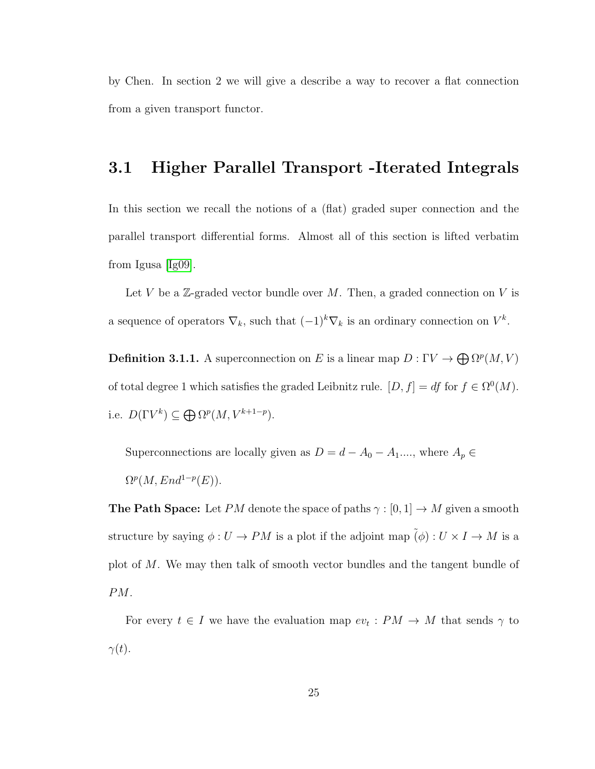by Chen. In section 2 we will give a describe a way to recover a flat connection from a given transport functor.

## 3.1 Higher Parallel Transport -Iterated Integrals

In this section we recall the notions of a (flat) graded super connection and the parallel transport differential forms. Almost all of this section is lifted verbatim from Igusa [Ig09].

Let $V$ be a $\mathbb{Z}$-graded vector bundle over $M$. Then, a graded connection on $V$ is a sequence of operators $\nabla_k$, such that $(-1)^k\nabla_k$ is an ordinary connection on $V^k$.

**Definition 3.1.1.** A superconnection on $E$ is a linear map $D : \Gamma V \to \bigoplus \Omega^p(M, V)$ of total degree 1 which satisfies the graded Leibnitz rule. $[D, f] = df$ for $f \in \Omega^0(M)$. i.e. $D(\Gamma V^k) \subseteq \bigoplus \Omega^p(M, V^{k+1-p})$.

Superconnections are locally given as $D = d - A_0 - A_1 ....$, where $A_p \in \Omega^p(M, End^{1-p}(E))$.

**The Path Space:** Let $PM$ denote the space of paths $\gamma : [0, 1] \to M$ given a smooth structure by saying $\phi : U \to PM$ is a plot if the adjoint map $\tilde{(\phi)} : U \times I \to M$ is a plot of $M$. We may then talk of smooth vector bundles and the tangent bundle of $PM$.

For every $t \in I$ we have the evaluation map $ev_t : PM \to M$ that sends $\gamma$ to $\gamma(t)$.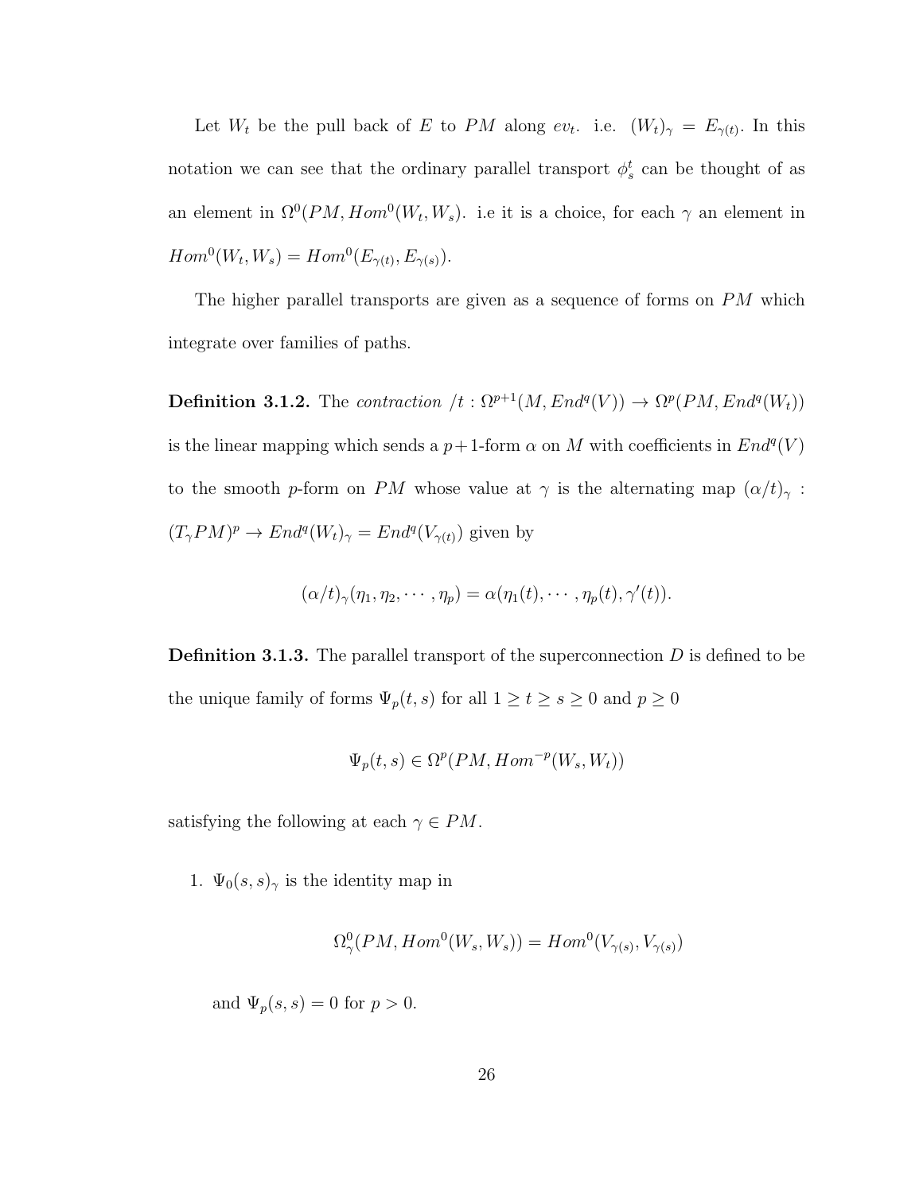Let $W_t$ be the pull back of $E$ to $PM$ along $ev_t$. i.e. $(W_t)_\gamma = E_{\gamma(t)}$. In this notation we can see that the ordinary parallel transport $\phi_s^t$ can be thought of as an element in $\Omega^0(PM, Hom^0(W_t, W_s)$. i.e it is a choice, for each $\gamma$ an element in $Hom^0(W_t, W_s) = Hom^0(E_{\gamma(t)}, E_{\gamma(s)})$.

The higher parallel transports are given as a sequence of forms on $PM$ which integrate over families of paths.

**Definition 3.1.2.** The *contraction* $/t : \Omega^{p+1}(M, End^q(V)) \to \Omega^p(PM, End^q(W_t))$ is the linear mapping which sends a $p+1$-form $\alpha$ on $M$ with coefficients in $End^q(V)$ to the smooth $p$-form on $PM$ whose value at $\gamma$ is the alternating map $(\alpha/t)_\gamma$ : $(T_\gamma PM)^p \to End^q(W_t)_\gamma = End^q(V_{\gamma(t)})$ given by

$$(\alpha/t)_\gamma(\eta_1, \eta_2, \cdots, \eta_p) = \alpha(\eta_1(t), \cdots, \eta_p(t), \gamma'(t)).$$

**Definition 3.1.3.** The parallel transport of the superconnection $D$ is defined to be the unique family of forms $\Psi_p(t, s)$ for all $1 \geq t \geq s \geq 0$ and $p \geq 0$

$$\Psi_p(t, s) \in \Omega^p(PM, Hom^{-p}(W_s, W_t))$$

satisfying the following at each $\gamma \in PM$.

1. $\Psi_0(s, s)_\gamma$ is the identity map in

$$\Omega^0_\gamma(PM, Hom^0(W_s, W_s)) = Hom^0(V_{\gamma(s)}, V_{\gamma(s)})$$

   and $\Psi_p(s, s) = 0$ for $p > 0$.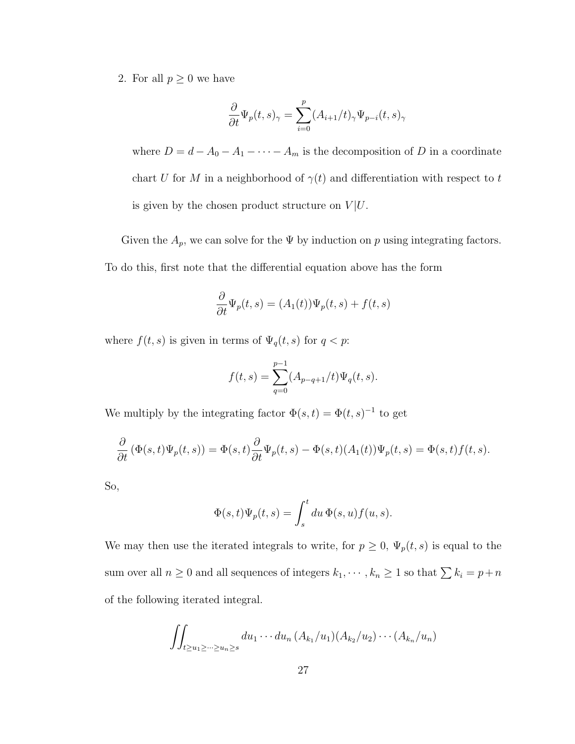2. For all $p \geq 0$ we have

$$\frac{\partial}{\partial t}\Psi_p(t,s)_\gamma = \sum_{i=0}^{p}(A_{i+1}/t)_\gamma \Psi_{p-i}(t,s)_\gamma$$

where $D = d - A_0 - A_1 - \cdots - A_m$ is the decomposition of $D$ in a coordinate chart $U$ for $M$ in a neighborhood of $\gamma(t)$ and differentiation with respect to $t$ is given by the chosen product structure on $V|U$.

Given the $A_p$, we can solve for the $\Psi$ by induction on $p$ using integrating factors. To do this, first note that the differential equation above has the form

$$\frac{\partial}{\partial t}\Psi_p(t,s) = (A_1(t))\Psi_p(t,s) + f(t,s)$$

where $f(t,s)$ is given in terms of $\Psi_q(t,s)$ for $q < p$:

$$f(t,s) = \sum_{q=0}^{p-1}(A_{p-q+1}/t)\Psi_q(t,s).$$

We multiply by the integrating factor $\Phi(s,t) = \Phi(t,s)^{-1}$ to get

$$\frac{\partial}{\partial t}\left(\Phi(s,t)\Psi_p(t,s)\right) = \Phi(s,t)\frac{\partial}{\partial t}\Psi_p(t,s) - \Phi(s,t)(A_1(t))\Psi_p(t,s) = \Phi(s,t)f(t,s).$$

So,

$$\Phi(s,t)\Psi_p(t,s) = \int_s^t du\, \Phi(s,u) f(u,s).$$

We may then use the iterated integrals to write, for $p \geq 0$, $\Psi_p(t,s)$ is equal to the sum over all $n \geq 0$ and all sequences of integers $k_1, \cdots, k_n \geq 1$ so that $\sum k_i = p + n$ of the following iterated integral.

$$\iint_{t \geq u_1 \geq \cdots \geq u_n \geq s} du_1 \cdots du_n\, (A_{k_1}/u_1)(A_{k_2}/u_2)\cdots(A_{k_n}/u_n)$$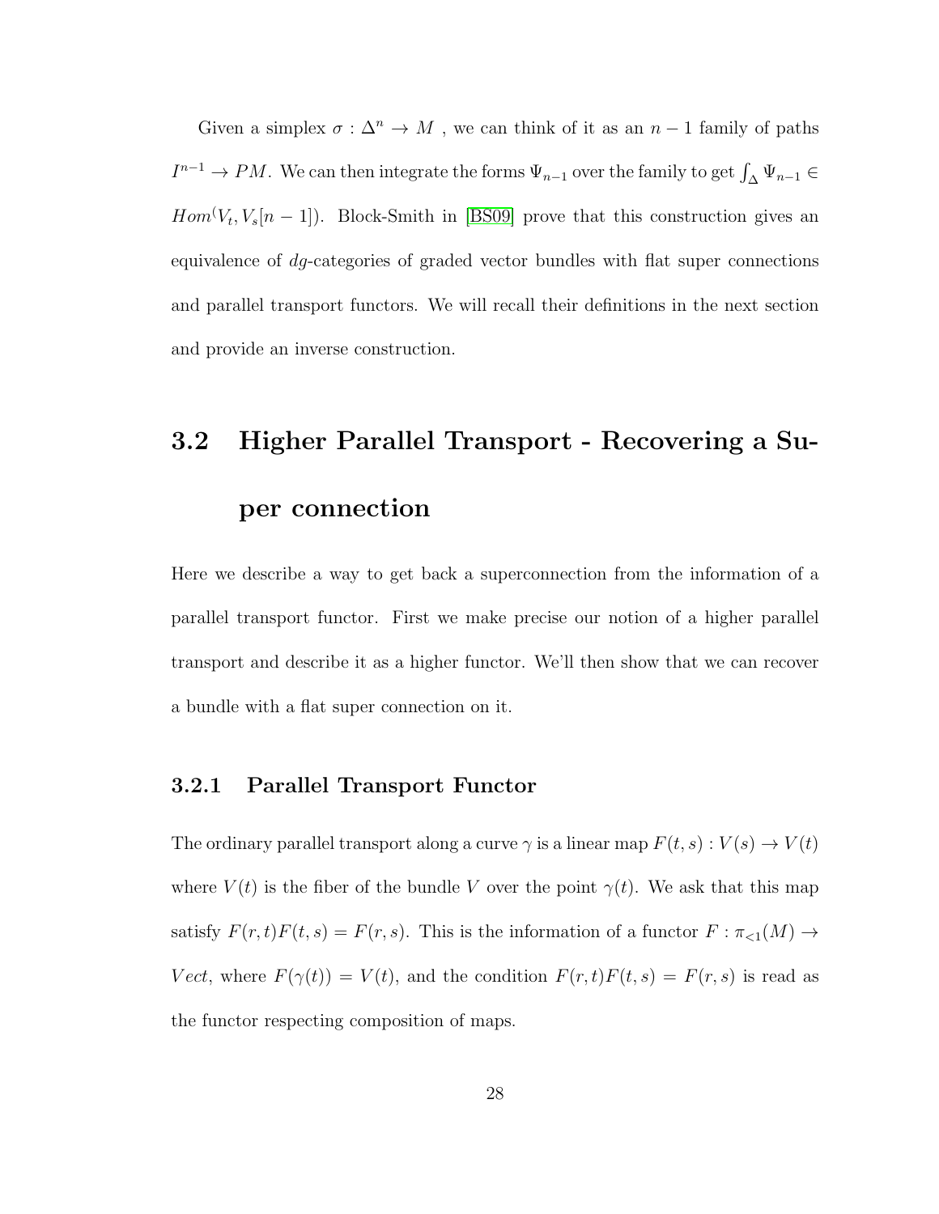Given a simplex $\sigma : \Delta^n \to M$ , we can think of it as an $n-1$ family of paths $I^{n-1} \to PM$. We can then integrate the forms $\Psi_{n-1}$ over the family to get $\int_\Delta \Psi_{n-1} \in Hom^(V_t, V_s[n-1])$. Block-Smith in [BS09] prove that this construction gives an equivalence of $dg$-categories of graded vector bundles with flat super connections and parallel transport functors. We will recall their definitions in the next section and provide an inverse construction.

## 3.2 Higher Parallel Transport - Recovering a Super connection

Here we describe a way to get back a superconnection from the information of a parallel transport functor. First we make precise our notion of a higher parallel transport and describe it as a higher functor. We'll then show that we can recover a bundle with a flat super connection on it.

### 3.2.1 Parallel Transport Functor

The ordinary parallel transport along a curve $\gamma$ is a linear map $F(t,s) : V(s) \to V(t)$ where $V(t)$ is the fiber of the bundle $V$ over the point $\gamma(t)$. We ask that this map satisfy $F(r,t)F(t,s) = F(r,s)$. This is the information of a functor $F : \pi_{<1}(M) \to Vect$, where $F(\gamma(t)) = V(t)$, and the condition $F(r,t)F(t,s) = F(r,s)$ is read as the functor respecting composition of maps.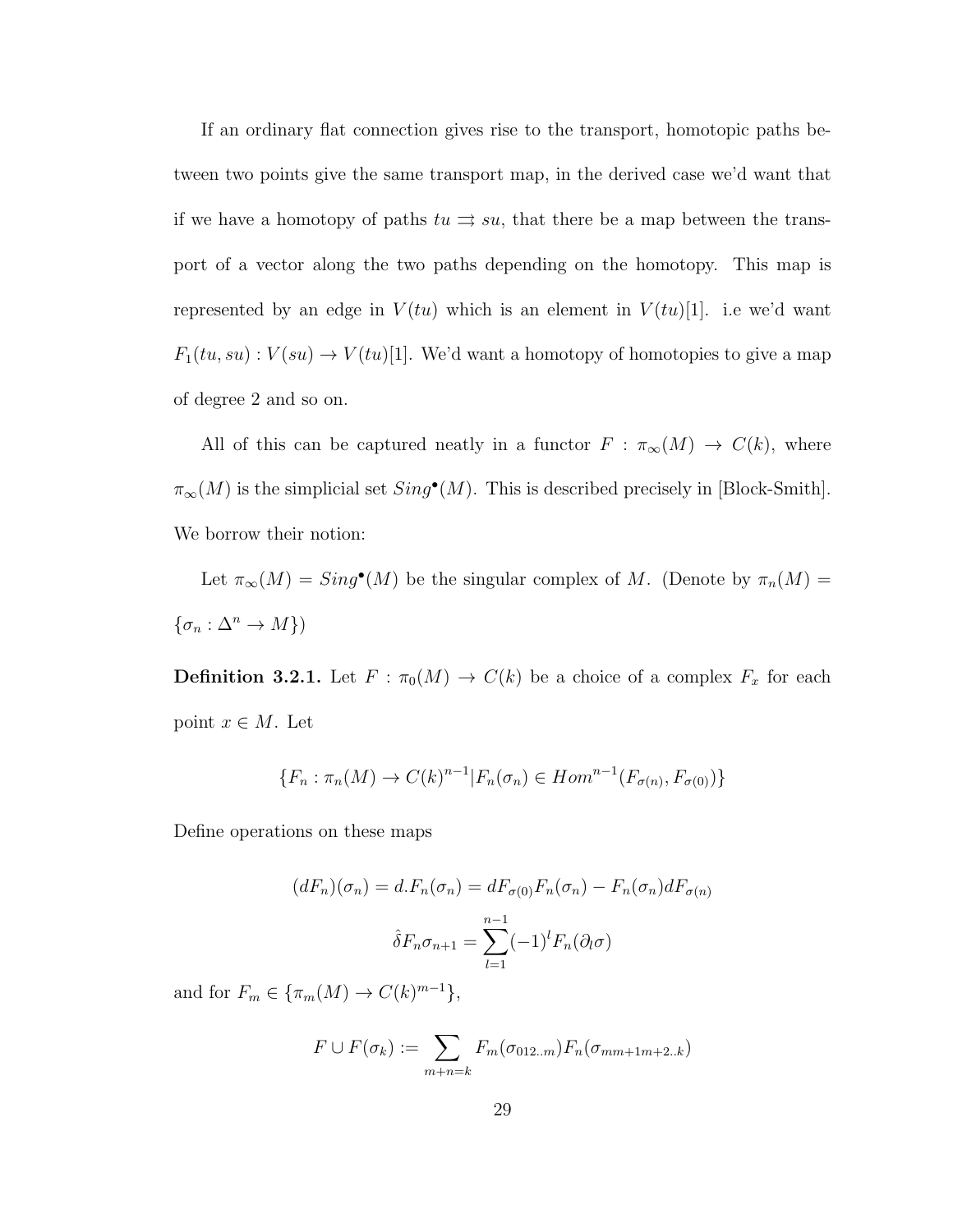If an ordinary flat connection gives rise to the transport, homotopic paths between two points give the same transport map, in the derived case we'd want that if we have a homotopy of paths $tu \rightrightarrows su$, that there be a map between the transport of a vector along the two paths depending on the homotopy. This map is represented by an edge in $V(tu)$ which is an element in $V(tu)[1]$. i.e we'd want $F_1(tu, su) : V(su) \to V(tu)[1]$. We'd want a homotopy of homotopies to give a map of degree 2 and so on.

All of this can be captured neatly in a functor $F : \pi_\infty(M) \to C(k)$, where $\pi_\infty(M)$ is the simplicial set $Sing^\bullet(M)$. This is described precisely in [Block-Smith]. We borrow their notion:

Let $\pi_\infty(M) = Sing^\bullet(M)$ be the singular complex of $M$. (Denote by $\pi_n(M) = \{\sigma_n : \Delta^n \to M\}$)

**Definition 3.2.1.** Let $F : \pi_0(M) \to C(k)$ be a choice of a complex $F_x$ for each point $x \in M$. Let

$$\{F_n : \pi_n(M) \to C(k)^{n-1} | F_n(\sigma_n) \in Hom^{n-1}(F_{\sigma(n)}, F_{\sigma(0)})\}$$

Define operations on these maps

$$(dF_n)(\sigma_n) = d.F_n(\sigma_n) = dF_{\sigma(0)}F_n(\sigma_n) - F_n(\sigma_n)dF_{\sigma(n)}$$

$$\hat{\delta}F_n\sigma_{n+1} = \sum_{l=1}^{n-1}(-1)^l F_n(\partial_l \sigma)$$

and for $F_m \in \{\pi_m(M) \to C(k)^{m-1}\}$,

$$F \cup F(\sigma_k) := \sum_{m+n=k} F_m(\sigma_{012..m})F_n(\sigma_{mm+1m+2..k})$$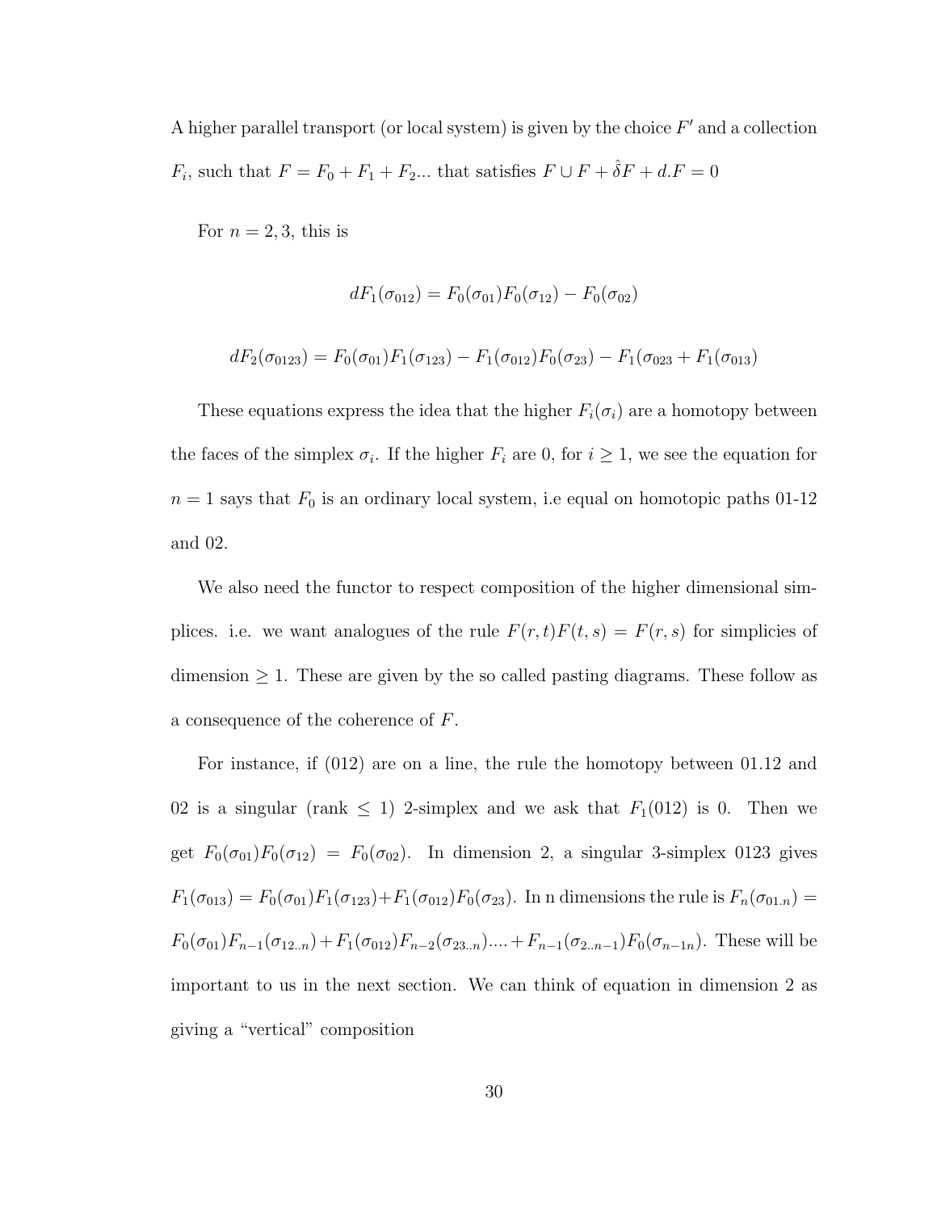A higher parallel transport (or local system) is given by the choice $F'$ and a collection $F_i$, such that $F = F_0 + F_1 + F_2 ...$ that satisfies $F \cup F + \hat{\delta} F + d.F = 0$

For $n = 2, 3$, this is

$$dF_1(\sigma_{012}) = F_0(\sigma_{01})F_0(\sigma_{12}) - F_0(\sigma_{02})$$

$$dF_2(\sigma_{0123}) = F_0(\sigma_{01})F_1(\sigma_{123}) - F_1(\sigma_{012})F_0(\sigma_{23}) - F_1(\sigma_{023} + F_1(\sigma_{013})$$

These equations express the idea that the higher $F_i(\sigma_i)$ are a homotopy between the faces of the simplex $\sigma_i$. If the higher $F_i$ are 0, for $i \geq 1$, we see the equation for $n = 1$ says that $F_0$ is an ordinary local system, i.e equal on homotopic paths 01-12 and 02.

We also need the functor to respect composition of the higher dimensional simplices. i.e. we want analogues of the rule $F(r, t)F(t, s) = F(r, s)$ for simplicies of dimension $\geq 1$. These are given by the so called pasting diagrams. These follow as a consequence of the coherence of $F$.

For instance, if (012) are on a line, the rule the homotopy between 01.12 and 02 is a singular (rank $\leq$ 1) 2-simplex and we ask that $F_1(012)$ is 0. Then we get $F_0(\sigma_{01})F_0(\sigma_{12}) = F_0(\sigma_{02})$. In dimension 2, a singular 3-simplex 0123 gives $F_1(\sigma_{013}) = F_0(\sigma_{01})F_1(\sigma_{123}) + F_1(\sigma_{012})F_0(\sigma_{23})$. In n dimensions the rule is $F_n(\sigma_{01.n}) = F_0(\sigma_{01})F_{n-1}(\sigma_{12..n}) + F_1(\sigma_{012})F_{n-2}(\sigma_{23..n}) .... + F_{n-1}(\sigma_{2..n-1})F_0(\sigma_{n-1n})$. These will be important to us in the next section. We can think of equation in dimension 2 as giving a "vertical" composition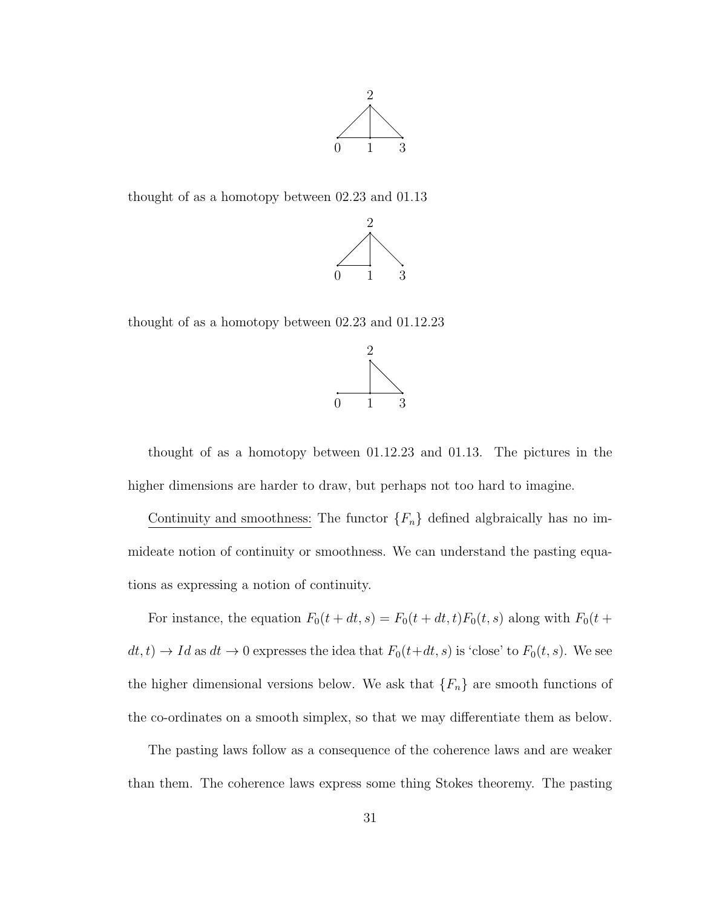thought of as a homotopy between 02.23 and 01.13

thought of as a homotopy between 02.23 and 01.12.23

thought of as a homotopy between 01.12.23 and 01.13. The pictures in the higher dimensions are harder to draw, but perhaps not too hard to imagine.

<u>Continuity and smoothness:</u> The functor $\{F_n\}$ defined algbraically has no immideate notion of continuity or smoothness. We can understand the pasting equations as expressing a notion of continuity.

For instance, the equation $F_0(t+dt,s) = F_0(t+dt,t)F_0(t,s)$ along with $F_0(t+dt,t) \to Id$ as $dt \to 0$ expresses the idea that $F_0(t+dt,s)$ is 'close' to $F_0(t,s)$. We see the higher dimensional versions below. We ask that $\{F_n\}$ are smooth functions of the co-ordinates on a smooth simplex, so that we may differentiate them as below.

The pasting laws follow as a consequence of the coherence laws and are weaker than them. The coherence laws express some thing Stokes theoremy. The pasting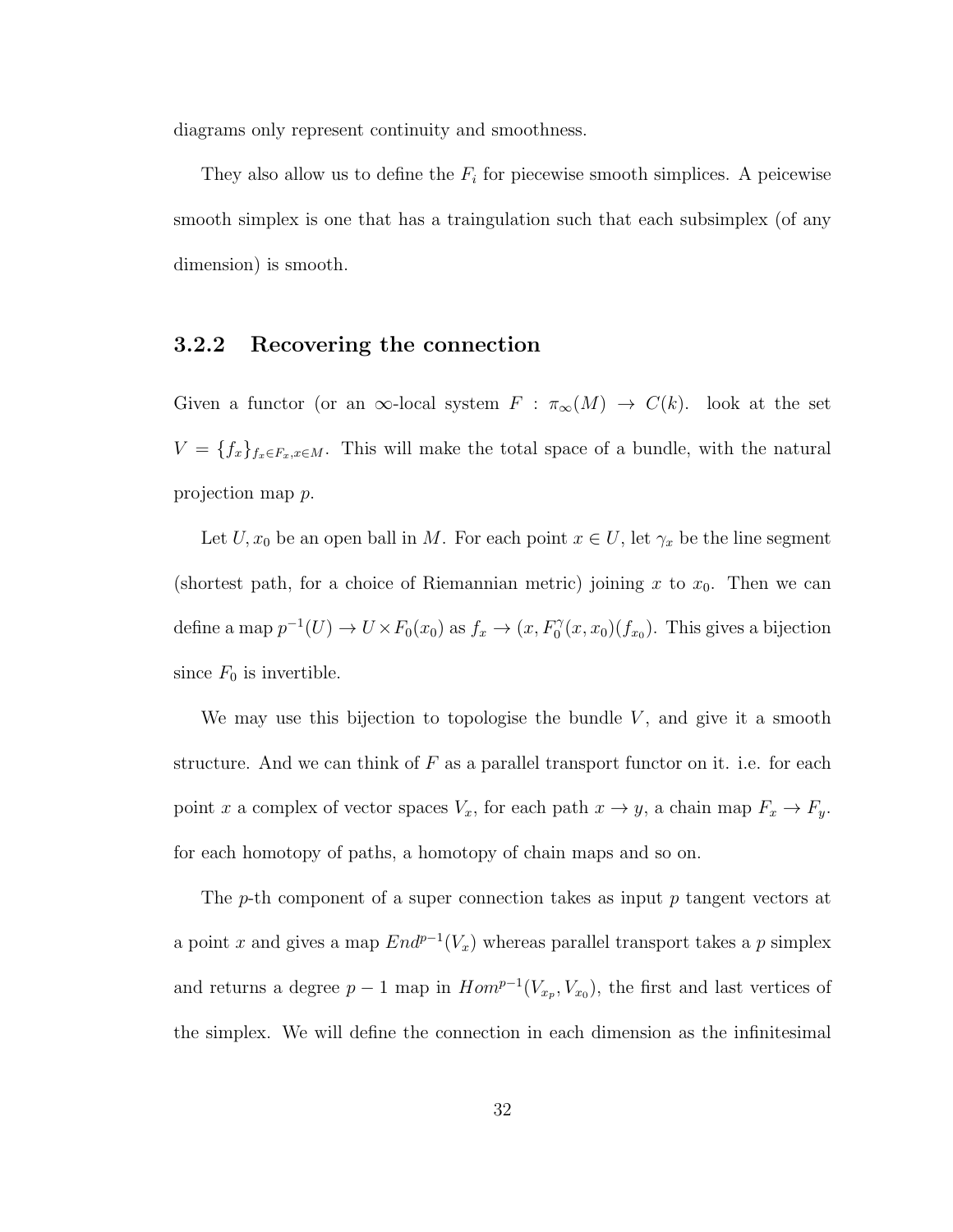diagrams only represent continuity and smoothness.

They also allow us to define the $F_i$ for piecewise smooth simplices. A peicewise smooth simplex is one that has a traingulation such that each subsimplex (of any dimension) is smooth.

### 3.2.2 Recovering the connection

Given a functor (or an $\infty$-local system $F : \pi_\infty(M) \to C(k)$. look at the set $V = \{f_x\}_{f_x \in F_x, x \in M}$. This will make the total space of a bundle, with the natural projection map $p$.

Let $U, x_0$ be an open ball in $M$. For each point $x \in U$, let $\gamma_x$ be the line segment (shortest path, for a choice of Riemannian metric) joining $x$ to $x_0$. Then we can define a map $p^{-1}(U) \to U \times F_0(x_0)$ as $f_x \to (x, F_0^\gamma(x, x_0)(f_{x_0})$. This gives a bijection since $F_0$ is invertible.

We may use this bijection to topologise the bundle $V$, and give it a smooth structure. And we can think of $F$ as a parallel transport functor on it. i.e. for each point $x$ a complex of vector spaces $V_x$, for each path $x \to y$, a chain map $F_x \to F_y$. for each homotopy of paths, a homotopy of chain maps and so on.

The $p$-th component of a super connection takes as input $p$ tangent vectors at a point $x$ and gives a map $End^{p-1}(V_x)$ whereas parallel transport takes a $p$ simplex and returns a degree $p-1$ map in $Hom^{p-1}(V_{x_p}, V_{x_0})$, the first and last vertices of the simplex. We will define the connection in each dimension as the infinitesimal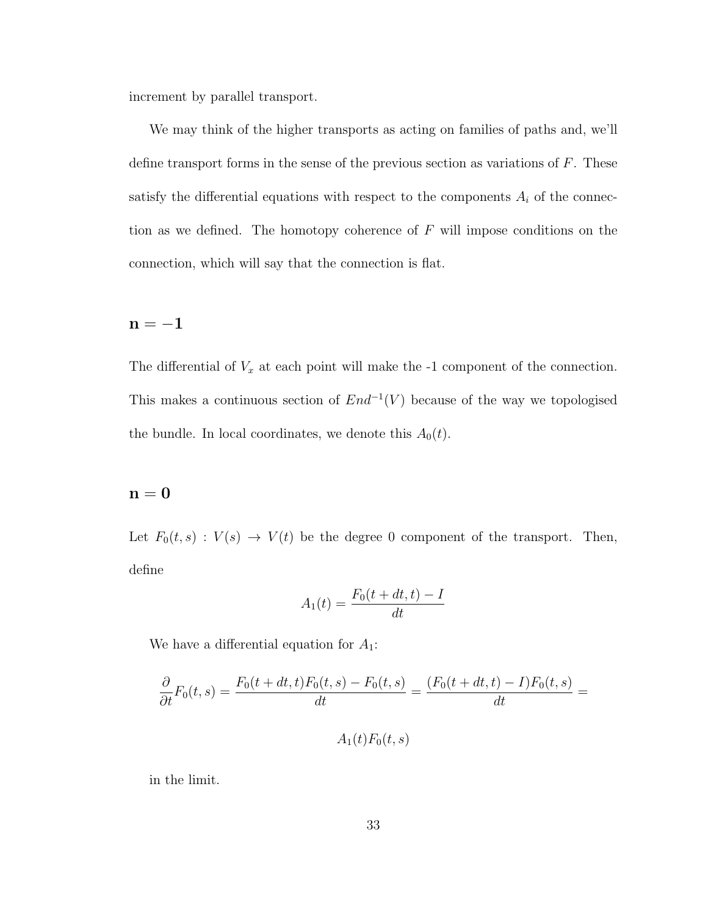increment by parallel transport.

We may think of the higher transports as acting on families of paths and, we'll define transport forms in the sense of the previous section as variations of $F$. These satisfy the differential equations with respect to the components $A_i$ of the connection as we defined. The homotopy coherence of $F$ will impose conditions on the connection, which will say that the connection is flat.

## $\mathbf{n = -1}$

The differential of $V_x$ at each point will make the -1 component of the connection. This makes a continuous section of $End^{-1}(V)$ because of the way we topologised the bundle. In local coordinates, we denote this $A_0(t)$.

## $\mathbf{n = 0}$

Let $F_0(t, s) : V(s) \to V(t)$ be the degree 0 component of the transport. Then, define

$$A_1(t) = \frac{F_0(t + dt, t) - I}{dt}$$

We have a differential equation for $A_1$:

$$\frac{\partial}{\partial t} F_0(t, s) = \frac{F_0(t + dt, t)F_0(t, s) - F_0(t, s)}{dt} = \frac{(F_0(t + dt, t) - I)F_0(t, s)}{dt} =$$

$$A_1(t)F_0(t, s)$$

in the limit.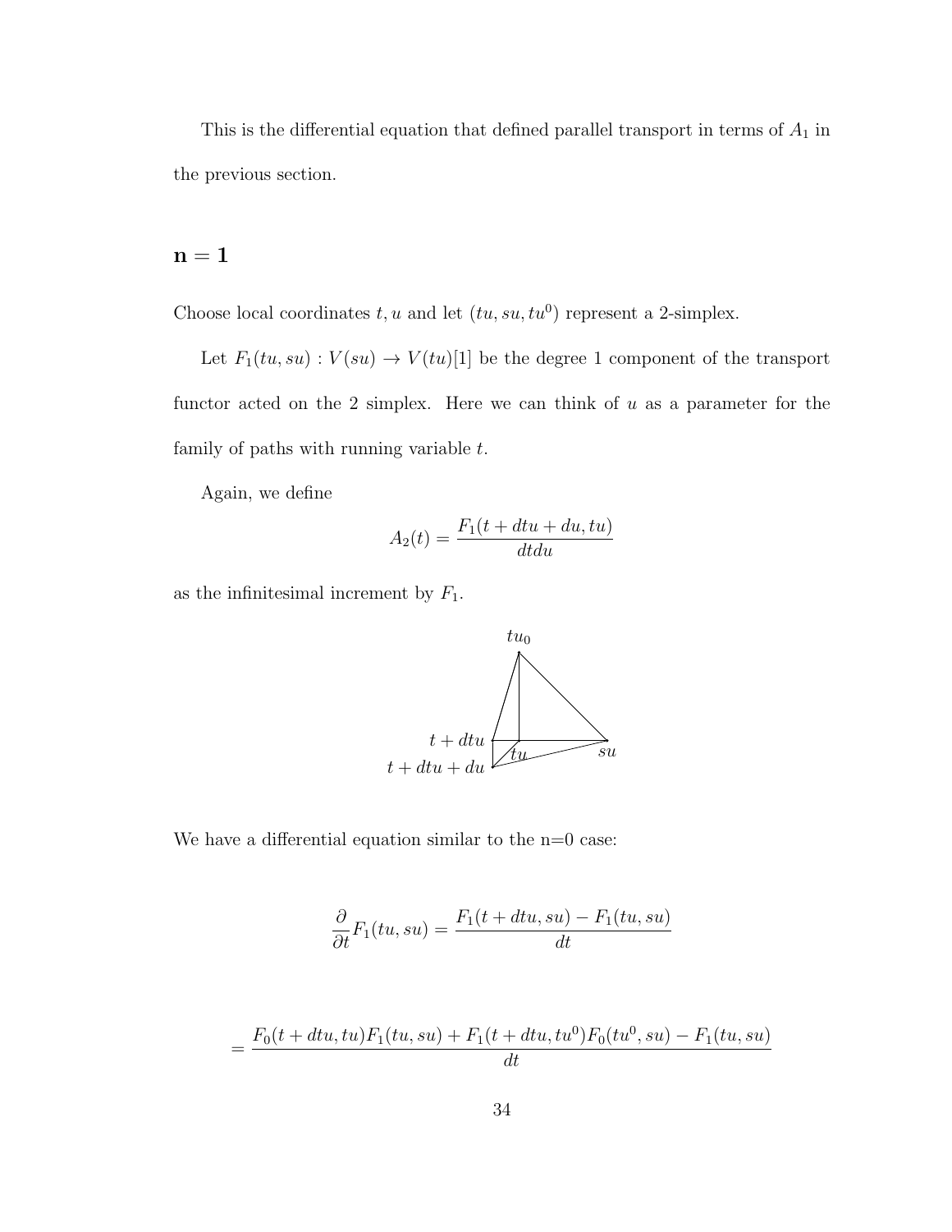This is the differential equation that defined parallel transport in terms of $A_1$ in the previous section.

## $\mathbf{n = 1}$

Choose local coordinates $t, u$ and let $(tu, su, tu^0)$ represent a 2-simplex.

Let $F_1(tu, su) : V(su) \to V(tu)[1]$ be the degree 1 component of the transport functor acted on the 2 simplex. Here we can think of $u$ as a parameter for the family of paths with running variable $t$.

Again, we define

$$A_2(t) = \frac{F_1(t + dtu + du, tu)}{dtdu}$$

as the infinitesimal increment by $F_1$.

We have a differential equation similar to the n=0 case:

$$\frac{\partial}{\partial t} F_1(tu, su) = \frac{F_1(t + dtu, su) - F_1(tu, su)}{dt}$$

$$= \frac{F_0(t + dtu, tu)F_1(tu, su) + F_1(t + dtu, tu^0)F_0(tu^0, su) - F_1(tu, su)}{dt}$$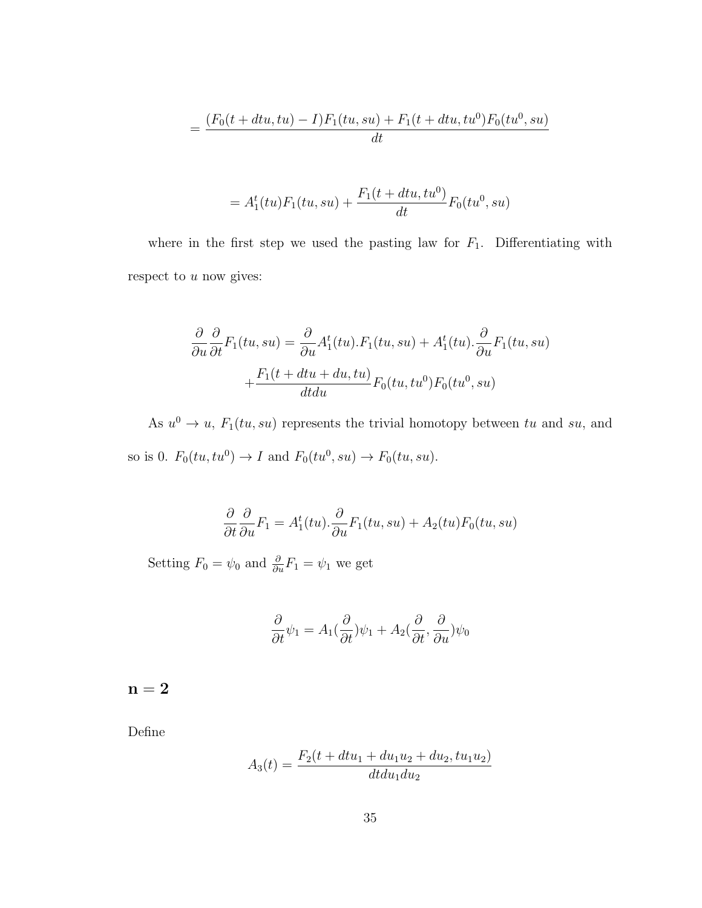$$= \frac{(F_0(t + dtu, tu) - I)F_1(tu, su) + F_1(t + dtu, tu^0)F_0(tu^0, su)}{dt}$$

$$= A_1^t(tu)F_1(tu, su) + \frac{F_1(t + dtu, tu^0)}{dt}F_0(tu^0, su)$$

where in the first step we used the pasting law for $F_1$. Differentiating with respect to $u$ now gives:

$$\frac{\partial}{\partial u}\frac{\partial}{\partial t}F_1(tu, su) = \frac{\partial}{\partial u}A_1^t(tu).F_1(tu, su) + A_1^t(tu).\frac{\partial}{\partial u}F_1(tu, su)$$
$$+\frac{F_1(t + dtu + du, tu)}{dtdu}F_0(tu, tu^0)F_0(tu^0, su)$$

As $u^0 \to u$, $F_1(tu, su)$ represents the trivial homotopy between $tu$ and $su$, and so is 0. $F_0(tu, tu^0) \to I$ and $F_0(tu^0, su) \to F_0(tu, su)$.

$$\frac{\partial}{\partial t}\frac{\partial}{\partial u}F_1 = A_1^t(tu).\frac{\partial}{\partial u}F_1(tu, su) + A_2(tu)F_0(tu, su)$$

Setting $F_0 = \psi_0$ and $\frac{\partial}{\partial u}F_1 = \psi_1$ we get

$$\frac{\partial}{\partial t}\psi_1 = A_1(\frac{\partial}{\partial t})\psi_1 + A_2(\frac{\partial}{\partial t}, \frac{\partial}{\partial u})\psi_0$$

## $\mathbf{n = 2}$

Define

$$A_3(t) = \frac{F_2(t + dtu_1 + du_1u_2 + du_2, tu_1u_2)}{dtdu_1du_2}$$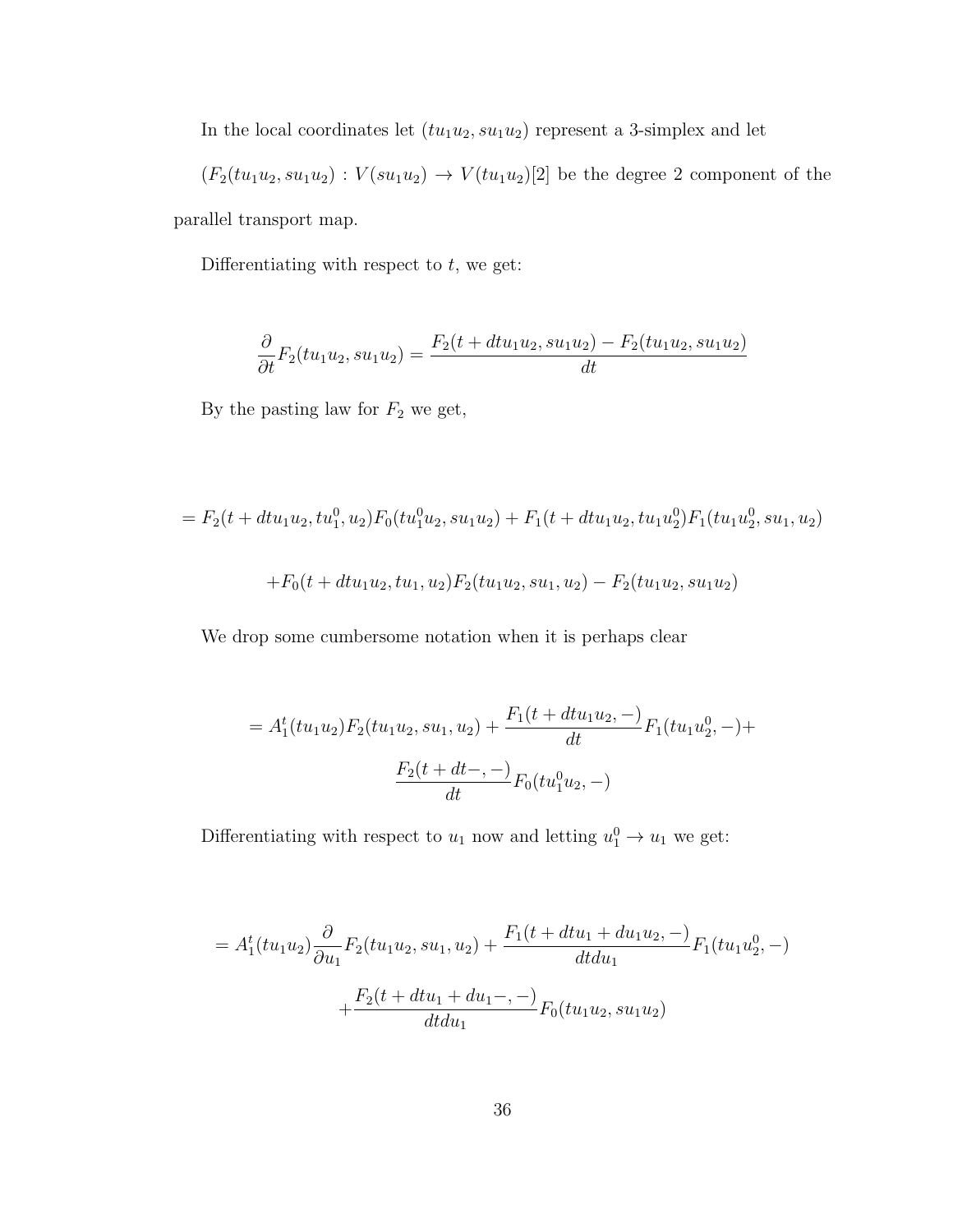In the local coordinates let $(tu_1u_2, su_1u_2)$ represent a 3-simplex and let

$(F_2(tu_1u_2, su_1u_2) : V(su_1u_2) \to V(tu_1u_2)[2]$ be the degree 2 component of the parallel transport map.

Differentiating with respect to $t$, we get:

$$\frac{\partial}{\partial t}F_2(tu_1u_2, su_1u_2) = \frac{F_2(t+dtu_1u_2, su_1u_2) - F_2(tu_1u_2, su_1u_2)}{dt}$$

By the pasting law for $F_2$ we get,

$$= F_2(t+dtu_1u_2, tu_1^0, u_2)F_0(tu_1^0u_2, su_1u_2) + F_1(t+dtu_1u_2, tu_1u_2^0)F_1(tu_1u_2^0, su_1, u_2)$$

$$+F_0(t+dtu_1u_2, tu_1, u_2)F_2(tu_1u_2, su_1, u_2) - F_2(tu_1u_2, su_1u_2)$$

We drop some cumbersome notation when it is perhaps clear

$$= A_1^t(tu_1u_2)F_2(tu_1u_2, su_1, u_2) + \frac{F_1(t+dtu_1u_2, -)}{dt}F_1(tu_1u_2^0, -) +$$

$$\frac{F_2(t+dt-, -)}{dt}F_0(tu_1^0u_2, -)$$

Differentiating with respect to $u_1$ now and letting $u_1^0 \to u_1$ we get:

$$= A_1^t(tu_1u_2)\frac{\partial}{\partial u_1}F_2(tu_1u_2, su_1, u_2) + \frac{F_1(t+dtu_1+du_1u_2, -)}{dtdu_1}F_1(tu_1u_2^0, -)$$

$$+\frac{F_2(t+dtu_1+du_1-, -)}{dtdu_1}F_0(tu_1u_2, su_1u_2)$$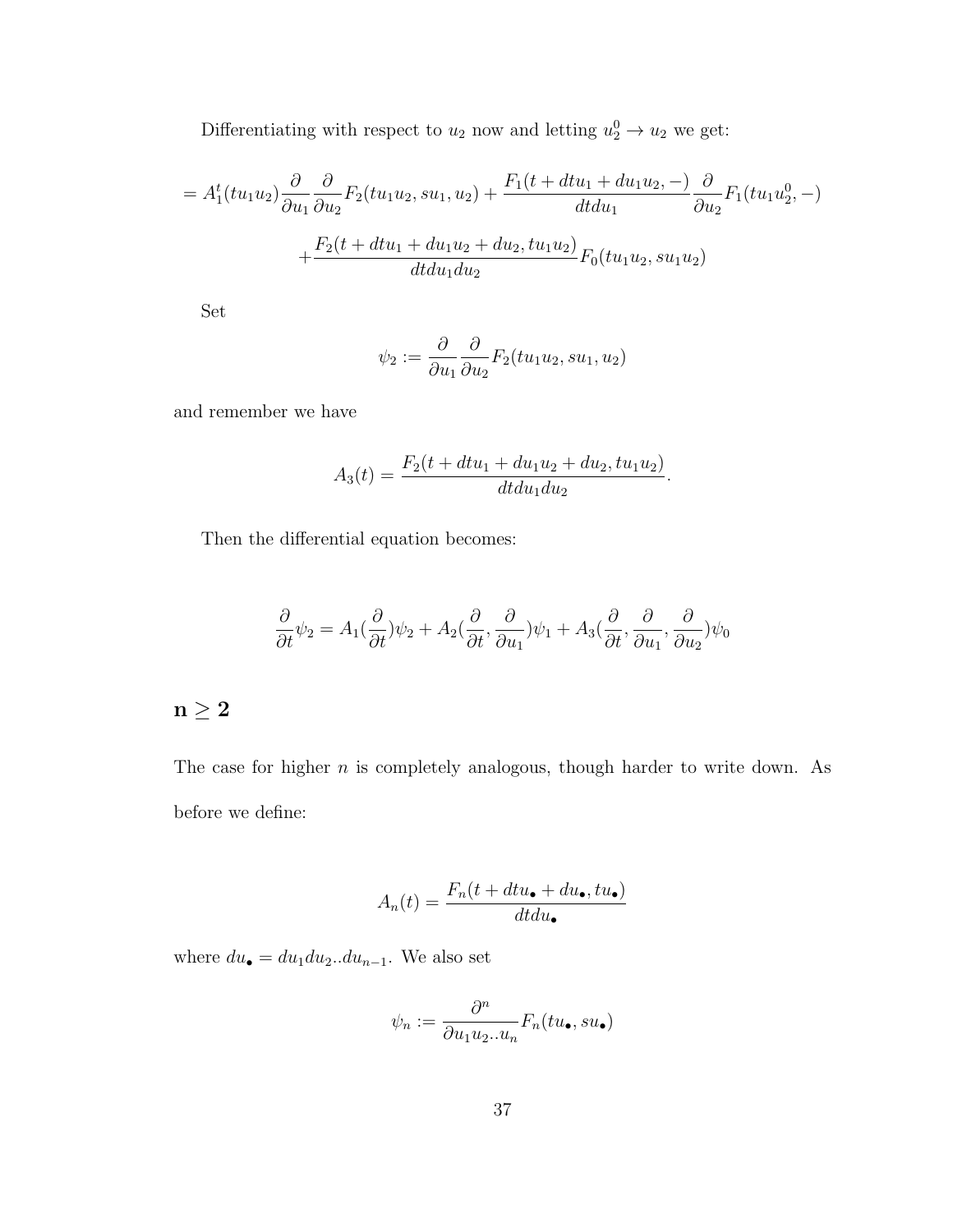Differentiating with respect to $u_2$ now and letting $u_2^0 \to u_2$ we get:

$$= A_1^t(tu_1u_2)\frac{\partial}{\partial u_1}\frac{\partial}{\partial u_2}F_2(tu_1u_2, su_1, u_2) + \frac{F_1(t + dtu_1 + du_1u_2, -)}{dtdu_1}\frac{\partial}{\partial u_2}F_1(tu_1u_2^0, -)$$

$$+\frac{F_2(t + dtu_1 + du_1u_2 + du_2, tu_1u_2)}{dtdu_1du_2}F_0(tu_1u_2, su_1u_2)$$

Set

$$\psi_2 := \frac{\partial}{\partial u_1}\frac{\partial}{\partial u_2}F_2(tu_1u_2, su_1, u_2)$$

and remember we have

$$A_3(t) = \frac{F_2(t + dtu_1 + du_1u_2 + du_2, tu_1u_2)}{dtdu_1du_2}.$$

Then the differential equation becomes:

$$\frac{\partial}{\partial t}\psi_2 = A_1(\frac{\partial}{\partial t})\psi_2 + A_2(\frac{\partial}{\partial t}, \frac{\partial}{\partial u_1})\psi_1 + A_3(\frac{\partial}{\partial t}, \frac{\partial}{\partial u_1}, \frac{\partial}{\partial u_2})\psi_0$$

## $\mathbf{n \geq 2}$

The case for higher $n$ is completely analogous, though harder to write down. As before we define:

$$A_n(t) = \frac{F_n(t + dtu_\bullet + du_\bullet, tu_\bullet)}{dtdu_\bullet}$$

where $du_\bullet = du_1du_2..du_{n-1}$. We also set

$$\psi_n := \frac{\partial^n}{\partial u_1u_2..u_n}F_n(tu_\bullet, su_\bullet)$$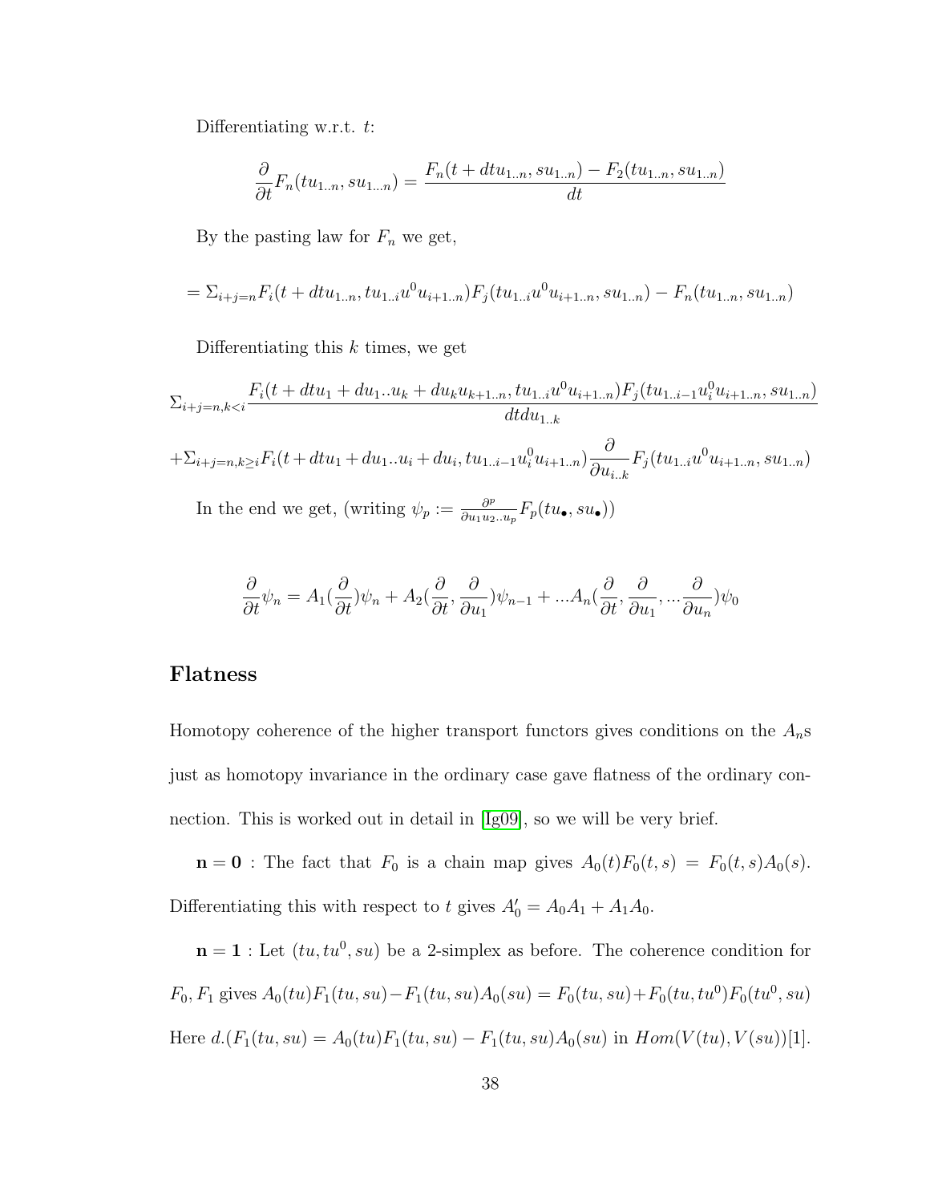Differentiating w.r.t. $t$:

$$\frac{\partial}{\partial t} F_n(tu_{1..n}, su_{1...n}) = \frac{F_n(t + dtu_{1..n}, su_{1..n}) - F_2(tu_{1..n}, su_{1..n})}{dt}$$

By the pasting law for $F_n$ we get,

$$= \Sigma_{i+j=n} F_i(t + dtu_{1..n}, tu_{1..i}u^0 u_{i+1..n}) F_j(tu_{1..i}u^0 u_{i+1..n}, su_{1..n}) - F_n(tu_{1..n}, su_{1..n})$$

Differentiating this $k$ times, we get

$$\Sigma_{i+j=n,k<i} \frac{F_i(t + dtu_1 + du_1..u_k + du_k u_{k+1..n}, tu_{1..i}u^0 u_{i+1..n}) F_j(tu_{1..i-1}u_i^0 u_{i+1..n}, su_{1..n})}{dtdu_{1..k}}$$

$$+\Sigma_{i+j=n,k\geq i} F_i(t + dtu_1 + du_1..u_i + du_i, tu_{1..i-1}u_i^0 u_{i+1..n}) \frac{\partial}{\partial u_{i..k}} F_j(tu_{1..i}u^0 u_{i+1..n}, su_{1..n})$$

In the end we get, (writing $\psi_p := \frac{\partial^p}{\partial u_1 u_2..u_p} F_p(tu_\bullet, su_\bullet)$)

$$\frac{\partial}{\partial t}\psi_n = A_1(\frac{\partial}{\partial t})\psi_n + A_2(\frac{\partial}{\partial t}, \frac{\partial}{\partial u_1})\psi_{n-1} + ...A_n(\frac{\partial}{\partial t}, \frac{\partial}{\partial u_1}, ...\frac{\partial}{\partial u_n})\psi_0$$

## Flatness

Homotopy coherence of the higher transport functors gives conditions on the $A_n$s just as homotopy invariance in the ordinary case gave flatness of the ordinary connection. This is worked out in detail in [Ig09], so we will be very brief.

$\mathbf{n = 0}$ : The fact that $F_0$ is a chain map gives $A_0(t)F_0(t, s) = F_0(t, s)A_0(s)$. Differentiating this with respect to $t$ gives $A_0' = A_0A_1 + A_1A_0$.

$\mathbf{n = 1}$ : Let $(tu, tu^0, su)$ be a 2-simplex as before. The coherence condition for $F_0, F_1$ gives $A_0(tu)F_1(tu, su) - F_1(tu, su)A_0(su) = F_0(tu, su) + F_0(tu, tu^0)F_0(tu^0, su)$ Here $d.(F_1(tu, su) = A_0(tu)F_1(tu, su) - F_1(tu, su)A_0(su)$ in $Hom(V(tu), V(su))[1]$.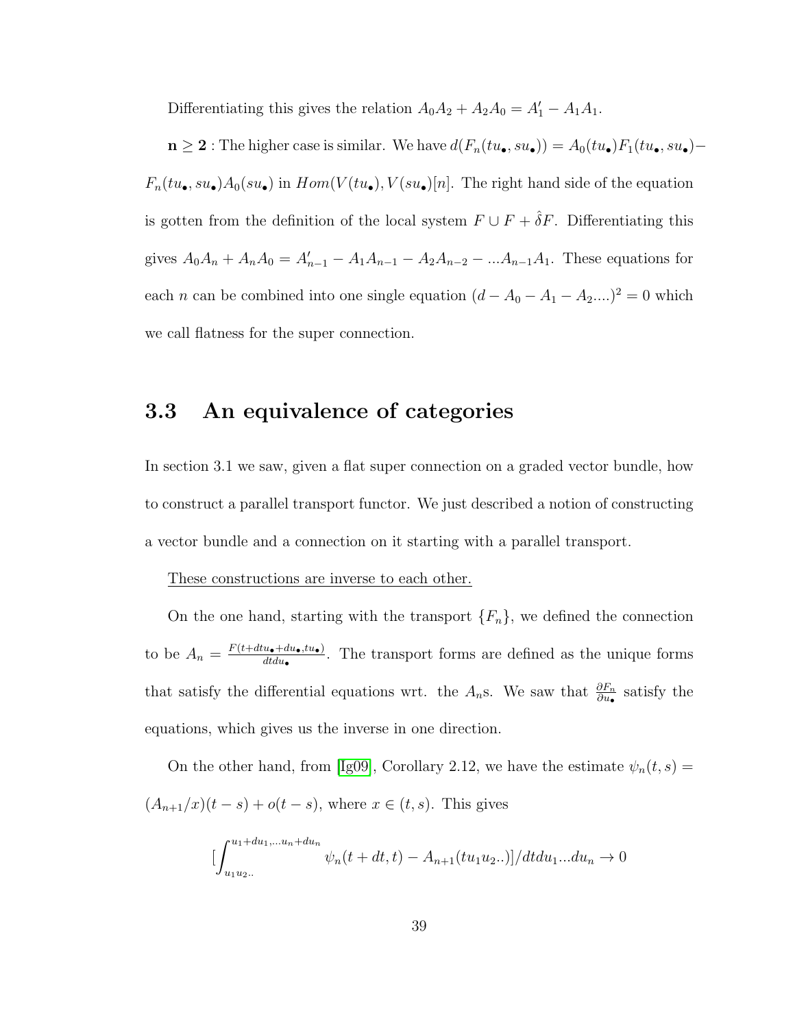Differentiating this gives the relation $A_0A_2 + A_2A_0 = A_1' - A_1A_1$.

**n ≥ 2** : The higher case is similar. We have $d(F_n(tu_\bullet, su_\bullet)) = A_0(tu_\bullet)F_1(tu_\bullet, su_\bullet) - F_n(tu_\bullet, su_\bullet)A_0(su_\bullet)$ in $Hom(V(tu_\bullet), V(su_\bullet)[n]$. The right hand side of the equation is gotten from the definition of the local system $F \cup F + \hat{\delta}F$. Differentiating this gives $A_0A_n + A_nA_0 = A_{n-1}' - A_1A_{n-1} - A_2A_{n-2} - ...A_{n-1}A_1$. These equations for each $n$ can be combined into one single equation $(d - A_0 - A_1 - A_2....)^2 = 0$ which we call flatness for the super connection.

## 3.3 An equivalence of categories

In section 3.1 we saw, given a flat super connection on a graded vector bundle, how to construct a parallel transport functor. We just described a notion of constructing a vector bundle and a connection on it starting with a parallel transport.

<u>These constructions are inverse to each other.</u>

On the one hand, starting with the transport $\{F_n\}$, we defined the connection to be $A_n = \frac{F(t+dtu_\bullet+du_\bullet, tu_\bullet)}{dtdu_\bullet}$. The transport forms are defined as the unique forms that satisfy the differential equations wrt. the $A_n$s. We saw that $\frac{\partial F_n}{\partial u_\bullet}$ satisfy the equations, which gives us the inverse in one direction.

On the other hand, from [Ig09], Corollary 2.12, we have the estimate $\psi_n(t,s) = (A_{n+1}/x)(t-s) + o(t-s)$, where $x \in (t,s)$. This gives

$$[\int_{u_1u_2..}^{u_1+du_1,...u_n+du_n} \psi_n(t+dt,t) - A_{n+1}(tu_1u_2..)]/dtdu_1...du_n \to 0$$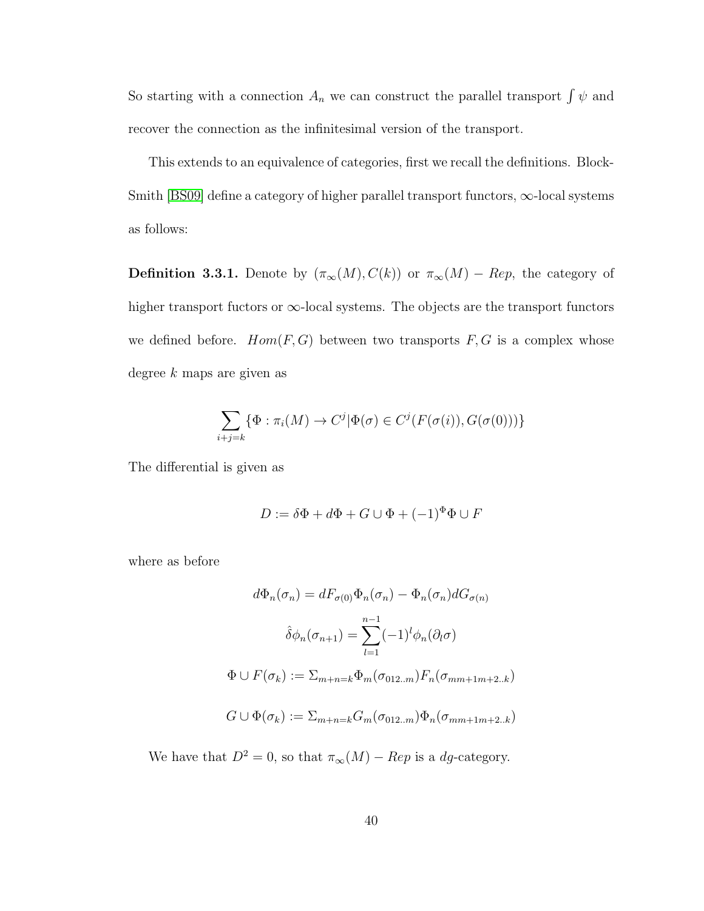So starting with a connection $A_n$ we can construct the parallel transport $\int \psi$ and recover the connection as the infinitesimal version of the transport.

This extends to an equivalence of categories, first we recall the definitions. Block-Smith [BS09] define a category of higher parallel transport functors, $\infty$-local systems as follows:

**Definition 3.3.1.** Denote by $(\pi_\infty(M), C(k))$ or $\pi_\infty(M) - Rep$, the category of higher transport fuctors or $\infty$-local systems. The objects are the transport functors we defined before. $Hom(F, G)$ between two transports $F, G$ is a complex whose degree $k$ maps are given as

$$\sum_{i+j=k} \{\Phi : \pi_i(M) \to C^j | \Phi(\sigma) \in C^j(F(\sigma(i)), G(\sigma(0)))\}$$

The differential is given as

$$D := \delta\Phi + d\Phi + G \cup \Phi + (-1)^\Phi \Phi \cup F$$

where as before

$$d\Phi_n(\sigma_n) = dF_{\sigma(0)}\Phi_n(\sigma_n) - \Phi_n(\sigma_n)dG_{\sigma(n)}$$

$$\hat{\delta}\phi_n(\sigma_{n+1}) = \sum_{l=1}^{n-1}(-1)^l \phi_n(\partial_l \sigma)$$

$$\Phi \cup F(\sigma_k) := \Sigma_{m+n=k}\Phi_m(\sigma_{012..m})F_n(\sigma_{mm+1m+2..k})$$

$$G \cup \Phi(\sigma_k) := \Sigma_{m+n=k}G_m(\sigma_{012..m})\Phi_n(\sigma_{mm+1m+2..k})$$

We have that $D^2 = 0$, so that $\pi_\infty(M) - Rep$ is a $dg$-category.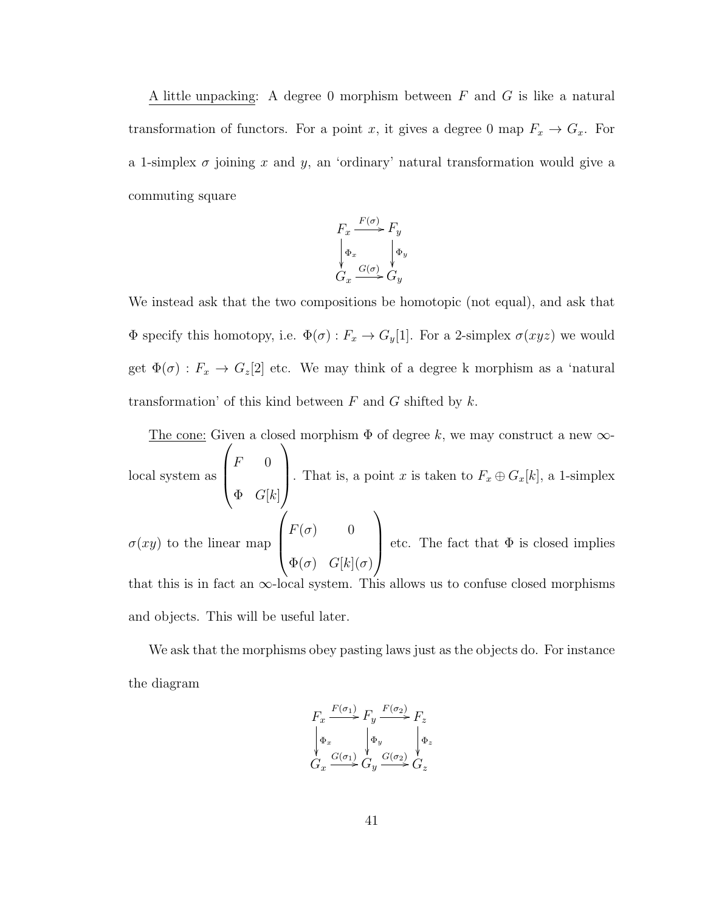<u>A little unpacking</u>: A degree 0 morphism between $F$ and $G$ is like a natural transformation of functors. For a point $x$, it gives a degree 0 map $F_x \to G_x$. For a 1-simplex $\sigma$ joining $x$ and $y$, an 'ordinary' natural transformation would give a commuting square

$$\begin{array}{ccc} F_x & \xrightarrow{F(\sigma)} & F_y \\ \downarrow{\scriptstyle \Phi_x} & & \downarrow{\scriptstyle \Phi_y} \\ G_x & \xrightarrow{G(\sigma)} & G_y \end{array}$$

We instead ask that the two compositions be homotopic (not equal), and ask that $\Phi$ specify this homotopy, i.e. $\Phi(\sigma) : F_x \to G_y[1]$. For a 2-simplex $\sigma(xyz)$ we would get $\Phi(\sigma) : F_x \to G_z[2]$ etc. We may think of a degree k morphism as a 'natural transformation' of this kind between $F$ and $G$ shifted by $k$.

<u>The cone:</u> Given a closed morphism $\Phi$ of degree $k$, we may construct a new $\infty$-local system as $\begin{pmatrix} F & 0 \\ \Phi & G[k] \end{pmatrix}$. That is, a point $x$ is taken to $F_x \oplus G_x[k]$, a 1-simplex $\sigma(xy)$ to the linear map $\begin{pmatrix} F(\sigma) & 0 \\ \Phi(\sigma) & G[k](\sigma) \end{pmatrix}$ etc. The fact that $\Phi$ is closed implies that this is in fact an $\infty$-local system. This allows us to confuse closed morphisms and objects. This will be useful later.

We ask that the morphisms obey pasting laws just as the objects do. For instance the diagram

$$\begin{array}{ccccc} F_x & \xrightarrow{F(\sigma_1)} & F_y & \xrightarrow{F(\sigma_2)} & F_z \\ \downarrow{\scriptstyle \Phi_x} & & \downarrow{\scriptstyle \Phi_y} & & \downarrow{\scriptstyle \Phi_z} \\ G_x & \xrightarrow{G(\sigma_1)} & G_y & \xrightarrow{G(\sigma_2)} & G_z \end{array}$$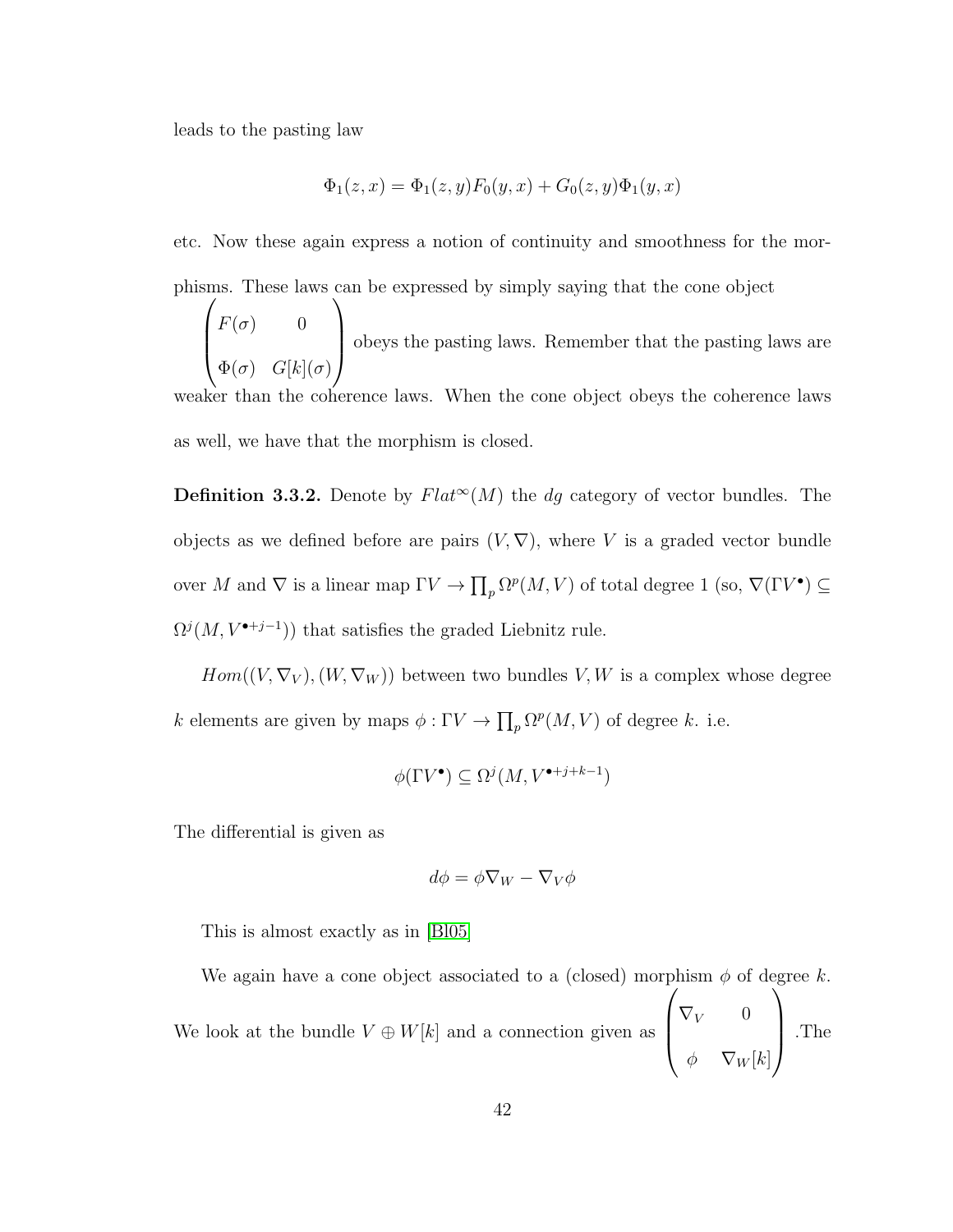leads to the pasting law

$$\Phi_1(z,x) = \Phi_1(z,y)F_0(y,x) + G_0(z,y)\Phi_1(y,x)$$

etc. Now these again express a notion of continuity and smoothness for the morphisms. These laws can be expressed by simply saying that the cone object $\begin{pmatrix} F(\sigma) & 0 \\ \Phi(\sigma) & G[k](\sigma) \end{pmatrix}$ obeys the pasting laws. Remember that the pasting laws are weaker than the coherence laws. When the cone object obeys the coherence laws as well, we have that the morphism is closed.

**Definition 3.3.2.** Denote by $Flat^{\infty}(M)$ the *dg* category of vector bundles. The objects as we defined before are pairs $(V, \nabla)$, where $V$ is a graded vector bundle over $M$ and $\nabla$ is a linear map $\Gamma V \to \prod_p \Omega^p(M, V)$ of total degree 1 (so, $\nabla(\Gamma V^{\bullet}) \subseteq \Omega^j(M, V^{\bullet + j - 1})$) that satisfies the graded Liebnitz rule.

$Hom((V, \nabla_V), (W, \nabla_W))$ between two bundles $V, W$ is a complex whose degree $k$ elements are given by maps $\phi : \Gamma V \to \prod_p \Omega^p(M, V)$ of degree $k$. i.e.

$$\phi(\Gamma V^{\bullet}) \subseteq \Omega^j(M, V^{\bullet + j + k - 1})$$

The differential is given as

$$d\phi = \phi \nabla_W - \nabla_V \phi$$

This is almost exactly as in [Bl05]

We again have a cone object associated to a (closed) morphism $\phi$ of degree $k$. We look at the bundle $V \oplus W[k]$ and a connection given as $\begin{pmatrix} \nabla_V & 0 \\ \phi & \nabla_W[k] \end{pmatrix}$ .The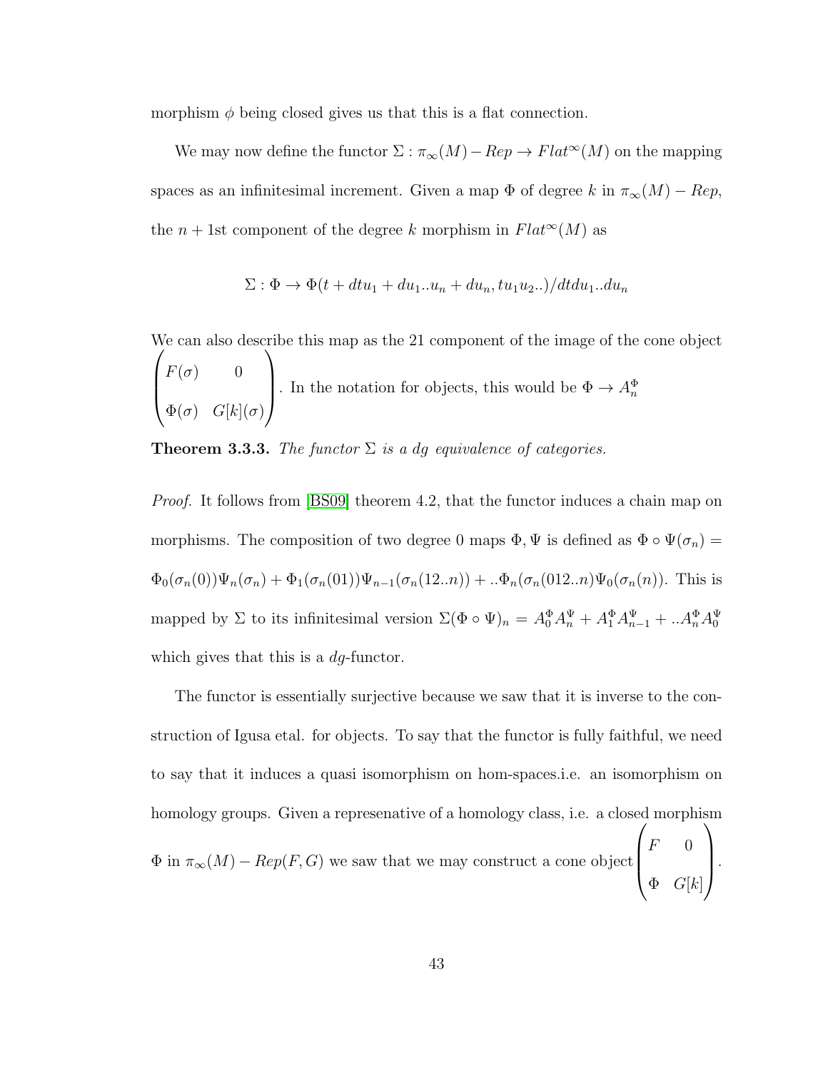morphism $\phi$ being closed gives us that this is a flat connection.

We may now define the functor $\Sigma : \pi_\infty(M) - Rep \to Flat^\infty(M)$ on the mapping spaces as an infinitesimal increment. Given a map $\Phi$ of degree $k$ in $\pi_\infty(M) - Rep$, the $n+1$st component of the degree $k$ morphism in $Flat^\infty(M)$ as

$$\Sigma : \Phi \to \Phi(t + dtu_1 + du_1..u_n + du_n, tu_1u_2..)/dtdu_1..du_n$$

We can also describe this map as the 21 component of the image of the cone object $\begin{pmatrix} F(\sigma) & 0 \\ \Phi(\sigma) & G[k](\sigma) \end{pmatrix}$. In the notation for objects, this would be $\Phi \to A_n^\Phi$

**Theorem 3.3.3.** *The functor $\Sigma$ is a dg equivalence of categories.*

*Proof.* It follows from [BS09] theorem 4.2, that the functor induces a chain map on morphisms. The composition of two degree 0 maps $\Phi, \Psi$ is defined as $\Phi \circ \Psi(\sigma_n) = \Phi_0(\sigma_n(0))\Psi_n(\sigma_n) + \Phi_1(\sigma_n(01))\Psi_{n-1}(\sigma_n(12..n)) + ..\Phi_n(\sigma_n(012..n)\Psi_0(\sigma_n(n))$. This is mapped by $\Sigma$ to its infinitesimal version $\Sigma(\Phi \circ \Psi)_n = A_0^\Phi A_n^\Psi + A_1^\Phi A_{n-1}^\Psi + ..A_n^\Phi A_0^\Psi$ which gives that this is a $dg$-functor.

The functor is essentially surjective because we saw that it is inverse to the construction of Igusa etal. for objects. To say that the functor is fully faithful, we need to say that it induces a quasi isomorphism on hom-spaces.i.e. an isomorphism on homology groups. Given a represenative of a homology class, i.e. a closed morphism $\Phi$ in $\pi_\infty(M) - Rep(F, G)$ we saw that we may construct a cone object $\begin{pmatrix} F & 0 \\ \Phi & G[k] \end{pmatrix}$.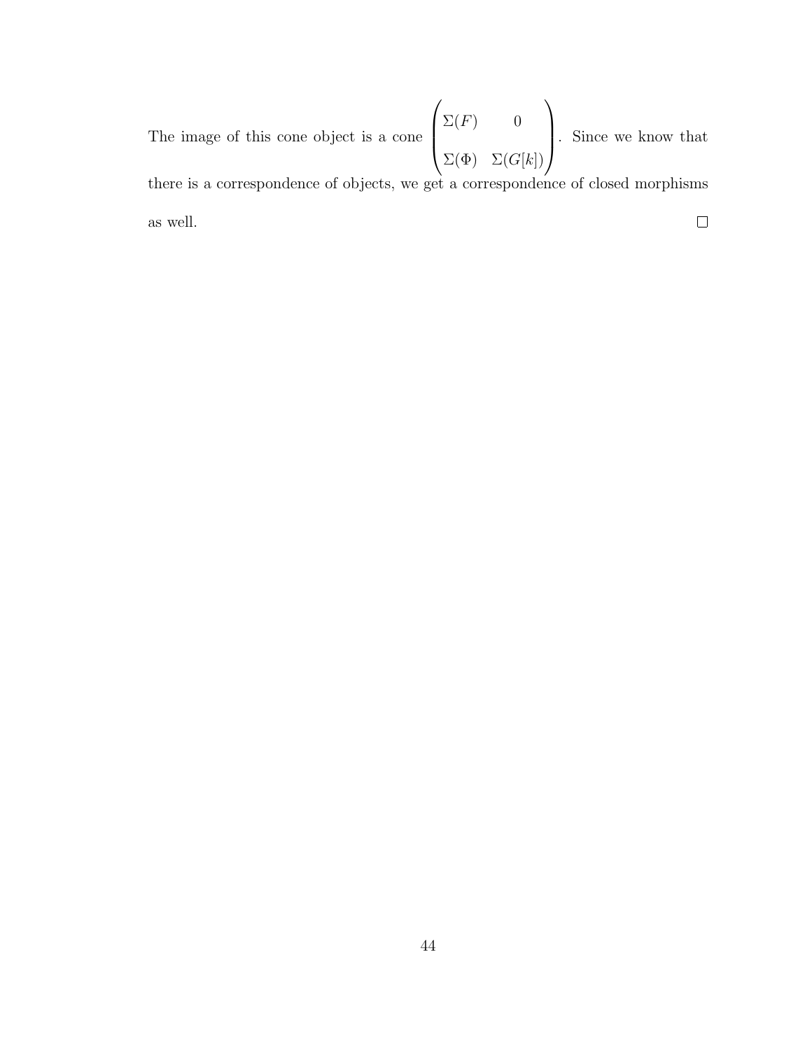The image of this cone object is a cone $\begin{pmatrix} \Sigma(F) & 0 \\ \Sigma(\Phi) & \Sigma(G[k]) \end{pmatrix}$. Since we know that there is a correspondence of objects, we get a correspondence of closed morphisms as well. $\square$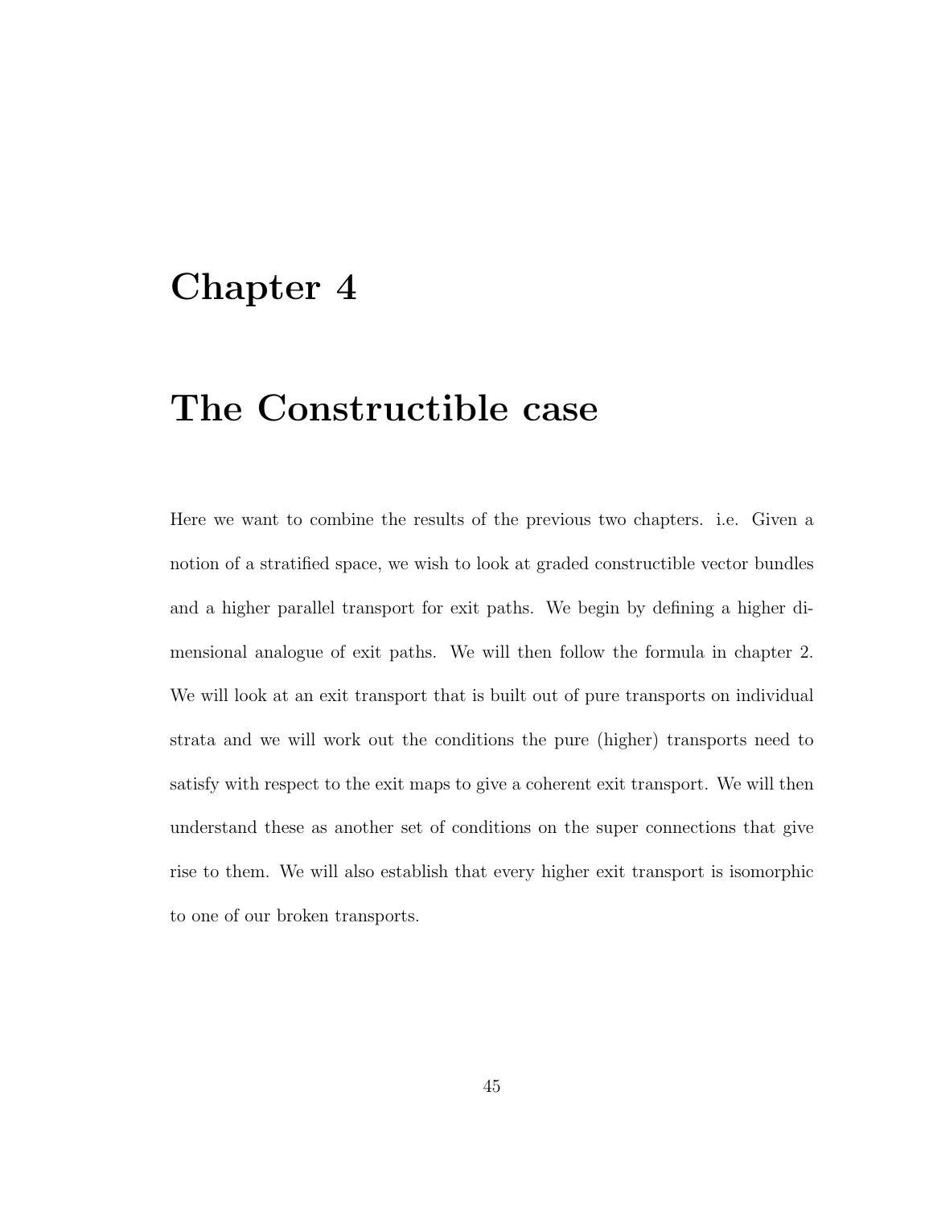# Chapter 4

# The Constructible case

Here we want to combine the results of the previous two chapters. i.e. Given a notion of a stratified space, we wish to look at graded constructible vector bundles and a higher parallel transport for exit paths. We begin by defining a higher dimensional analogue of exit paths. We will then follow the formula in chapter 2. We will look at an exit transport that is built out of pure transports on individual strata and we will work out the conditions the pure (higher) transports need to satisfy with respect to the exit maps to give a coherent exit transport. We will then understand these as another set of conditions on the super connections that give rise to them. We will also establish that every higher exit transport is isomorphic to one of our broken transports.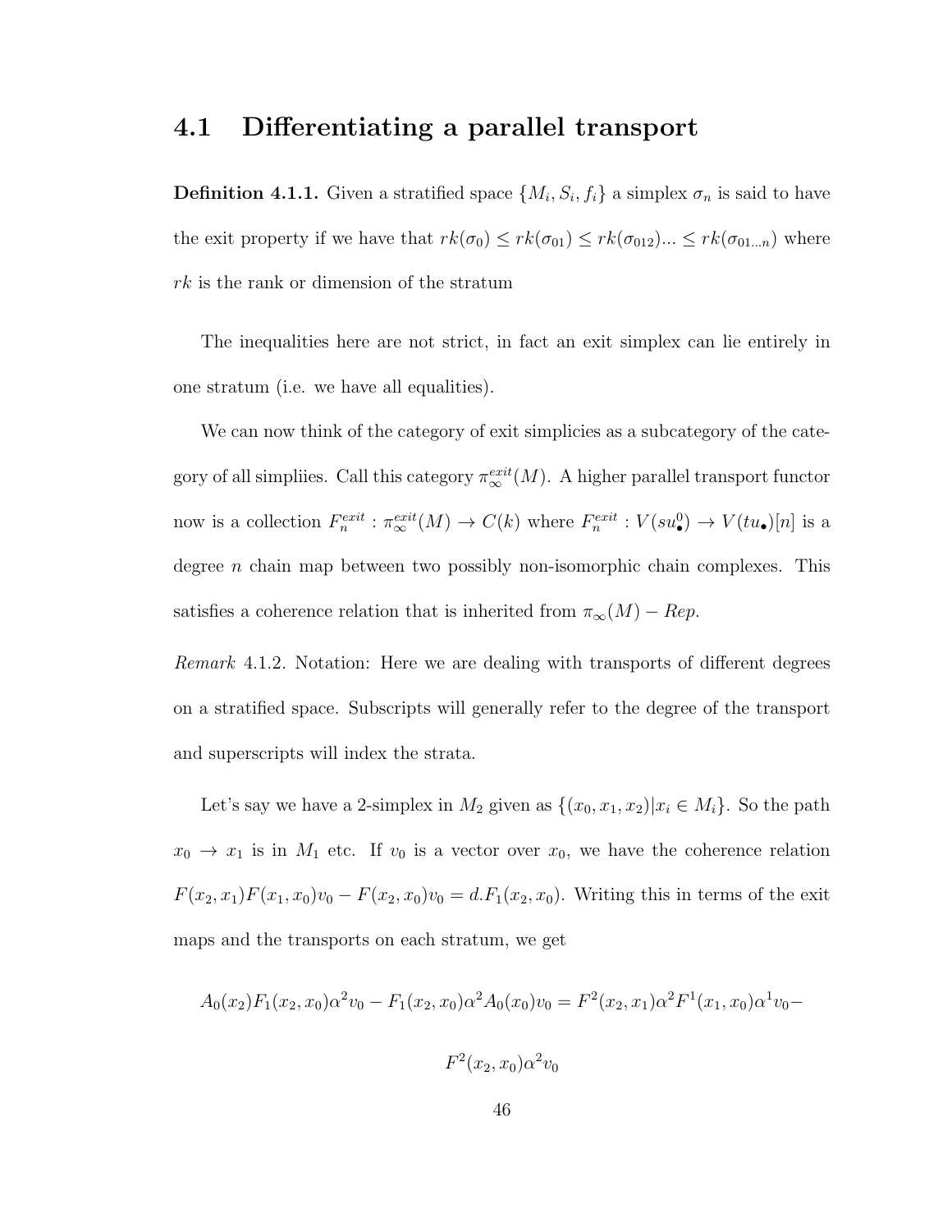## 4.1 Differentiating a parallel transport

**Definition 4.1.1.** Given a stratified space $\{M_i, S_i, f_i\}$ a simplex $\sigma_n$ is said to have the exit property if we have that $rk(\sigma_0) \leq rk(\sigma_{01}) \leq rk(\sigma_{012}) ... \leq rk(\sigma_{01...n})$ where $rk$ is the rank or dimension of the stratum

The inequalities here are not strict, in fact an exit simplex can lie entirely in one stratum (i.e. we have all equalities).

We can now think of the category of exit simplicies as a subcategory of the category of all simpliies. Call this category $\pi_\infty^{exit}(M)$. A higher parallel transport functor now is a collection $F_n^{exit} : \pi_\infty^{exit}(M) \to C(k)$ where $F_n^{exit} : V(su_\bullet^0) \to V(tu_\bullet)[n]$ is a degree $n$ chain map between two possibly non-isomorphic chain complexes. This satisfies a coherence relation that is inherited from $\pi_\infty(M) - Rep$.

*Remark* 4.1.2. Notation: Here we are dealing with transports of different degrees on a stratified space. Subscripts will generally refer to the degree of the transport and superscripts will index the strata.

Let's say we have a 2-simplex in $M_2$ given as $\{(x_0, x_1, x_2) | x_i \in M_i\}$. So the path $x_0 \to x_1$ is in $M_1$ etc. If $v_0$ is a vector over $x_0$, we have the coherence relation $F(x_2, x_1)F(x_1, x_0)v_0 - F(x_2, x_0)v_0 = d.F_1(x_2, x_0)$. Writing this in terms of the exit maps and the transports on each stratum, we get

$$A_0(x_2)F_1(x_2, x_0)\alpha^2 v_0 - F_1(x_2, x_0)\alpha^2 A_0(x_0)v_0 = F^2(x_2, x_1)\alpha^2 F^1(x_1, x_0)\alpha^1 v_0 -$$

$$F^2(x_2, x_0)\alpha^2 v_0$$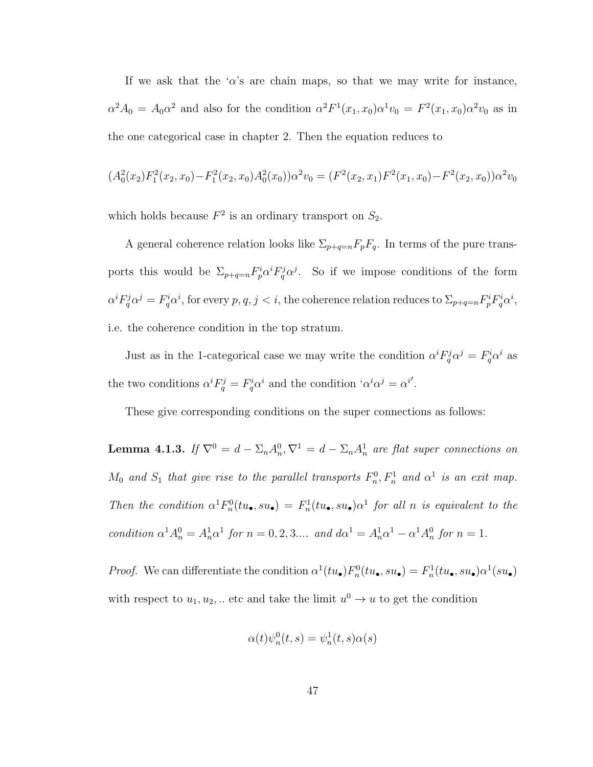If we ask that the '$\alpha$'s are chain maps, so that we may write for instance, $\alpha^2 A_0 = A_0 \alpha^2$ and also for the condition $\alpha^2 F^1(x_1, x_0)\alpha^1 v_0 = F^2(x_1, x_0)\alpha^2 v_0$ as in the one categorical case in chapter 2. Then the equation reduces to

$$(A_0^2(x_2)F_1^2(x_2, x_0) - F_1^2(x_2, x_0)A_0^2(x_0))\alpha^2 v_0 = (F^2(x_2, x_1)F^2(x_1, x_0) - F^2(x_2, x_0))\alpha^2 v_0$$

which holds because $F^2$ is an ordinary transport on $S_2$.

A general coherence relation looks like $\Sigma_{p+q=n} F_p F_q$. In terms of the pure transports this would be $\Sigma_{p+q=n} F_p^i \alpha^i F_q^j \alpha^j$. So if we impose conditions of the form $\alpha^i F_q^j \alpha^j = F_q^i \alpha^i$, for every $p, q, j < i$, the coherence relation reduces to $\Sigma_{p+q=n} F_p^i F_q^i \alpha^i$, i.e. the coherence condition in the top stratum.

Just as in the 1-categorical case we may write the condition $\alpha^i F_q^j \alpha^j = F_q^i \alpha^i$ as the two conditions $\alpha^i F_q^j = F_q^i \alpha^i$ and the condition '$\alpha^i \alpha^j = \alpha^{i}$'.

These give corresponding conditions on the super connections as follows:

**Lemma 4.1.3.** *If $\nabla^0 = d - \Sigma_n A_n^0, \nabla^1 = d - \Sigma_n A_n^1$ are flat super connections on $M_0$ and $S_1$ that give rise to the parallel transports $F_n^0, F_n^1$ and $\alpha^1$ is an exit map. Then the condition $\alpha^1 F_n^0(tu_\bullet, su_\bullet) = F_n^1(tu_\bullet, su_\bullet)\alpha^1$ for all $n$ is equivalent to the condition $\alpha^1 A_n^0 = A_n^1 \alpha^1$ for $n = 0, 2, 3....$ and $d\alpha^1 = A_n^1 \alpha^1 - \alpha^1 A_n^0$ for $n = 1$.*

*Proof.* We can differentiate the condition $\alpha^1(tu_\bullet)F_n^0(tu_\bullet, su_\bullet) = F_n^1(tu_\bullet, su_\bullet)\alpha^1(su_\bullet)$ with respect to $u_1, u_2, ..$ etc and take the limit $u^0 \to u$ to get the condition

$$\alpha(t)\psi_n^0(t, s) = \psi_n^1(t, s)\alpha(s)$$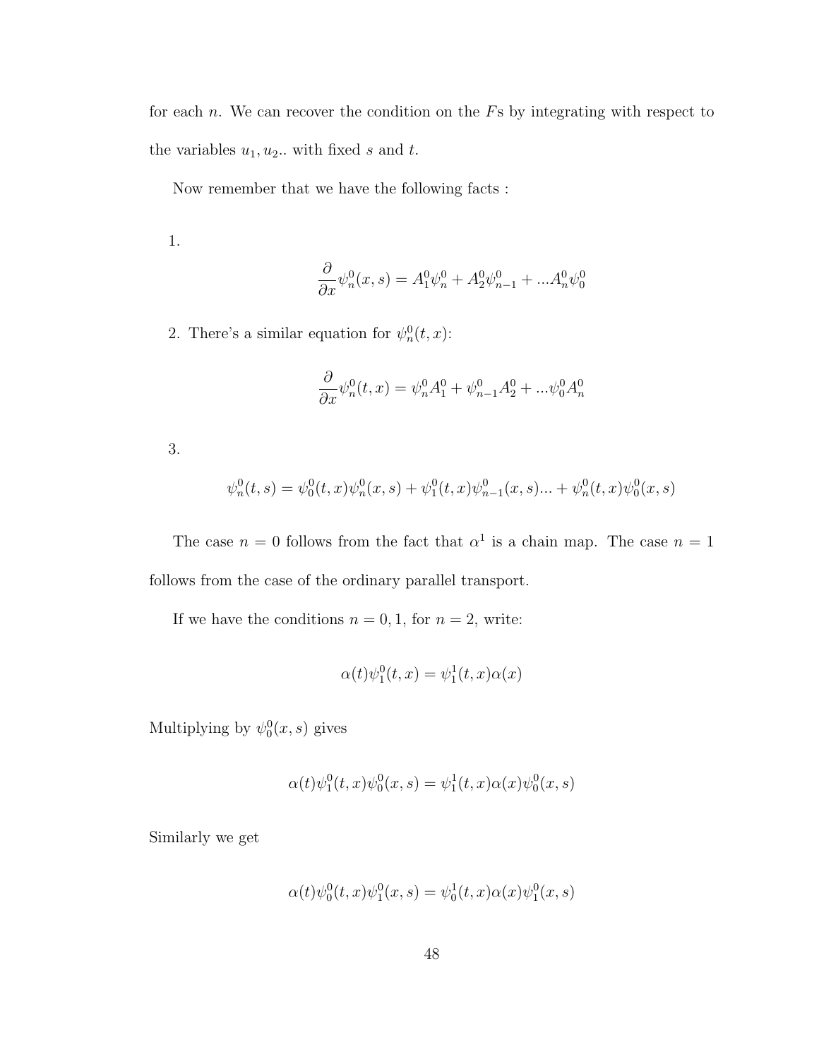for each $n$. We can recover the condition on the $F$s by integrating with respect to the variables $u_1, u_2..$ with fixed $s$ and $t$.

Now remember that we have the following facts :

1.

$$\frac{\partial}{\partial x}\psi_n^0(x,s) = A_1^0\psi_n^0 + A_2^0\psi_{n-1}^0 + ...A_n^0\psi_0^0$$

2. There's a similar equation for $\psi_n^0(t,x)$:

$$\frac{\partial}{\partial x}\psi_n^0(t,x) = \psi_n^0 A_1^0 + \psi_{n-1}^0 A_2^0 + ...\psi_0^0 A_n^0$$

3.

$$\psi_n^0(t,s) = \psi_0^0(t,x)\psi_n^0(x,s) + \psi_1^0(t,x)\psi_{n-1}^0(x,s)... + \psi_n^0(t,x)\psi_0^0(x,s)$$

The case $n = 0$ follows from the fact that $\alpha^1$ is a chain map. The case $n = 1$ follows from the case of the ordinary parallel transport.

If we have the conditions $n = 0, 1$, for $n = 2$, write:

$$\alpha(t)\psi_1^0(t,x) = \psi_1^1(t,x)\alpha(x)$$

Multiplying by $\psi_0^0(x,s)$ gives

$$\alpha(t)\psi_1^0(t,x)\psi_0^0(x,s) = \psi_1^1(t,x)\alpha(x)\psi_0^0(x,s)$$

Similarly we get

$$\alpha(t)\psi_0^0(t,x)\psi_1^0(x,s) = \psi_0^1(t,x)\alpha(x)\psi_1^0(x,s)$$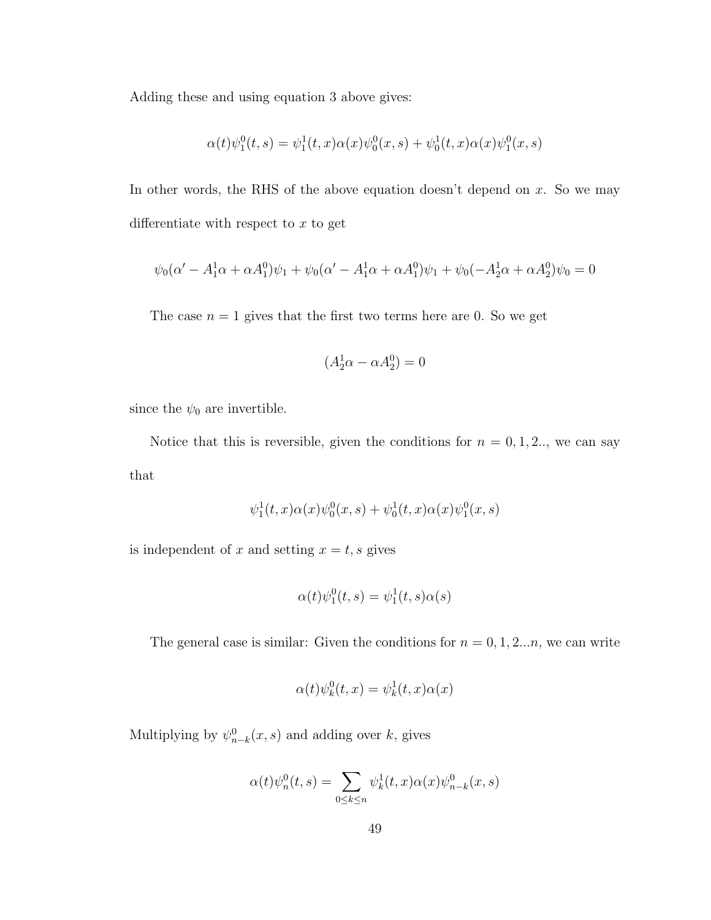Adding these and using equation 3 above gives:

$$\alpha(t)\psi_1^0(t,s) = \psi_1^1(t,x)\alpha(x)\psi_0^0(x,s) + \psi_0^1(t,x)\alpha(x)\psi_1^0(x,s)$$

In other words, the RHS of the above equation doesn't depend on $x$. So we may differentiate with respect to $x$ to get

$$\psi_0(\alpha' - A_1^1\alpha + \alpha A_1^0)\psi_1 + \psi_0(\alpha' - A_1^1\alpha + \alpha A_1^0)\psi_1 + \psi_0(-A_2^1\alpha + \alpha A_2^0)\psi_0 = 0$$

The case $n = 1$ gives that the first two terms here are 0. So we get

$$(A_2^1\alpha - \alpha A_2^0) = 0$$

since the $\psi_0$ are invertible.

Notice that this is reversible, given the conditions for $n = 0, 1, 2..$, we can say that

$$\psi_1^1(t,x)\alpha(x)\psi_0^0(x,s) + \psi_0^1(t,x)\alpha(x)\psi_1^0(x,s)$$

is independent of $x$ and setting $x = t, s$ gives

$$\alpha(t)\psi_1^0(t,s) = \psi_1^1(t,s)\alpha(s)$$

The general case is similar: Given the conditions for $n = 0, 1, 2...n$, we can write

$$\alpha(t)\psi_k^0(t,x) = \psi_k^1(t,x)\alpha(x)$$

Multiplying by $\psi_{n-k}^0(x,s)$ and adding over $k$, gives

$$\alpha(t)\psi_n^0(t,s) = \sum_{0 \le k \le n} \psi_k^1(t,x)\alpha(x)\psi_{n-k}^0(x,s)$$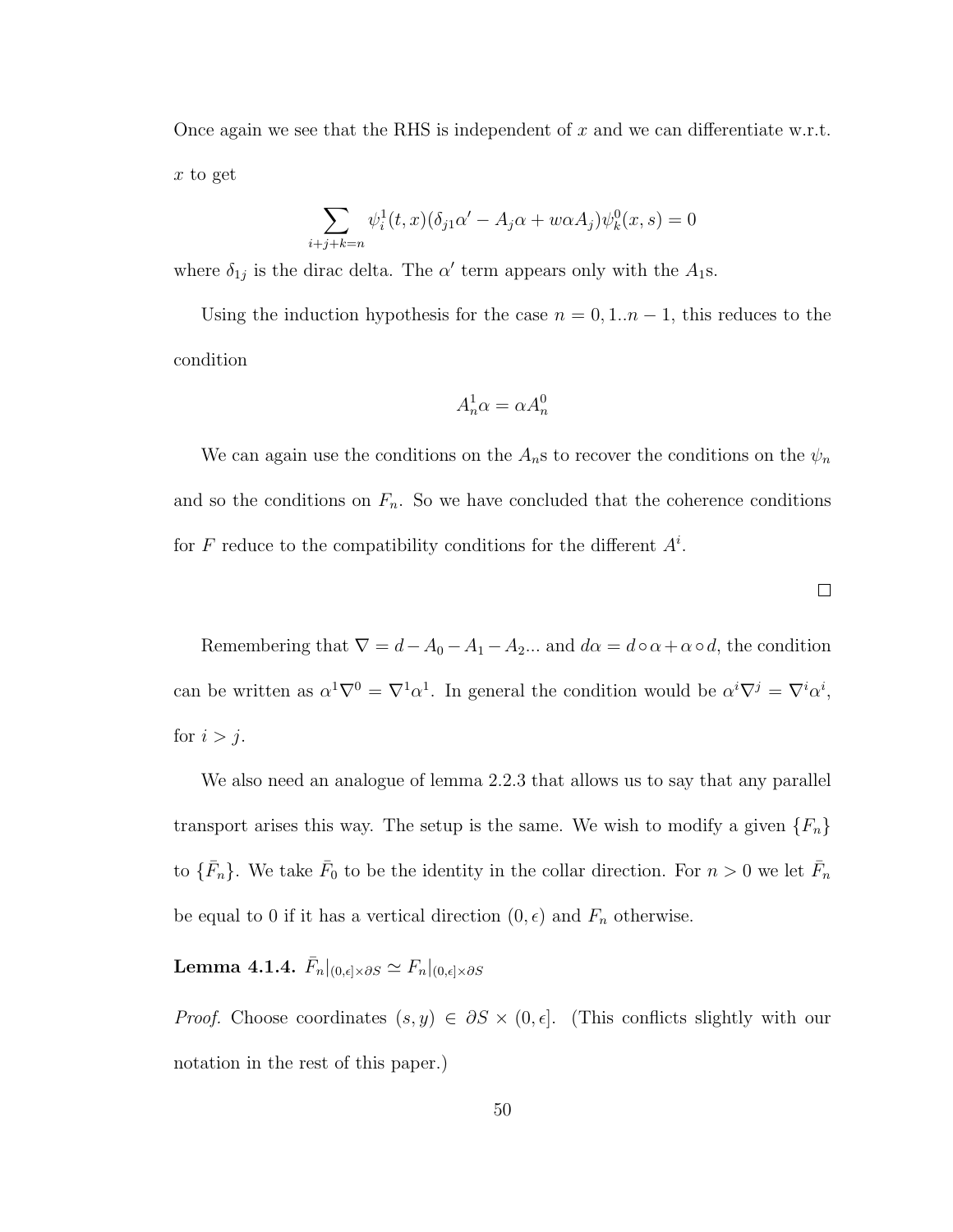Once again we see that the RHS is independent of $x$ and we can differentiate w.r.t. $x$ to get

$$\sum_{i+j+k=n} \psi_i^1(t,x)(\delta_{j1}\alpha' - A_j\alpha + w\alpha A_j)\psi_k^0(x,s) = 0$$

where $\delta_{1j}$ is the dirac delta. The $\alpha'$ term appears only with the $A_1$s.

Using the induction hypothesis for the case $n = 0, 1..n-1$, this reduces to the condition

$$A_n^1\alpha = \alpha A_n^0$$

We can again use the conditions on the $A_n$s to recover the conditions on the $\psi_n$ and so the conditions on $F_n$. So we have concluded that the coherence conditions for $F$ reduce to the compatibility conditions for the different $A^i$.

□

Remembering that $\nabla = d - A_0 - A_1 - A_2...$ and $d\alpha = d \circ \alpha + \alpha \circ d$, the condition can be written as $\alpha^1\nabla^0 = \nabla^1\alpha^1$. In general the condition would be $\alpha^i\nabla^j = \nabla^i\alpha^i$, for $i > j$.

We also need an analogue of lemma 2.2.3 that allows us to say that any parallel transport arises this way. The setup is the same. We wish to modify a given $\{F_n\}$ to $\{\bar{F}_n\}$. We take $\bar{F}_0$ to be the identity in the collar direction. For $n > 0$ we let $\bar{F}_n$ be equal to 0 if it has a vertical direction $(0, \epsilon)$ and $F_n$ otherwise.

**Lemma 4.1.4.** $\bar{F}_n|_{(0,\epsilon]\times\partial S} \simeq F_n|_{(0,\epsilon]\times\partial S}$

*Proof.* Choose coordinates $(s, y) \in \partial S \times (0, \epsilon]$. (This conflicts slightly with our notation in the rest of this paper.)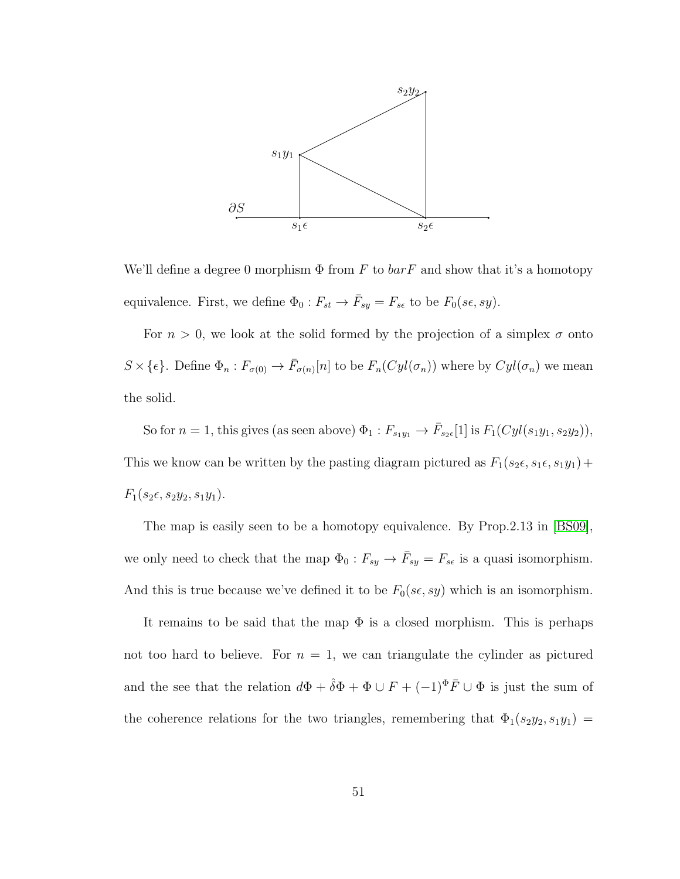We'll define a degree 0 morphism $\Phi$ from $F$ to $barF$ and show that it's a homotopy equivalence. First, we define $\Phi_0 : F_{st} \to \bar{F}_{sy} = F_{s\epsilon}$ to be $F_0(s\epsilon, sy)$.

For $n > 0$, we look at the solid formed by the projection of a simplex $\sigma$ onto $S \times \{\epsilon\}$. Define $\Phi_n : F_{\sigma(0)} \to \bar{F}_{\sigma(n)}[n]$ to be $F_n(Cyl(\sigma_n))$ where by $Cyl(\sigma_n)$ we mean the solid.

So for $n = 1$, this gives (as seen above) $\Phi_1 : F_{s_1y_1} \to \bar{F}_{s_2\epsilon}[1]$ is $F_1(Cyl(s_1y_1, s_2y_2))$, This we know can be written by the pasting diagram pictured as $F_1(s_2\epsilon, s_1\epsilon, s_1y_1) + F_1(s_2\epsilon, s_2y_2, s_1y_1)$.

The map is easily seen to be a homotopy equivalence. By Prop.2.13 in [BS09], we only need to check that the map $\Phi_0 : F_{sy} \to \bar{F}_{sy} = F_{s\epsilon}$ is a quasi isomorphism. And this is true because we've defined it to be $F_0(s\epsilon, sy)$ which is an isomorphism.

It remains to be said that the map $\Phi$ is a closed morphism. This is perhaps not too hard to believe. For $n = 1$, we can triangulate the cylinder as pictured and the see that the relation $d\Phi + \hat{\delta}\Phi + \Phi \cup F + (-1)^{\Phi}\bar{F} \cup \Phi$ is just the sum of the coherence relations for the two triangles, remembering that $\Phi_1(s_2y_2, s_1y_1) =$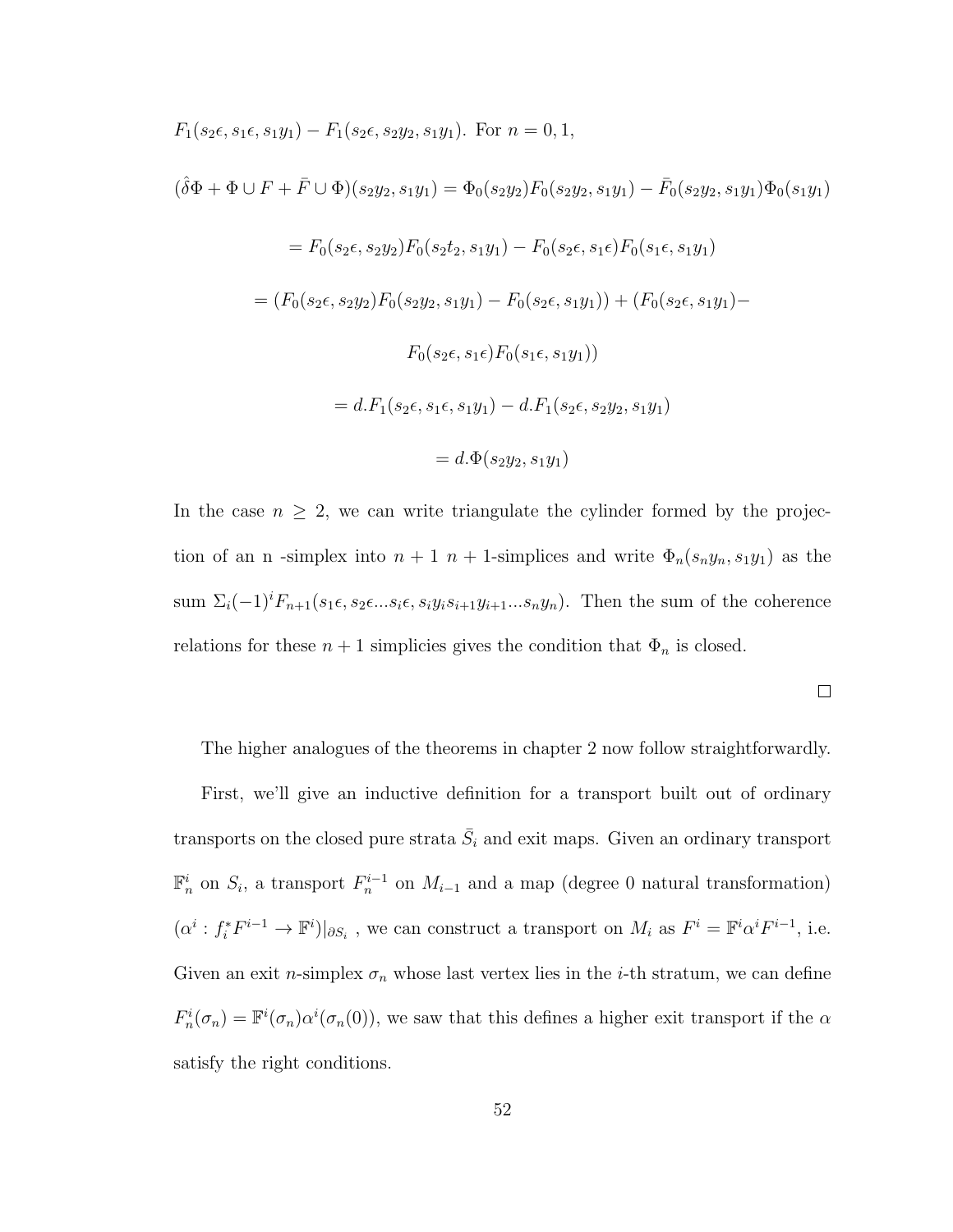$F_1(s_2\epsilon, s_1\epsilon, s_1y_1) - F_1(s_2\epsilon, s_2y_2, s_1y_1)$. For $n = 0, 1$,

$$(\hat{\delta}\Phi + \Phi \cup F + \bar{F} \cup \Phi)(s_2y_2, s_1y_1) = \Phi_0(s_2y_2)F_0(s_2y_2, s_1y_1) - \bar{F}_0(s_2y_2, s_1y_1)\Phi_0(s_1y_1)$$

$$= F_0(s_2\epsilon, s_2y_2)F_0(s_2t_2, s_1y_1) - F_0(s_2\epsilon, s_1\epsilon)F_0(s_1\epsilon, s_1y_1)$$

$$= (F_0(s_2\epsilon, s_2y_2)F_0(s_2y_2, s_1y_1) - F_0(s_2\epsilon, s_1y_1)) + (F_0(s_2\epsilon, s_1y_1) -$$

$$F_0(s_2\epsilon, s_1\epsilon)F_0(s_1\epsilon, s_1y_1))$$

$$= d.F_1(s_2\epsilon, s_1\epsilon, s_1y_1) - d.F_1(s_2\epsilon, s_2y_2, s_1y_1)$$

$$= d.\Phi(s_2y_2, s_1y_1)$$

In the case $n \geq 2$, we can write triangulate the cylinder formed by the projection of an n -simplex into $n + 1$ $n + 1$-simplices and write $\Phi_n(s_ny_n, s_1y_1)$ as the sum $\Sigma_i(-1)^i F_{n+1}(s_1\epsilon, s_2\epsilon...s_i\epsilon, s_iy_is_{i+1}y_{i+1}...s_ny_n)$. Then the sum of the coherence relations for these $n + 1$ simplicies gives the condition that $\Phi_n$ is closed.

□

The higher analogues of the theorems in chapter 2 now follow straightforwardly.

First, we'll give an inductive definition for a transport built out of ordinary transports on the closed pure strata $\bar{S}_i$ and exit maps. Given an ordinary transport $\mathbb{F}^i_n$ on $S_i$, a transport $F^{i-1}_n$ on $M_{i-1}$ and a map (degree 0 natural transformation) $(\alpha^i : f^*_i F^{i-1} \to \mathbb{F}^i)|_{\partial S_i}$ , we can construct a transport on $M_i$ as $F^i = \mathbb{F}^i\alpha^i F^{i-1}$, i.e. Given an exit $n$-simplex $\sigma_n$ whose last vertex lies in the $i$-th stratum, we can define $F^i_n(\sigma_n) = \mathbb{F}^i(\sigma_n)\alpha^i(\sigma_n(0))$, we saw that this defines a higher exit transport if the $\alpha$ satisfy the right conditions.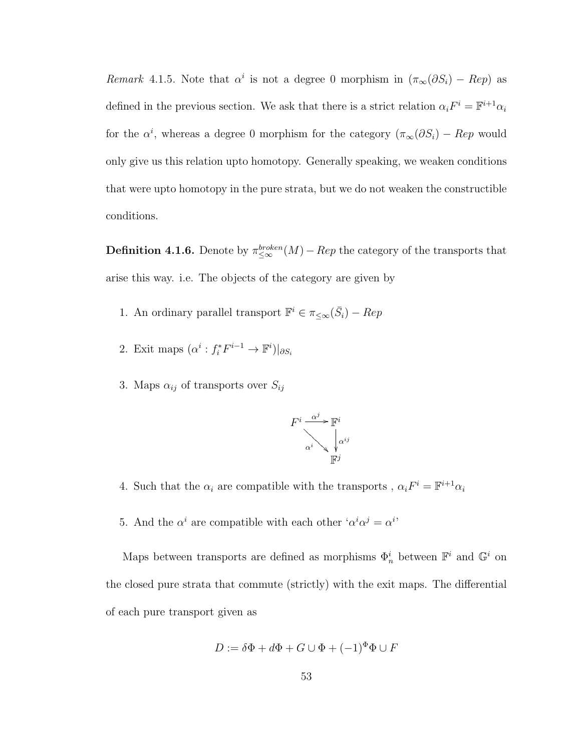*Remark* 4.1.5. Note that $\alpha^i$ is not a degree 0 morphism in $(\pi_\infty(\partial S_i) - Rep)$ as defined in the previous section. We ask that there is a strict relation $\alpha_i F^i = \mathbb{F}^{i+1}\alpha_i$ for the $\alpha^i$, whereas a degree 0 morphism for the category $(\pi_\infty(\partial S_i) - Rep$ would only give us this relation upto homotopy. Generally speaking, we weaken conditions that were upto homotopy in the pure strata, but we do not weaken the constructible conditions.

**Definition 4.1.6.** Denote by $\pi^{broken}_{\leq\infty}(M) - Rep$ the category of the transports that arise this way. i.e. The objects of the category are given by

1. An ordinary parallel transport $\mathbb{F}^i \in \pi_{\leq\infty}(\bar{S}_i) - Rep$
2. Exit maps $(\alpha^i : f_i^* F^{i-1} \to \mathbb{F}^i)|_{\partial S_i}$
3. Maps $\alpha_{ij}$ of transports over $S_{ij}$

$$\begin{array}{ccc} F^i & \xrightarrow{\alpha^j} & \mathbb{F}^i \\ & \searrow^{\alpha^i} & \downarrow^{\alpha^{ij}} \\ & & \mathbb{F}^j \end{array}$$

4. Such that the $\alpha_i$ are compatible with the transports , $\alpha_i F^i = \mathbb{F}^{i+1}\alpha_i$
5. And the $\alpha^i$ are compatible with each other '$\alpha^i\alpha^j = \alpha^i$'

Maps between transports are defined as morphisms $\Phi^i_n$ between $\mathbb{F}^i$ and $\mathbb{G}^i$ on the closed pure strata that commute (strictly) with the exit maps. The differential of each pure transport given as

$$D := \delta\Phi + d\Phi + G \cup \Phi + (-1)^{\Phi}\Phi \cup F$$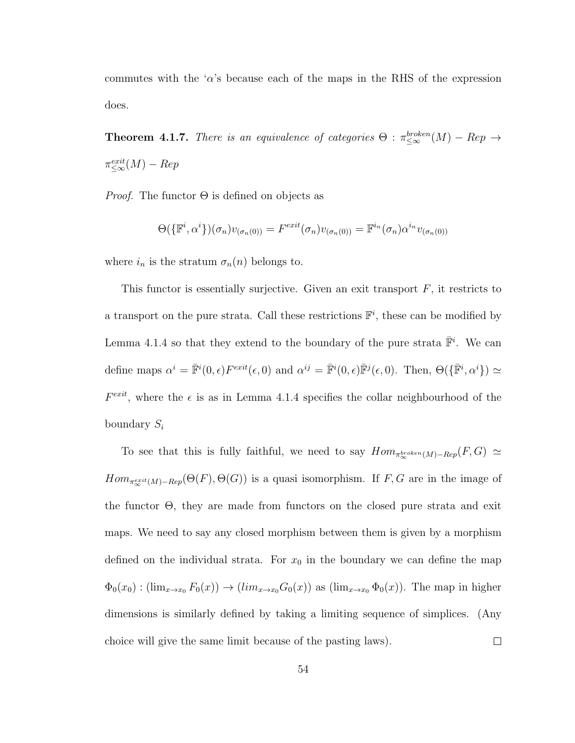commutes with the '$\alpha$'s because each of the maps in the RHS of the expression does.

**Theorem 4.1.7.** *There is an equivalence of categories $\Theta : \pi^{broken}_{\leq\infty}(M) - Rep \to \pi^{exit}_{\leq\infty}(M) - Rep$*

*Proof.* The functor $\Theta$ is defined on objects as

$$\Theta(\{\mathbb{F}^i, \alpha^i\})(\sigma_n)v_{(\sigma_n(0))} = F^{exit}(\sigma_n)v_{(\sigma_n(0))} = \mathbb{F}^{i_n}(\sigma_n)\alpha^{i_n}v_{(\sigma_n(0))}$$

where $i_n$ is the stratum $\sigma_n(n)$ belongs to.

This functor is essentially surjective. Given an exit transport $F$, it restricts to a transport on the pure strata. Call these restrictions $\mathbb{F}^i$, these can be modified by Lemma 4.1.4 so that they extend to the boundary of the pure strata $\bar{\mathbb{F}}^i$. We can define maps $\alpha^i = \bar{\mathbb{F}}^i(0, \epsilon)F^{exit}(\epsilon, 0)$ and $\alpha^{ij} = \bar{\mathbb{F}}^i(0, \epsilon)\bar{\mathbb{F}}^j(\epsilon, 0)$. Then, $\Theta(\{\bar{\mathbb{F}}^i, \alpha^i\}) \simeq F^{exit}$, where the $\epsilon$ is as in Lemma 4.1.4 specifies the collar neighbourhood of the boundary $S_i$

To see that this is fully faithful, we need to say $Hom_{\pi^{broken}_{\infty}(M)-Rep}(F, G) \simeq Hom_{\pi^{exit}_{\infty}(M)-Rep}(\Theta(F), \Theta(G))$ is a quasi isomorphism. If $F, G$ are in the image of the functor $\Theta$, they are made from functors on the closed pure strata and exit maps. We need to say any closed morphism between them is given by a morphism defined on the individual strata. For $x_0$ in the boundary we can define the map $\Phi_0(x_0) : (\lim_{x\to x_0} F_0(x)) \to (lim_{x\to x_0} G_0(x))$ as $(\lim_{x\to x_0} \Phi_0(x))$. The map in higher dimensions is similarly defined by taking a limiting sequence of simplices. (Any choice will give the same limit because of the pasting laws). $\square$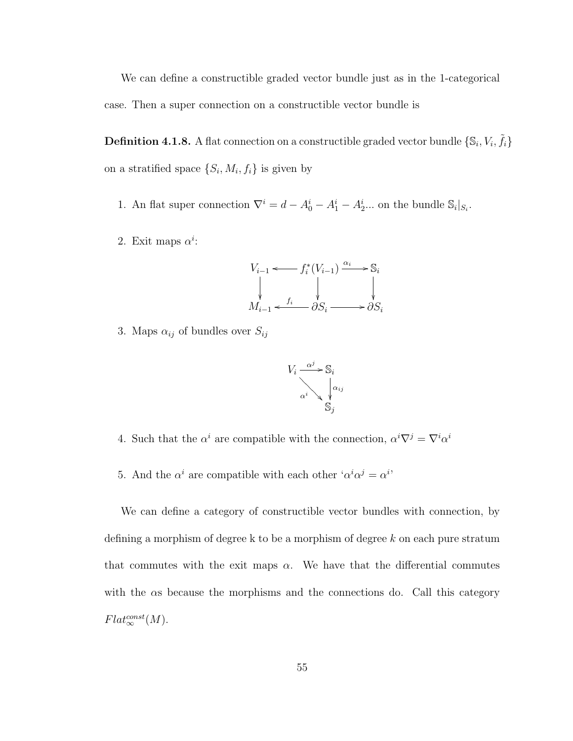We can define a constructible graded vector bundle just as in the 1-categorical case. Then a super connection on a constructible vector bundle is

**Definition 4.1.8.** A flat connection on a constructible graded vector bundle $\{\mathbb{S}_i, V_i, \tilde{f}_i\}$ on a stratified space $\{S_i, M_i, f_i\}$ is given by

1. An flat super connection $\nabla^i = d - A_0^i - A_1^i - A_2^i...$ on the bundle $\mathbb{S}_i|_{S_i}$.

2. Exit maps $\alpha^i$:

$$\begin{array}{ccccc} V_{i-1} & \longleftarrow & f_i^*(V_{i-1}) & \xrightarrow{\alpha_i} & \mathbb{S}_i \\ \downarrow & & \downarrow & & \downarrow \\ M_{i-1} & \xleftarrow{f_i} & \partial S_i & \longrightarrow & \partial S_i \end{array}$$

3. Maps $\alpha_{ij}$ of bundles over $S_{ij}$

$$\begin{array}{ccc} V_i & \xrightarrow{\alpha^j} & \mathbb{S}_i \\ & \underset{\alpha^i}{\searrow} & \downarrow \alpha_{ij} \\ & & \mathbb{S}_j \end{array}$$

4. Such that the $\alpha^i$ are compatible with the connection, $\alpha^i \nabla^j = \nabla^i \alpha^i$

5. And the $\alpha^i$ are compatible with each other '$\alpha^i \alpha^j = \alpha^i$'

We can define a category of constructible vector bundles with connection, by defining a morphism of degree k to be a morphism of degree $k$ on each pure stratum that commutes with the exit maps $\alpha$. We have that the differential commutes with the $\alpha$s because the morphisms and the connections do. Call this category $Flat_{\infty}^{const}(M)$.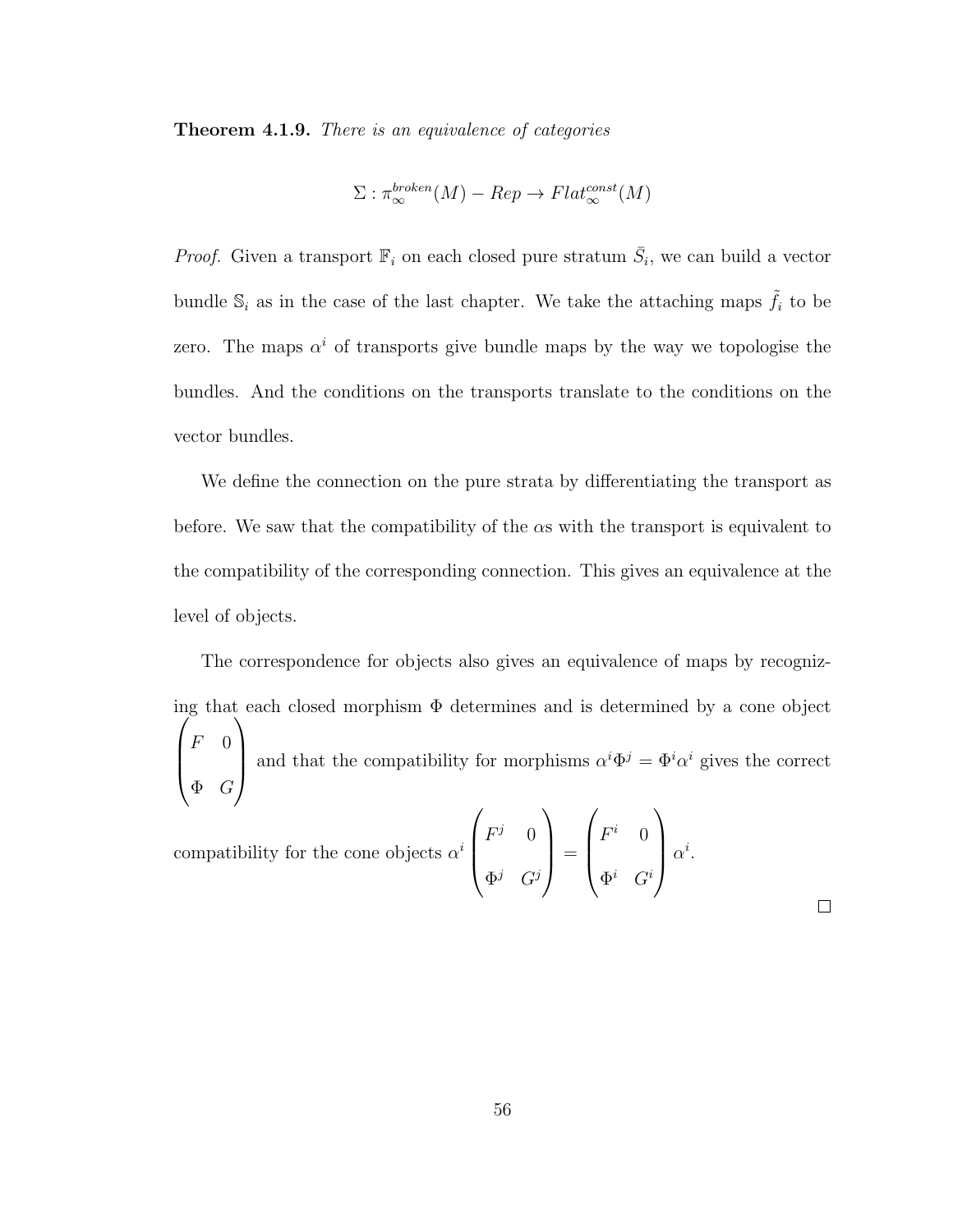**Theorem 4.1.9.** *There is an equivalence of categories*

$$\Sigma : \pi_{\infty}^{broken}(M) - Rep \to Flat_{\infty}^{const}(M)$$

*Proof.* Given a transport $\mathbb{F}_i$ on each closed pure stratum $\bar{S}_i$, we can build a vector bundle $\mathbb{S}_i$ as in the case of the last chapter. We take the attaching maps $\tilde{f}_i$ to be zero. The maps $\alpha^i$ of transports give bundle maps by the way we topologise the bundles. And the conditions on the transports translate to the conditions on the vector bundles.

We define the connection on the pure strata by differentiating the transport as before. We saw that the compatibility of the $\alpha$s with the transport is equivalent to the compatibility of the corresponding connection. This gives an equivalence at the level of objects.

The correspondence for objects also gives an equivalence of maps by recognizing that each closed morphism $\Phi$ determines and is determined by a cone object $\begin{pmatrix} F & 0 \\ \Phi & G \end{pmatrix}$ and that the compatibility for morphisms $\alpha^i \Phi^j = \Phi^i \alpha^i$ gives the correct compatibility for the cone objects $\alpha^i \begin{pmatrix} F^j & 0 \\ \Phi^j & G^j \end{pmatrix} = \begin{pmatrix} F^i & 0 \\ \Phi^i & G^i \end{pmatrix} \alpha^i$.

□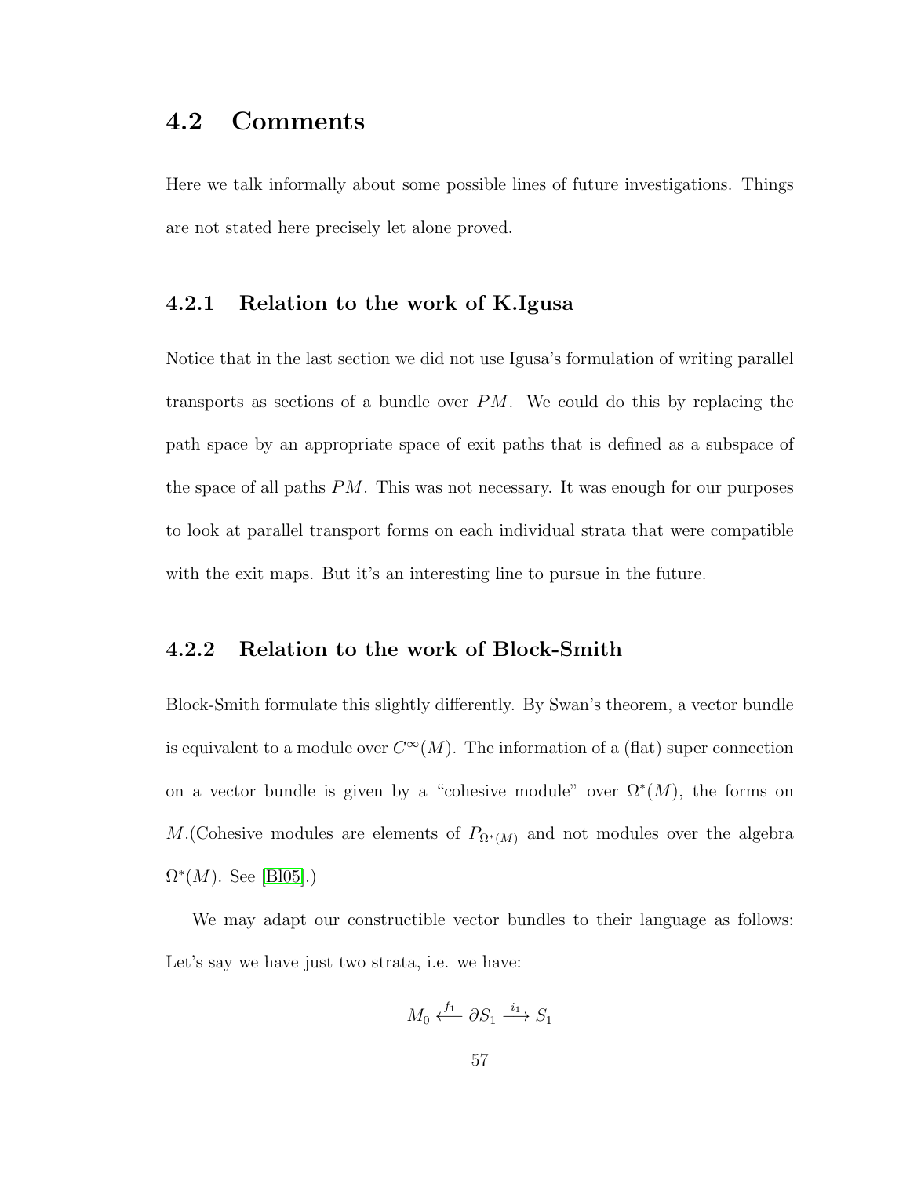## 4.2 Comments

Here we talk informally about some possible lines of future investigations. Things are not stated here precisely let alone proved.

### 4.2.1 Relation to the work of K.Igusa

Notice that in the last section we did not use Igusa's formulation of writing parallel transports as sections of a bundle over $PM$. We could do this by replacing the path space by an appropriate space of exit paths that is defined as a subspace of the space of all paths $PM$. This was not necessary. It was enough for our purposes to look at parallel transport forms on each individual strata that were compatible with the exit maps. But it's an interesting line to pursue in the future.

### 4.2.2 Relation to the work of Block-Smith

Block-Smith formulate this slightly differently. By Swan's theorem, a vector bundle is equivalent to a module over $C^\infty(M)$. The information of a (flat) super connection on a vector bundle is given by a "cohesive module" over $\Omega^*(M)$, the forms on $M$.(Cohesive modules are elements of $P_{\Omega^*(M)}$ and not modules over the algebra $\Omega^*(M)$. See [Bl05].)

We may adapt our constructible vector bundles to their language as follows: Let's say we have just two strata, i.e. we have:

$$M_0 \xleftarrow{f_1} \partial S_1 \xrightarrow{i_1} S_1$$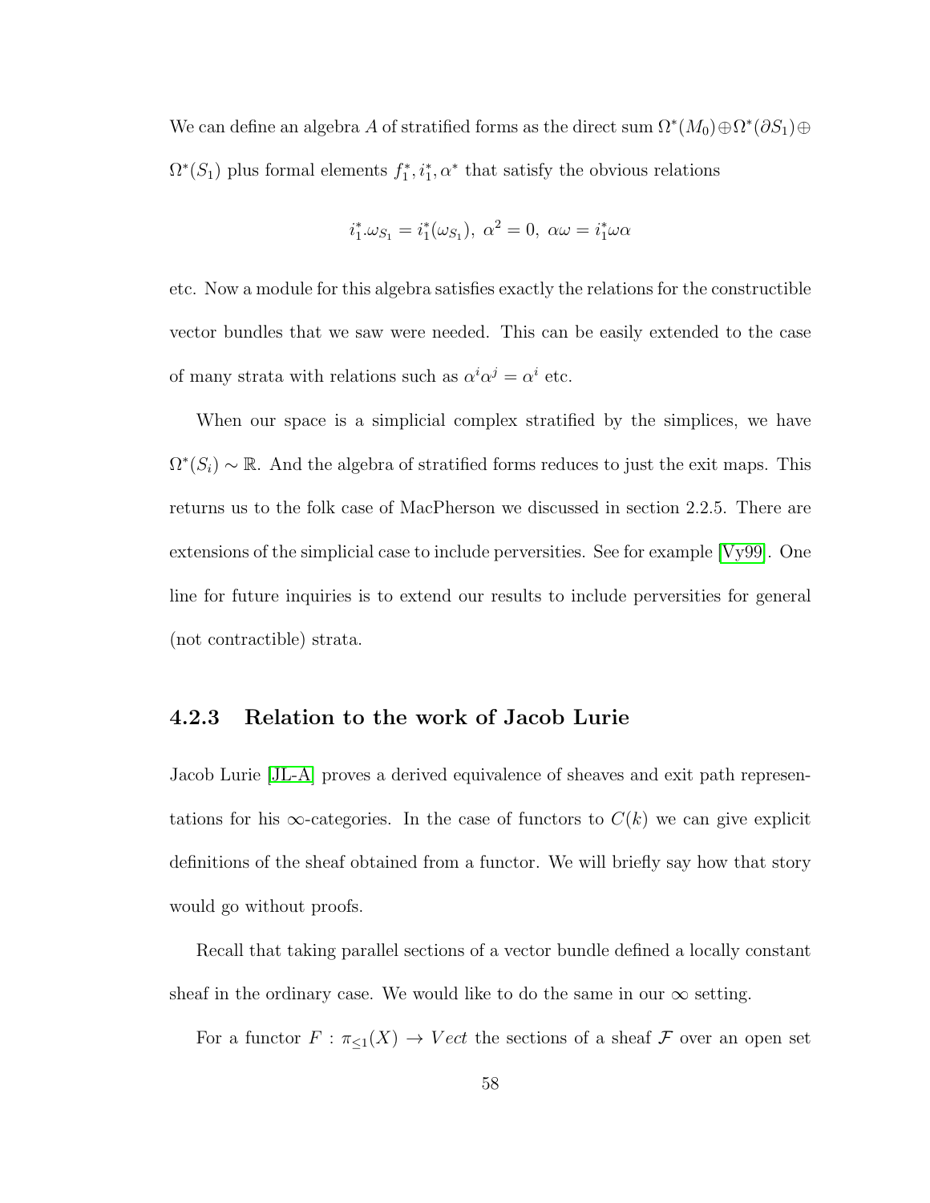We can define an algebra $A$ of stratified forms as the direct sum $\Omega^*(M_0) \oplus \Omega^*(\partial S_1) \oplus \Omega^*(S_1)$ plus formal elements $f_1^*, i_1^*, \alpha^*$ that satisfy the obvious relations

$$i_1^*.\omega_{S_1} = i_1^*(\omega_{S_1}),\ \alpha^2 = 0,\ \alpha\omega = i_1^*\omega\alpha$$

etc. Now a module for this algebra satisfies exactly the relations for the constructible vector bundles that we saw were needed. This can be easily extended to the case of many strata with relations such as $\alpha^i\alpha^j = \alpha^i$ etc.

When our space is a simplicial complex stratified by the simplices, we have $\Omega^*(S_i) \sim \mathbb{R}$. And the algebra of stratified forms reduces to just the exit maps. This returns us to the folk case of MacPherson we discussed in section 2.2.5. There are extensions of the simplicial case to include perversities. See for example [Vy99]. One line for future inquiries is to extend our results to include perversities for general (not contractible) strata.

### 4.2.3 Relation to the work of Jacob Lurie

Jacob Lurie [JL-A] proves a derived equivalence of sheaves and exit path representations for his $\infty$-categories. In the case of functors to $C(k)$ we can give explicit definitions of the sheaf obtained from a functor. We will briefly say how that story would go without proofs.

Recall that taking parallel sections of a vector bundle defined a locally constant sheaf in the ordinary case. We would like to do the same in our $\infty$ setting.

For a functor $F : \pi_{\leq 1}(X) \to Vect$ the sections of a sheaf $\mathcal{F}$ over an open set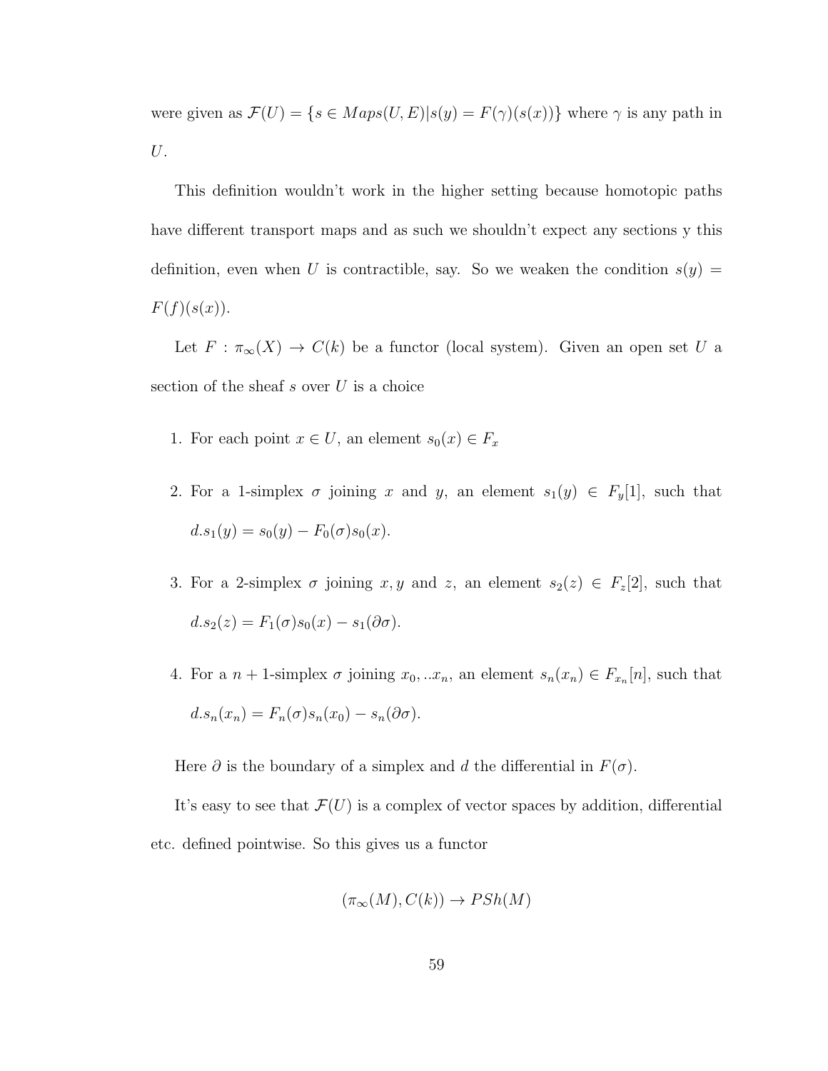were given as $\mathcal{F}(U) = \{s \in Maps(U, E) | s(y) = F(\gamma)(s(x))\}$ where $\gamma$ is any path in $U$.

This definition wouldn't work in the higher setting because homotopic paths have different transport maps and as such we shouldn't expect any sections y this definition, even when $U$ is contractible, say. So we weaken the condition $s(y) = F(f)(s(x))$.

Let $F : \pi_\infty(X) \to C(k)$ be a functor (local system). Given an open set $U$ a section of the sheaf $s$ over $U$ is a choice

1. For each point $x \in U$, an element $s_0(x) \in F_x$
2. For a 1-simplex $\sigma$ joining $x$ and $y$, an element $s_1(y) \in F_y[1]$, such that $d.s_1(y) = s_0(y) - F_0(\sigma)s_0(x)$.
3. For a 2-simplex $\sigma$ joining $x, y$ and $z$, an element $s_2(z) \in F_z[2]$, such that $d.s_2(z) = F_1(\sigma)s_0(x) - s_1(\partial\sigma)$.
4. For a $n+1$-simplex $\sigma$ joining $x_0, ..x_n$, an element $s_n(x_n) \in F_{x_n}[n]$, such that $d.s_n(x_n) = F_n(\sigma)s_n(x_0) - s_n(\partial\sigma)$.

Here $\partial$ is the boundary of a simplex and $d$ the differential in $F(\sigma)$.

It's easy to see that $\mathcal{F}(U)$ is a complex of vector spaces by addition, differential etc. defined pointwise. So this gives us a functor

$$(\pi_\infty(M), C(k)) \to PSh(M)$$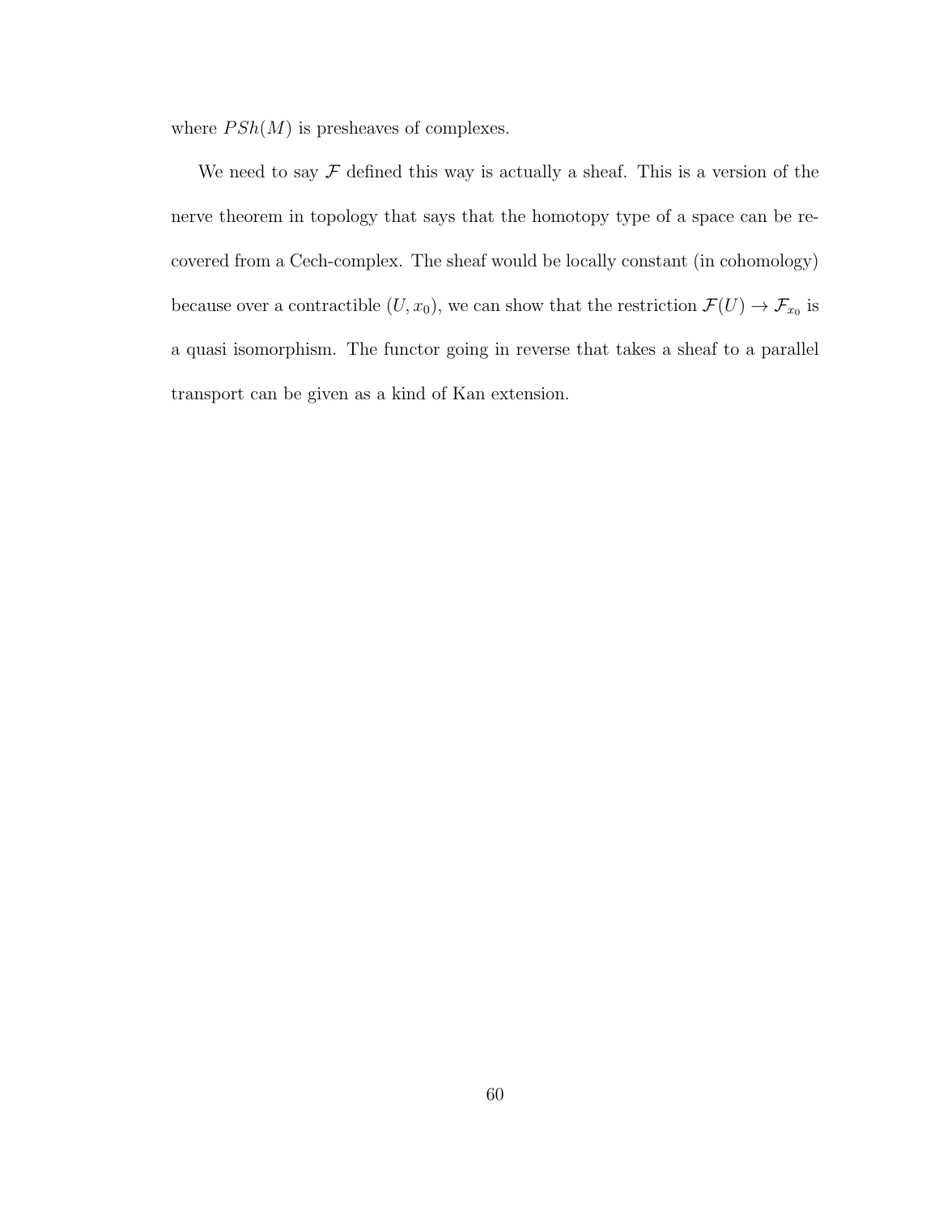where $PSh(M)$ is presheaves of complexes.

We need to say $\mathcal{F}$ defined this way is actually a sheaf. This is a version of the nerve theorem in topology that says that the homotopy type of a space can be recovered from a Cech-complex. The sheaf would be locally constant (in cohomology) because over a contractible $(U, x_0)$, we can show that the restriction $\mathcal{F}(U) \to \mathcal{F}_{x_0}$ is a quasi isomorphism. The functor going in reverse that takes a sheaf to a parallel transport can be given as a kind of Kan extension.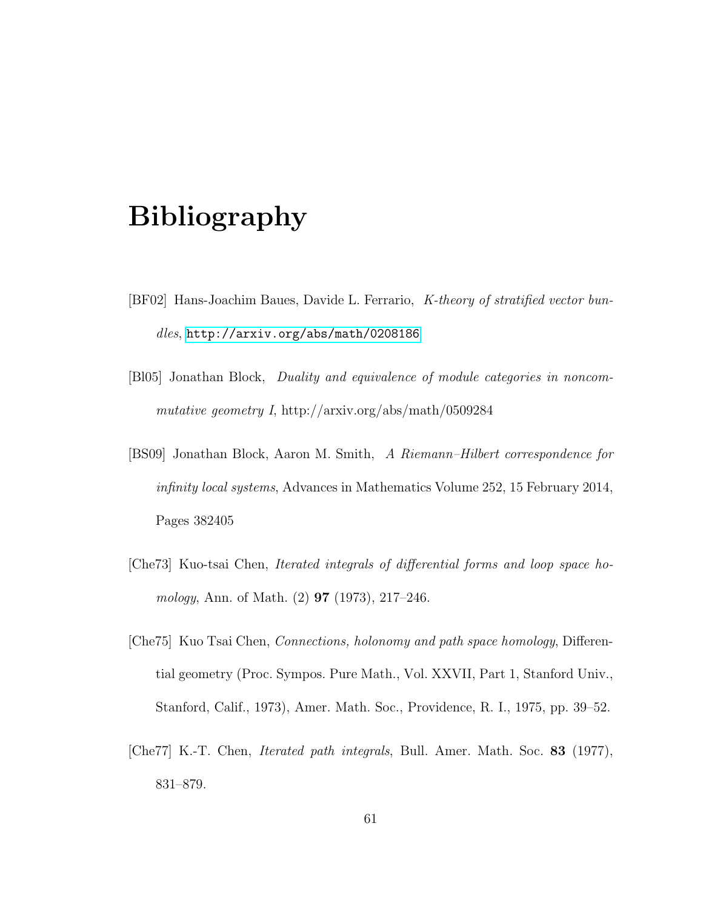# Bibliography

[BF02] Hans-Joachim Baues, Davide L. Ferrario, *K-theory of stratified vector bundles*, http://arxiv.org/abs/math/0208186

[Bl05] Jonathan Block, *Duality and equivalence of module categories in noncommutative geometry I*, http://arxiv.org/abs/math/0509284

[BS09] Jonathan Block, Aaron M. Smith, *A Riemann–Hilbert correspondence for infinity local systems*, Advances in Mathematics Volume 252, 15 February 2014, Pages 382405

[Che73] Kuo-tsai Chen, *Iterated integrals of differential forms and loop space homology*, Ann. of Math. (2) **97** (1973), 217–246.

[Che75] Kuo Tsai Chen, *Connections, holonomy and path space homology*, Differential geometry (Proc. Sympos. Pure Math., Vol. XXVII, Part 1, Stanford Univ., Stanford, Calif., 1973), Amer. Math. Soc., Providence, R. I., 1975, pp. 39–52.

[Che77] K.-T. Chen, *Iterated path integrals*, Bull. Amer. Math. Soc. **83** (1977), 831–879.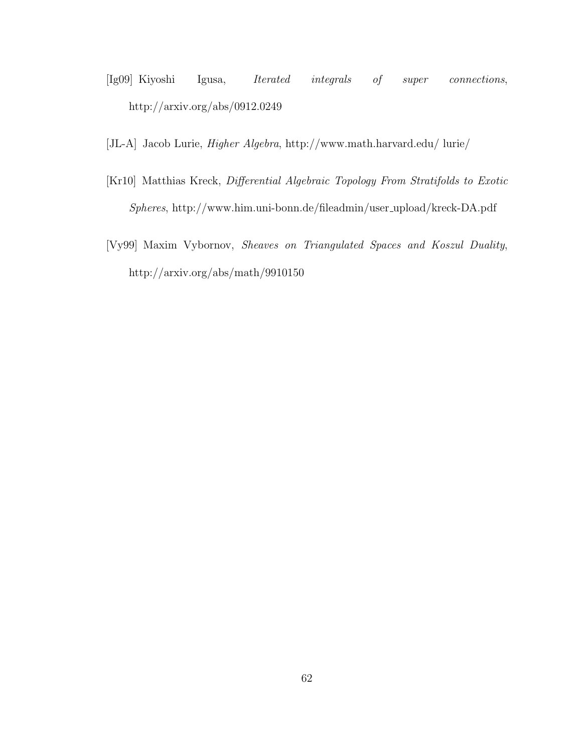[Ig09] Kiyoshi Igusa, *Iterated integrals of super connections*, http://arxiv.org/abs/0912.0249

[JL-A] Jacob Lurie, *Higher Algebra*, http://www.math.harvard.edu/ lurie/

[Kr10] Matthias Kreck, *Differential Algebraic Topology From Stratifolds to Exotic Spheres*, http://www.him.uni-bonn.de/fileadmin/user_upload/kreck-DA.pdf

[Vy99] Maxim Vybornov, *Sheaves on Triangulated Spaces and Koszul Duality*, http://arxiv.org/abs/math/9910150